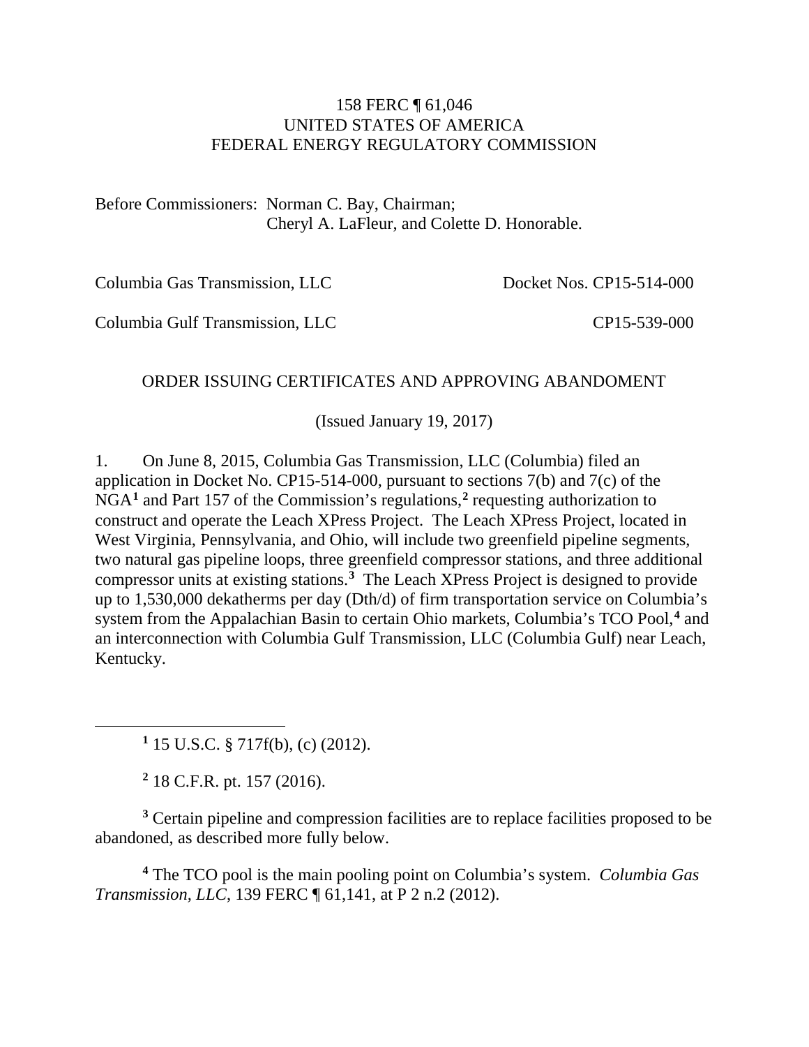158 FERC ¶ 61,046
UNITED STATES OF AMERICA
FEDERAL ENERGY REGULATORY COMMISSION

Before Commissioners: Norman C. Bay, Chairman;
Cheryl A. LaFleur, and Colette D. Honorable.

| | |
|---|---|
| Columbia Gas Transmission, LLC | Docket Nos. CP15-514-000 |
| Columbia Gulf Transmission, LLC | CP15-539-000 |

ORDER ISSUING CERTIFICATES AND APPROVING ABANDONMENT

(Issued January 19, 2017)

1. On June 8, 2015, Columbia Gas Transmission, LLC (Columbia) filed an application in Docket No. CP15-514-000, pursuant to sections 7(b) and 7(c) of the NGA[1] and Part 157 of the Commission's regulations,[2] requesting authorization to construct and operate the Leach XPress Project. The Leach XPress Project, located in West Virginia, Pennsylvania, and Ohio, will include two greenfield pipeline segments, two natural gas pipeline loops, three greenfield compressor stations, and three additional compressor units at existing stations.[3] The Leach XPress Project is designed to provide up to 1,530,000 dekatherms per day (Dth/d) of firm transportation service on Columbia's system from the Appalachian Basin to certain Ohio markets, Columbia's TCO Pool,[4] and an interconnection with Columbia Gulf Transmission, LLC (Columbia Gulf) near Leach, Kentucky.

---

[1] 15 U.S.C. § 717f(b), (c) (2012).

[2] 18 C.F.R. pt. 157 (2016).

[3] Certain pipeline and compression facilities are to replace facilities proposed to be abandoned, as described more fully below.

[4] The TCO pool is the main pooling point on Columbia's system. *Columbia Gas Transmission, LLC*, 139 FERC ¶ 61,141, at P 2 n.2 (2012).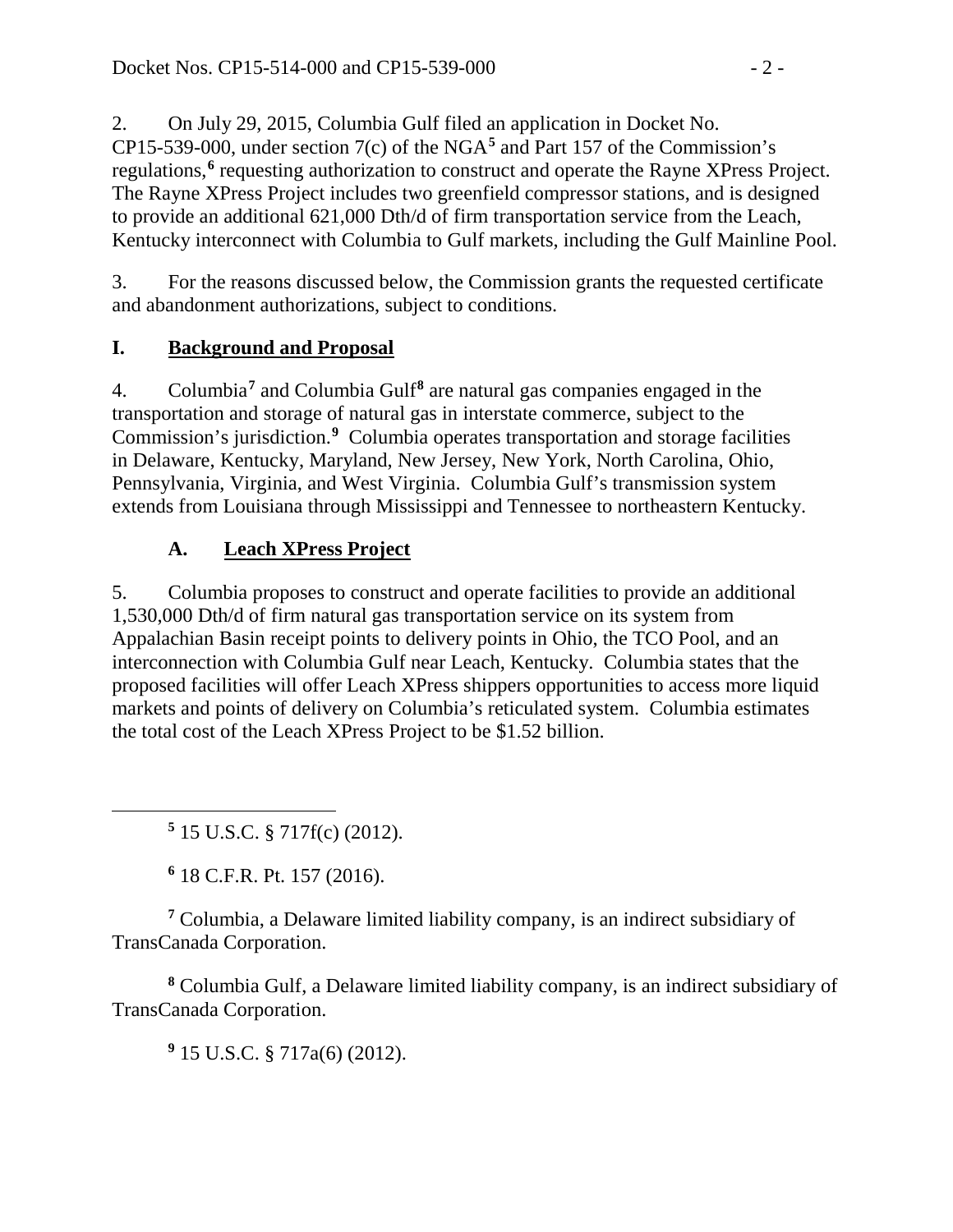2. On July 29, 2015, Columbia Gulf filed an application in Docket No. CP15-539-000, under section 7(c) of the NGA[5] and Part 157 of the Commission's regulations,[6] requesting authorization to construct and operate the Rayne XPress Project. The Rayne XPress Project includes two greenfield compressor stations, and is designed to provide an additional 621,000 Dth/d of firm transportation service from the Leach, Kentucky interconnect with Columbia to Gulf markets, including the Gulf Mainline Pool.

3. For the reasons discussed below, the Commission grants the requested certificate and abandonment authorizations, subject to conditions.

# I. Background and Proposal

4. Columbia[7] and Columbia Gulf[8] are natural gas companies engaged in the transportation and storage of natural gas in interstate commerce, subject to the Commission's jurisdiction.[9] Columbia operates transportation and storage facilities in Delaware, Kentucky, Maryland, New Jersey, New York, North Carolina, Ohio, Pennsylvania, Virginia, and West Virginia. Columbia Gulf's transmission system extends from Louisiana through Mississippi and Tennessee to northeastern Kentucky.

## A. Leach XPress Project

5. Columbia proposes to construct and operate facilities to provide an additional 1,530,000 Dth/d of firm natural gas transportation service on its system from Appalachian Basin receipt points to delivery points in Ohio, the TCO Pool, and an interconnection with Columbia Gulf near Leach, Kentucky. Columbia states that the proposed facilities will offer Leach XPress shippers opportunities to access more liquid markets and points of delivery on Columbia's reticulated system. Columbia estimates the total cost of the Leach XPress Project to be $1.52 billion.

---

[5] 15 U.S.C. § 717f(c) (2012).

[6] 18 C.F.R. Pt. 157 (2016).

[7] Columbia, a Delaware limited liability company, is an indirect subsidiary of TransCanada Corporation.

[8] Columbia Gulf, a Delaware limited liability company, is an indirect subsidiary of TransCanada Corporation.

[9] 15 U.S.C. § 717a(6) (2012).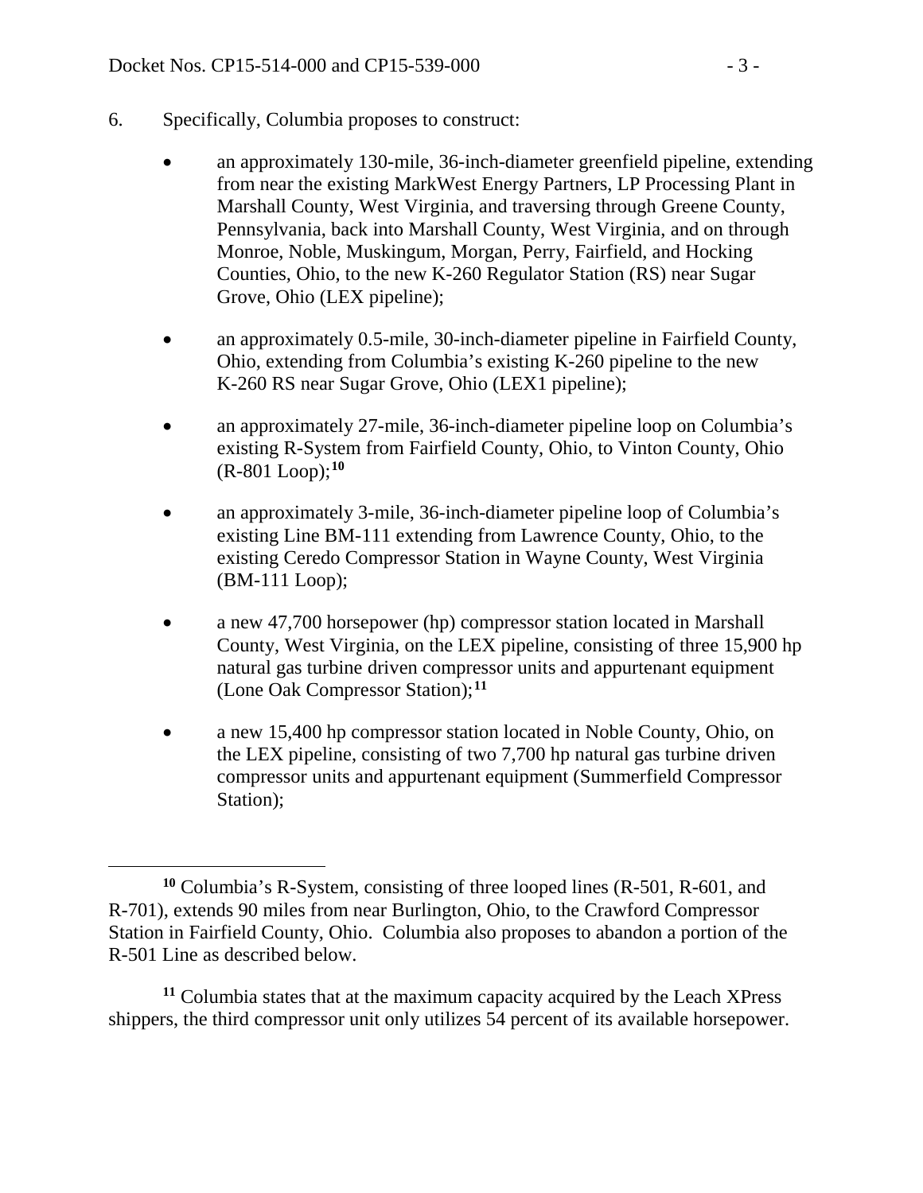6. Specifically, Columbia proposes to construct:

- an approximately 130-mile, 36-inch-diameter greenfield pipeline, extending from near the existing MarkWest Energy Partners, LP Processing Plant in Marshall County, West Virginia, and traversing through Greene County, Pennsylvania, back into Marshall County, West Virginia, and on through Monroe, Noble, Muskingum, Morgan, Perry, Fairfield, and Hocking Counties, Ohio, to the new K-260 Regulator Station (RS) near Sugar Grove, Ohio (LEX pipeline);

- an approximately 0.5-mile, 30-inch-diameter pipeline in Fairfield County, Ohio, extending from Columbia's existing K-260 pipeline to the new K-260 RS near Sugar Grove, Ohio (LEX1 pipeline);

- an approximately 27-mile, 36-inch-diameter pipeline loop on Columbia's existing R-System from Fairfield County, Ohio, to Vinton County, Ohio (R-801 Loop);[10]

- an approximately 3-mile, 36-inch-diameter pipeline loop of Columbia's existing Line BM-111 extending from Lawrence County, Ohio, to the existing Ceredo Compressor Station in Wayne County, West Virginia (BM-111 Loop);

- a new 47,700 horsepower (hp) compressor station located in Marshall County, West Virginia, on the LEX pipeline, consisting of three 15,900 hp natural gas turbine driven compressor units and appurtenant equipment (Lone Oak Compressor Station);[11]

- a new 15,400 hp compressor station located in Noble County, Ohio, on the LEX pipeline, consisting of two 7,700 hp natural gas turbine driven compressor units and appurtenant equipment (Summerfield Compressor Station);

---

[10] Columbia's R-System, consisting of three looped lines (R-501, R-601, and R-701), extends 90 miles from near Burlington, Ohio, to the Crawford Compressor Station in Fairfield County, Ohio. Columbia also proposes to abandon a portion of the R-501 Line as described below.

[11] Columbia states that at the maximum capacity acquired by the Leach XPress shippers, the third compressor unit only utilizes 54 percent of its available horsepower.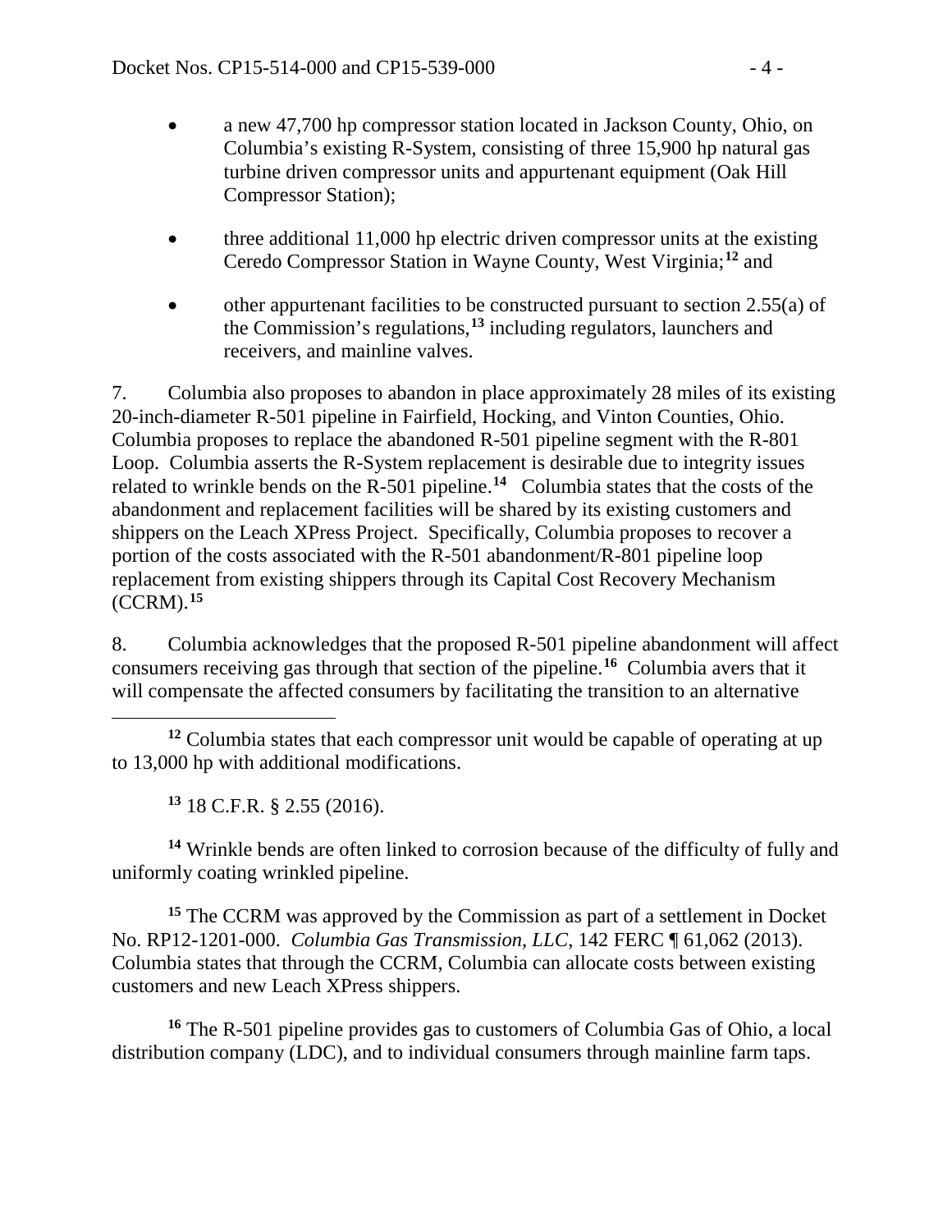- a new 47,700 hp compressor station located in Jackson County, Ohio, on Columbia's existing R-System, consisting of three 15,900 hp natural gas turbine driven compressor units and appurtenant equipment (Oak Hill Compressor Station);

- three additional 11,000 hp electric driven compressor units at the existing Ceredo Compressor Station in Wayne County, West Virginia;[12] and

- other appurtenant facilities to be constructed pursuant to section 2.55(a) of the Commission's regulations,[13] including regulators, launchers and receivers, and mainline valves.

7. Columbia also proposes to abandon in place approximately 28 miles of its existing 20-inch-diameter R-501 pipeline in Fairfield, Hocking, and Vinton Counties, Ohio. Columbia proposes to replace the abandoned R-501 pipeline segment with the R-801 Loop. Columbia asserts the R-System replacement is desirable due to integrity issues related to wrinkle bends on the R-501 pipeline.[14] Columbia states that the costs of the abandonment and replacement facilities will be shared by its existing customers and shippers on the Leach XPress Project. Specifically, Columbia proposes to recover a portion of the costs associated with the R-501 abandonment/R-801 pipeline loop replacement from existing shippers through its Capital Cost Recovery Mechanism (CCRM).[15]

8. Columbia acknowledges that the proposed R-501 pipeline abandonment will affect consumers receiving gas through that section of the pipeline.[16] Columbia avers that it will compensate the affected consumers by facilitating the transition to an alternative

---

[12] Columbia states that each compressor unit would be capable of operating at up to 13,000 hp with additional modifications.

[13] 18 C.F.R. § 2.55 (2016).

[14] Wrinkle bends are often linked to corrosion because of the difficulty of fully and uniformly coating wrinkled pipeline.

[15] The CCRM was approved by the Commission as part of a settlement in Docket No. RP12-1201-000. *Columbia Gas Transmission, LLC*, 142 FERC ¶ 61,062 (2013). Columbia states that through the CCRM, Columbia can allocate costs between existing customers and new Leach XPress shippers.

[16] The R-501 pipeline provides gas to customers of Columbia Gas of Ohio, a local distribution company (LDC), and to individual consumers through mainline farm taps.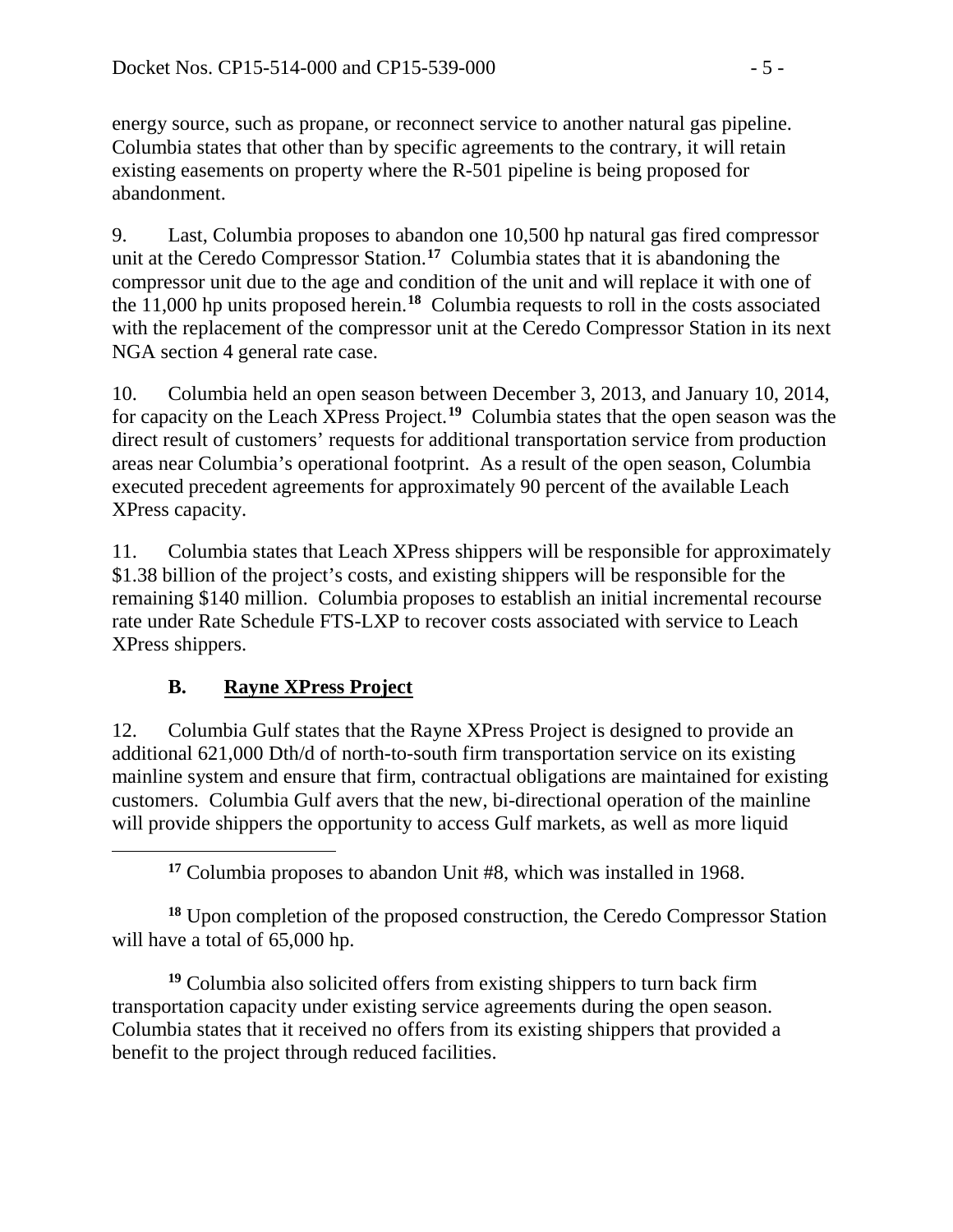energy source, such as propane, or reconnect service to another natural gas pipeline. Columbia states that other than by specific agreements to the contrary, it will retain existing easements on property where the R-501 pipeline is being proposed for abandonment.

9. Last, Columbia proposes to abandon one 10,500 hp natural gas fired compressor unit at the Ceredo Compressor Station.[17] Columbia states that it is abandoning the compressor unit due to the age and condition of the unit and will replace it with one of the 11,000 hp units proposed herein.[18] Columbia requests to roll in the costs associated with the replacement of the compressor unit at the Ceredo Compressor Station in its next NGA section 4 general rate case.

10. Columbia held an open season between December 3, 2013, and January 10, 2014, for capacity on the Leach XPress Project.[19] Columbia states that the open season was the direct result of customers' requests for additional transportation service from production areas near Columbia's operational footprint. As a result of the open season, Columbia executed precedent agreements for approximately 90 percent of the available Leach XPress capacity.

11. Columbia states that Leach XPress shippers will be responsible for approximately $1.38 billion of the project's costs, and existing shippers will be responsible for the remaining $140 million. Columbia proposes to establish an initial incremental recourse rate under Rate Schedule FTS-LXP to recover costs associated with service to Leach XPress shippers.

### B. Rayne XPress Project

12. Columbia Gulf states that the Rayne XPress Project is designed to provide an additional 621,000 Dth/d of north-to-south firm transportation service on its existing mainline system and ensure that firm, contractual obligations are maintained for existing customers. Columbia Gulf avers that the new, bi-directional operation of the mainline will provide shippers the opportunity to access Gulf markets, as well as more liquid

---

[17] Columbia proposes to abandon Unit #8, which was installed in 1968.

[18] Upon completion of the proposed construction, the Ceredo Compressor Station will have a total of 65,000 hp.

[19] Columbia also solicited offers from existing shippers to turn back firm transportation capacity under existing service agreements during the open season. Columbia states that it received no offers from its existing shippers that provided a benefit to the project through reduced facilities.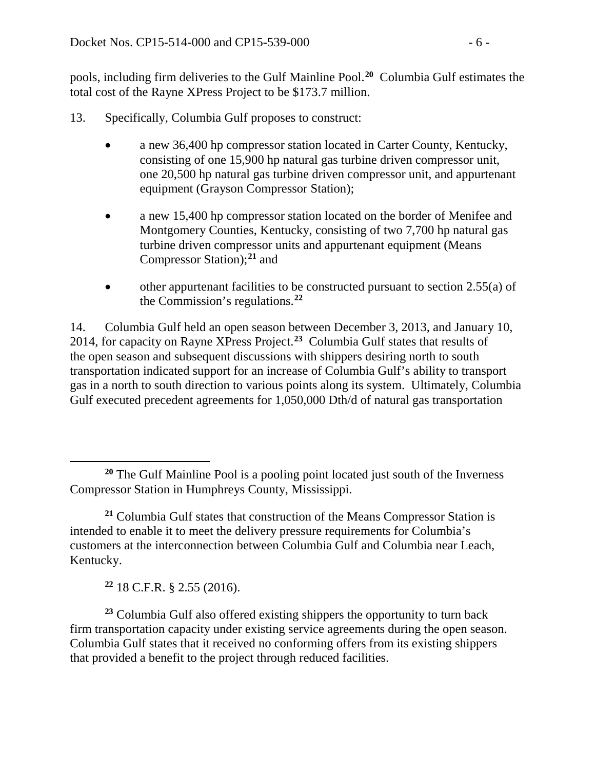pools, including firm deliveries to the Gulf Mainline Pool.[20] Columbia Gulf estimates the total cost of the Rayne XPress Project to be $173.7 million.

13. Specifically, Columbia Gulf proposes to construct:

- a new 36,400 hp compressor station located in Carter County, Kentucky, consisting of one 15,900 hp natural gas turbine driven compressor unit, one 20,500 hp natural gas turbine driven compressor unit, and appurtenant equipment (Grayson Compressor Station);
- a new 15,400 hp compressor station located on the border of Menifee and Montgomery Counties, Kentucky, consisting of two 7,700 hp natural gas turbine driven compressor units and appurtenant equipment (Means Compressor Station);[21] and
- other appurtenant facilities to be constructed pursuant to section 2.55(a) of the Commission's regulations.[22]

14. Columbia Gulf held an open season between December 3, 2013, and January 10, 2014, for capacity on Rayne XPress Project.[23] Columbia Gulf states that results of the open season and subsequent discussions with shippers desiring north to south transportation indicated support for an increase of Columbia Gulf's ability to transport gas in a north to south direction to various points along its system. Ultimately, Columbia Gulf executed precedent agreements for 1,050,000 Dth/d of natural gas transportation

---

[20] The Gulf Mainline Pool is a pooling point located just south of the Inverness Compressor Station in Humphreys County, Mississippi.

[21] Columbia Gulf states that construction of the Means Compressor Station is intended to enable it to meet the delivery pressure requirements for Columbia's customers at the interconnection between Columbia Gulf and Columbia near Leach, Kentucky.

[22] 18 C.F.R. § 2.55 (2016).

[23] Columbia Gulf also offered existing shippers the opportunity to turn back firm transportation capacity under existing service agreements during the open season. Columbia Gulf states that it received no conforming offers from its existing shippers that provided a benefit to the project through reduced facilities.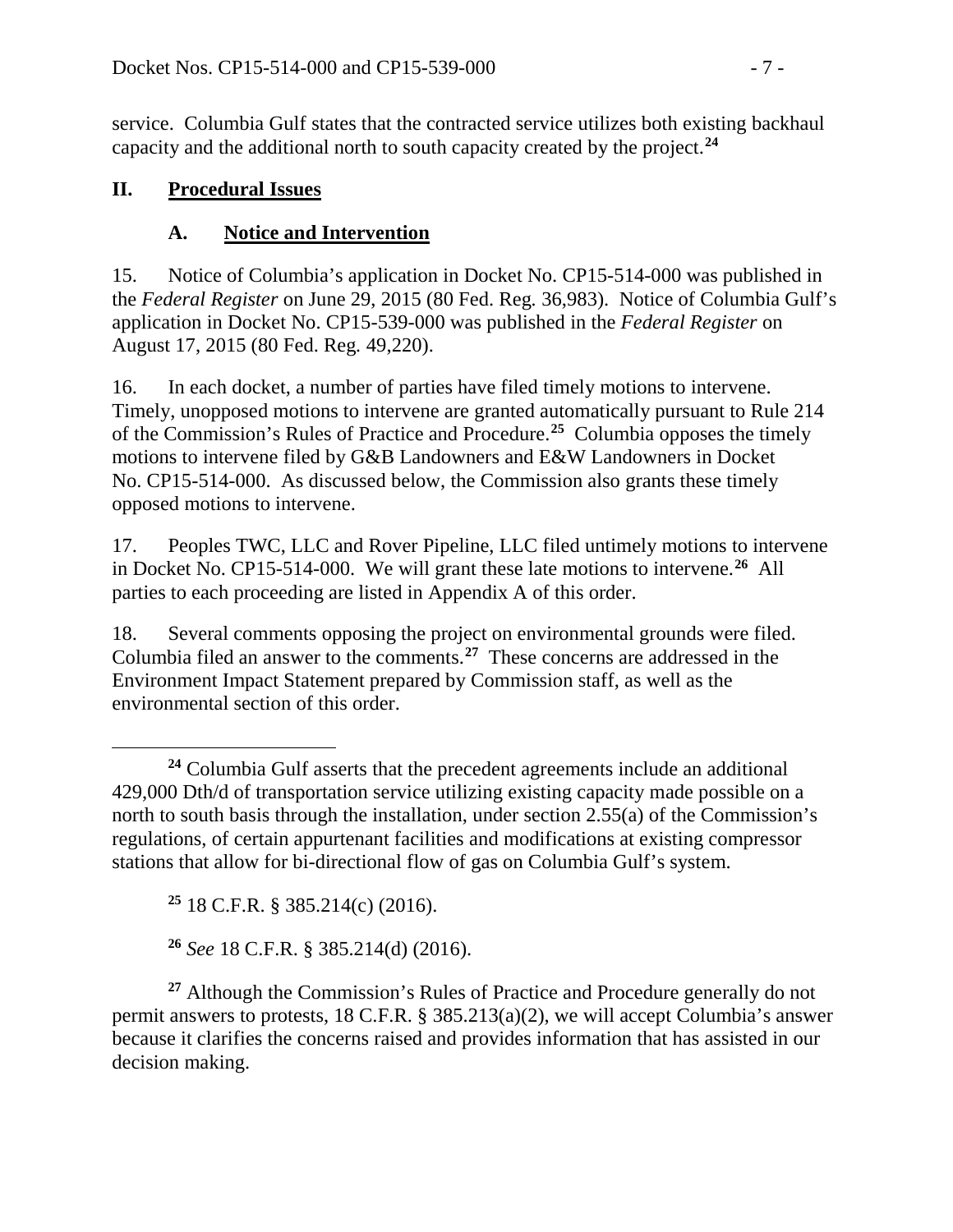service. Columbia Gulf states that the contracted service utilizes both existing backhaul capacity and the additional north to south capacity created by the project.[24]

## II. Procedural Issues

### A. Notice and Intervention

15. Notice of Columbia's application in Docket No. CP15-514-000 was published in the *Federal Register* on June 29, 2015 (80 Fed. Reg. 36,983). Notice of Columbia Gulf's application in Docket No. CP15-539-000 was published in the *Federal Register* on August 17, 2015 (80 Fed. Reg. 49,220).

16. In each docket, a number of parties have filed timely motions to intervene. Timely, unopposed motions to intervene are granted automatically pursuant to Rule 214 of the Commission's Rules of Practice and Procedure.[25] Columbia opposes the timely motions to intervene filed by G&B Landowners and E&W Landowners in Docket No. CP15-514-000. As discussed below, the Commission also grants these timely opposed motions to intervene.

17. Peoples TWC, LLC and Rover Pipeline, LLC filed untimely motions to intervene in Docket No. CP15-514-000. We will grant these late motions to intervene.[26] All parties to each proceeding are listed in Appendix A of this order.

18. Several comments opposing the project on environmental grounds were filed. Columbia filed an answer to the comments.[27] These concerns are addressed in the Environment Impact Statement prepared by Commission staff, as well as the environmental section of this order.

---

[24] Columbia Gulf asserts that the precedent agreements include an additional 429,000 Dth/d of transportation service utilizing existing capacity made possible on a north to south basis through the installation, under section 2.55(a) of the Commission's regulations, of certain appurtenant facilities and modifications at existing compressor stations that allow for bi-directional flow of gas on Columbia Gulf's system.

[25] 18 C.F.R. § 385.214(c) (2016).

[26] *See* 18 C.F.R. § 385.214(d) (2016).

[27] Although the Commission's Rules of Practice and Procedure generally do not permit answers to protests, 18 C.F.R. § 385.213(a)(2), we will accept Columbia's answer because it clarifies the concerns raised and provides information that has assisted in our decision making.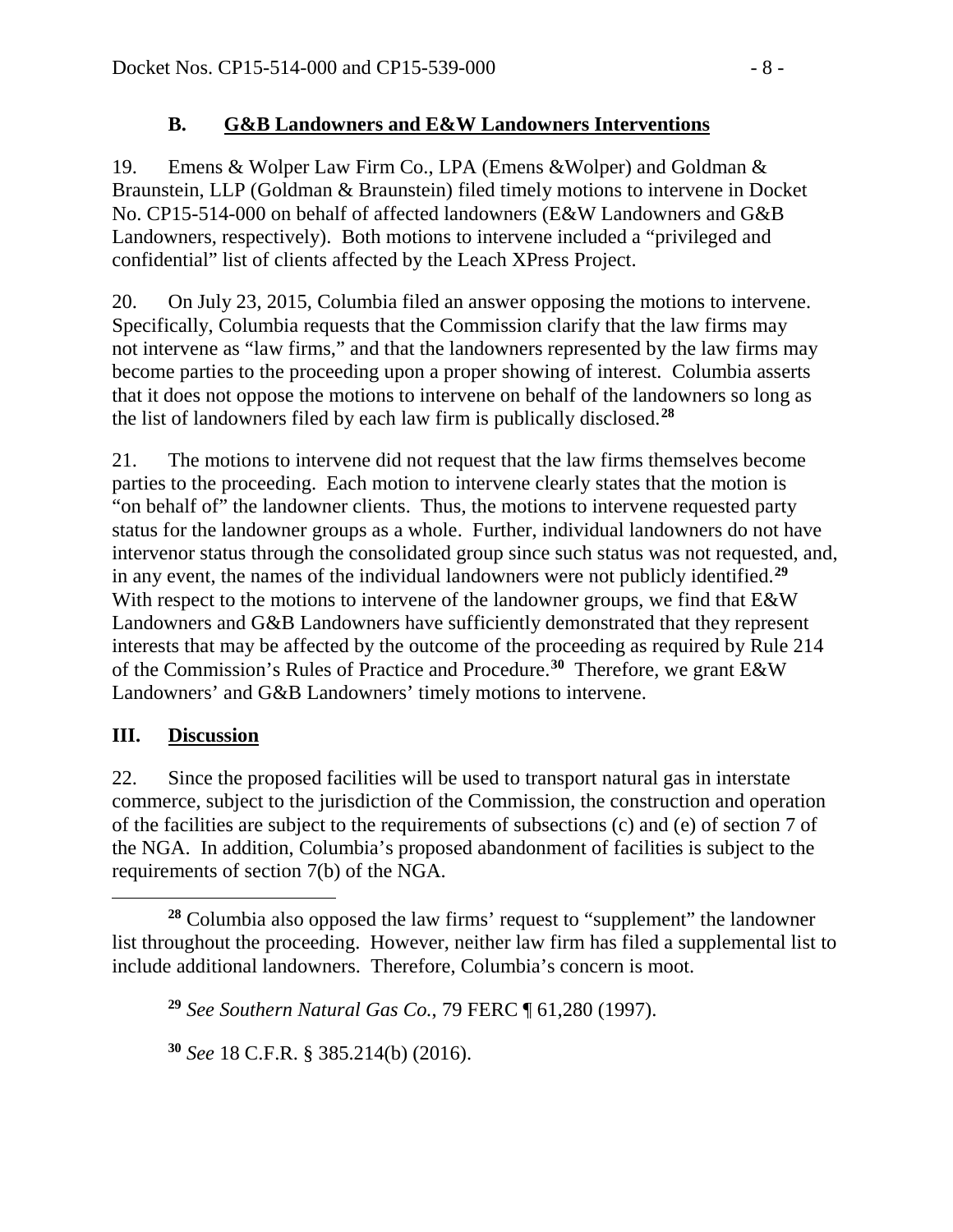### B. G&B Landowners and E&W Landowners Interventions

19. Emens & Wolper Law Firm Co., LPA (Emens &Wolper) and Goldman & Braunstein, LLP (Goldman & Braunstein) filed timely motions to intervene in Docket No. CP15-514-000 on behalf of affected landowners (E&W Landowners and G&B Landowners, respectively). Both motions to intervene included a "privileged and confidential" list of clients affected by the Leach XPress Project.

20. On July 23, 2015, Columbia filed an answer opposing the motions to intervene. Specifically, Columbia requests that the Commission clarify that the law firms may not intervene as "law firms," and that the landowners represented by the law firms may become parties to the proceeding upon a proper showing of interest. Columbia asserts that it does not oppose the motions to intervene on behalf of the landowners so long as the list of landowners filed by each law firm is publically disclosed.[28]

21. The motions to intervene did not request that the law firms themselves become parties to the proceeding. Each motion to intervene clearly states that the motion is "on behalf of" the landowner clients. Thus, the motions to intervene requested party status for the landowner groups as a whole. Further, individual landowners do not have intervenor status through the consolidated group since such status was not requested, and, in any event, the names of the individual landowners were not publicly identified.[29] With respect to the motions to intervene of the landowner groups, we find that E&W Landowners and G&B Landowners have sufficiently demonstrated that they represent interests that may be affected by the outcome of the proceeding as required by Rule 214 of the Commission's Rules of Practice and Procedure.[30] Therefore, we grant E&W Landowners' and G&B Landowners' timely motions to intervene.

## III. Discussion

22. Since the proposed facilities will be used to transport natural gas in interstate commerce, subject to the jurisdiction of the Commission, the construction and operation of the facilities are subject to the requirements of subsections (c) and (e) of section 7 of the NGA. In addition, Columbia's proposed abandonment of facilities is subject to the requirements of section 7(b) of the NGA.

---

[28] Columbia also opposed the law firms' request to "supplement" the landowner list throughout the proceeding. However, neither law firm has filed a supplemental list to include additional landowners. Therefore, Columbia's concern is moot.

[29] *See Southern Natural Gas Co.*, 79 FERC ¶ 61,280 (1997).

[30] *See* 18 C.F.R. § 385.214(b) (2016).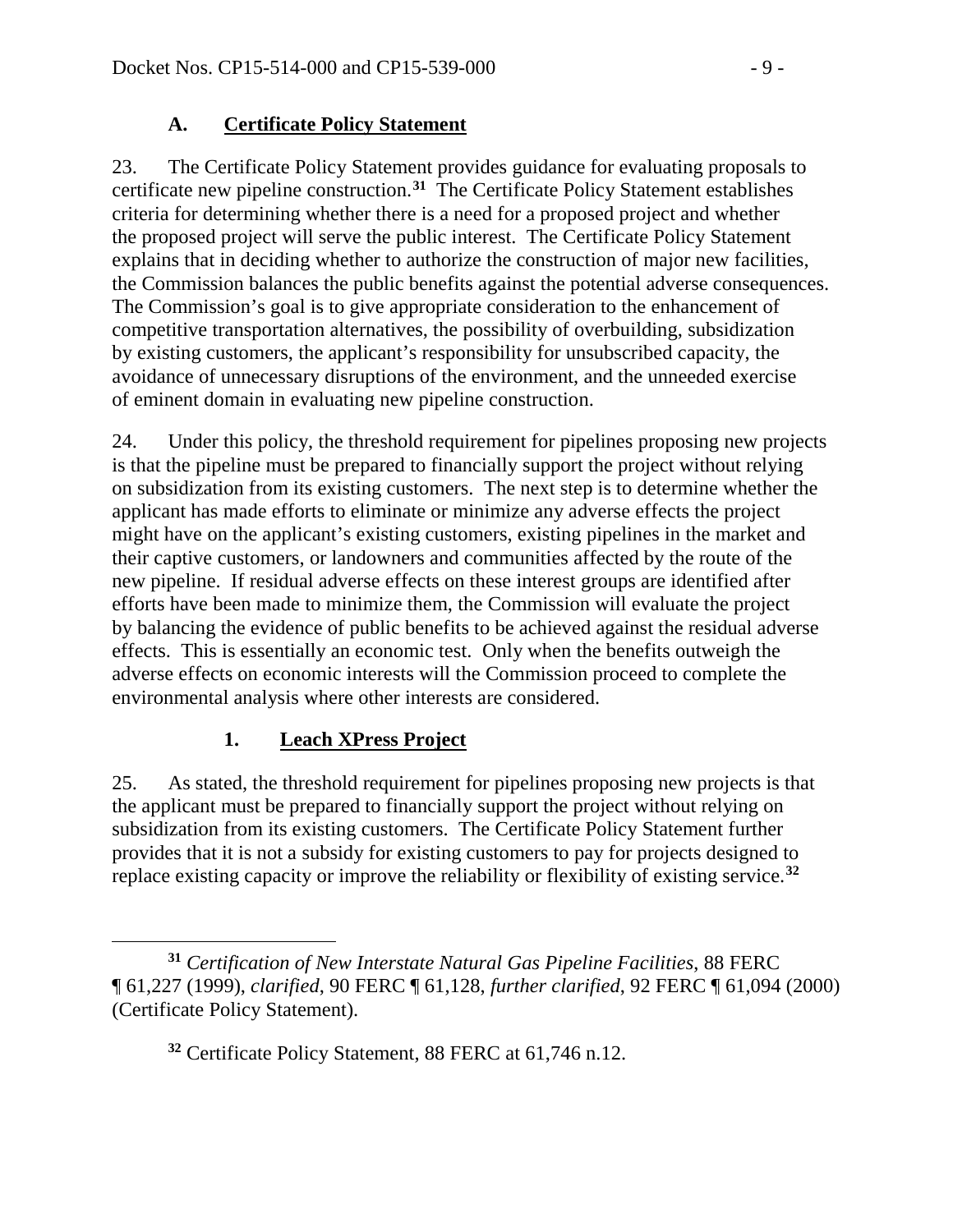### A. Certificate Policy Statement

23. The Certificate Policy Statement provides guidance for evaluating proposals to certificate new pipeline construction.[31] The Certificate Policy Statement establishes criteria for determining whether there is a need for a proposed project and whether the proposed project will serve the public interest. The Certificate Policy Statement explains that in deciding whether to authorize the construction of major new facilities, the Commission balances the public benefits against the potential adverse consequences. The Commission's goal is to give appropriate consideration to the enhancement of competitive transportation alternatives, the possibility of overbuilding, subsidization by existing customers, the applicant's responsibility for unsubscribed capacity, the avoidance of unnecessary disruptions of the environment, and the unneeded exercise of eminent domain in evaluating new pipeline construction.

24. Under this policy, the threshold requirement for pipelines proposing new projects is that the pipeline must be prepared to financially support the project without relying on subsidization from its existing customers. The next step is to determine whether the applicant has made efforts to eliminate or minimize any adverse effects the project might have on the applicant's existing customers, existing pipelines in the market and their captive customers, or landowners and communities affected by the route of the new pipeline. If residual adverse effects on these interest groups are identified after efforts have been made to minimize them, the Commission will evaluate the project by balancing the evidence of public benefits to be achieved against the residual adverse effects. This is essentially an economic test. Only when the benefits outweigh the adverse effects on economic interests will the Commission proceed to complete the environmental analysis where other interests are considered.

#### 1. Leach XPress Project

25. As stated, the threshold requirement for pipelines proposing new projects is that the applicant must be prepared to financially support the project without relying on subsidization from its existing customers. The Certificate Policy Statement further provides that it is not a subsidy for existing customers to pay for projects designed to replace existing capacity or improve the reliability or flexibility of existing service.[32]

---

[31] *Certification of New Interstate Natural Gas Pipeline Facilities*, 88 FERC ¶ 61,227 (1999), *clarified*, 90 FERC ¶ 61,128, *further clarified*, 92 FERC ¶ 61,094 (2000) (Certificate Policy Statement).

[32] Certificate Policy Statement, 88 FERC at 61,746 n.12.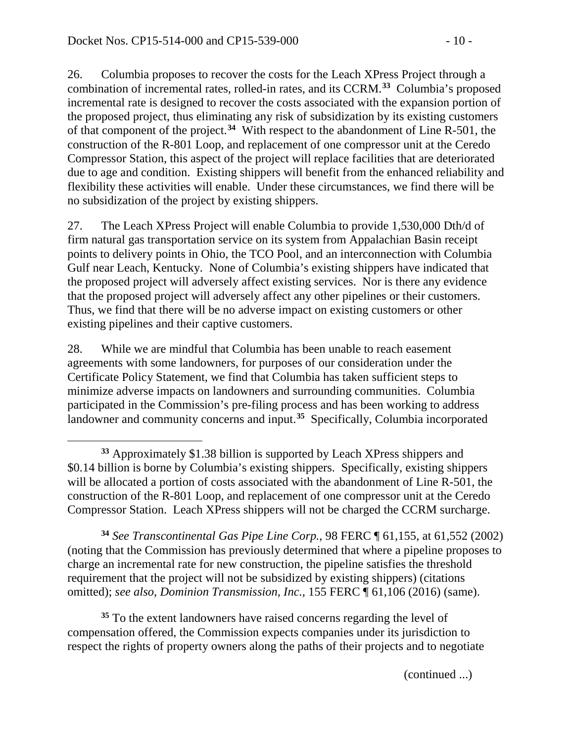26. Columbia proposes to recover the costs for the Leach XPress Project through a combination of incremental rates, rolled-in rates, and its CCRM.[33] Columbia's proposed incremental rate is designed to recover the costs associated with the expansion portion of the proposed project, thus eliminating any risk of subsidization by its existing customers of that component of the project.[34] With respect to the abandonment of Line R-501, the construction of the R-801 Loop, and replacement of one compressor unit at the Ceredo Compressor Station, this aspect of the project will replace facilities that are deteriorated due to age and condition. Existing shippers will benefit from the enhanced reliability and flexibility these activities will enable. Under these circumstances, we find there will be no subsidization of the project by existing shippers.

27. The Leach XPress Project will enable Columbia to provide 1,530,000 Dth/d of firm natural gas transportation service on its system from Appalachian Basin receipt points to delivery points in Ohio, the TCO Pool, and an interconnection with Columbia Gulf near Leach, Kentucky. None of Columbia's existing shippers have indicated that the proposed project will adversely affect existing services. Nor is there any evidence that the proposed project will adversely affect any other pipelines or their customers. Thus, we find that there will be no adverse impact on existing customers or other existing pipelines and their captive customers.

28. While we are mindful that Columbia has been unable to reach easement agreements with some landowners, for purposes of our consideration under the Certificate Policy Statement, we find that Columbia has taken sufficient steps to minimize adverse impacts on landowners and surrounding communities. Columbia participated in the Commission's pre-filing process and has been working to address landowner and community concerns and input.[35] Specifically, Columbia incorporated

---

[33] Approximately $1.38 billion is supported by Leach XPress shippers and $0.14 billion is borne by Columbia's existing shippers. Specifically, existing shippers will be allocated a portion of costs associated with the abandonment of Line R-501, the construction of the R-801 Loop, and replacement of one compressor unit at the Ceredo Compressor Station. Leach XPress shippers will not be charged the CCRM surcharge.

[34] *See Transcontinental Gas Pipe Line Corp.*, 98 FERC ¶ 61,155, at 61,552 (2002) (noting that the Commission has previously determined that where a pipeline proposes to charge an incremental rate for new construction, the pipeline satisfies the threshold requirement that the project will not be subsidized by existing shippers) (citations omitted); *see also*, *Dominion Transmission, Inc.*, 155 FERC ¶ 61,106 (2016) (same).

[35] To the extent landowners have raised concerns regarding the level of compensation offered, the Commission expects companies under its jurisdiction to respect the rights of property owners along the paths of their projects and to negotiate

(continued ...)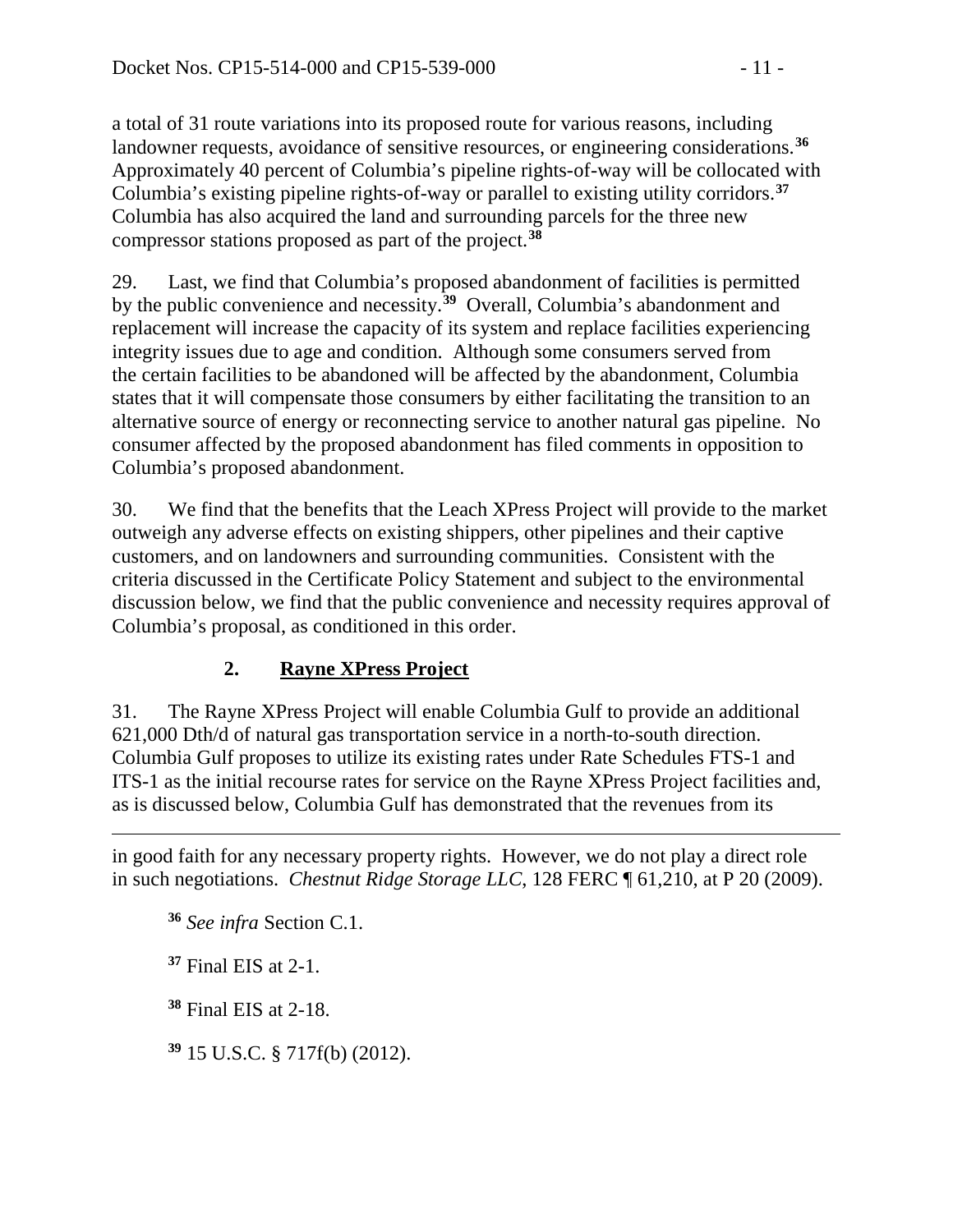a total of 31 route variations into its proposed route for various reasons, including landowner requests, avoidance of sensitive resources, or engineering considerations.[36] Approximately 40 percent of Columbia's pipeline rights-of-way will be collocated with Columbia's existing pipeline rights-of-way or parallel to existing utility corridors.[37] Columbia has also acquired the land and surrounding parcels for the three new compressor stations proposed as part of the project.[38]

29. Last, we find that Columbia's proposed abandonment of facilities is permitted by the public convenience and necessity.[39] Overall, Columbia's abandonment and replacement will increase the capacity of its system and replace facilities experiencing integrity issues due to age and condition. Although some consumers served from the certain facilities to be abandoned will be affected by the abandonment, Columbia states that it will compensate those consumers by either facilitating the transition to an alternative source of energy or reconnecting service to another natural gas pipeline. No consumer affected by the proposed abandonment has filed comments in opposition to Columbia's proposed abandonment.

30. We find that the benefits that the Leach XPress Project will provide to the market outweigh any adverse effects on existing shippers, other pipelines and their captive customers, and on landowners and surrounding communities. Consistent with the criteria discussed in the Certificate Policy Statement and subject to the environmental discussion below, we find that the public convenience and necessity requires approval of Columbia's proposal, as conditioned in this order.

### 2. Rayne XPress Project

31. The Rayne XPress Project will enable Columbia Gulf to provide an additional 621,000 Dth/d of natural gas transportation service in a north-to-south direction. Columbia Gulf proposes to utilize its existing rates under Rate Schedules FTS-1 and ITS-1 as the initial recourse rates for service on the Rayne XPress Project facilities and, as is discussed below, Columbia Gulf has demonstrated that the revenues from its

---

in good faith for any necessary property rights. However, we do not play a direct role in such negotiations. *Chestnut Ridge Storage LLC*, 128 FERC ¶ 61,210, at P 20 (2009).

[36] *See infra* Section C.1.

[37] Final EIS at 2-1.

[38] Final EIS at 2-18.

[39] 15 U.S.C. § 717f(b) (2012).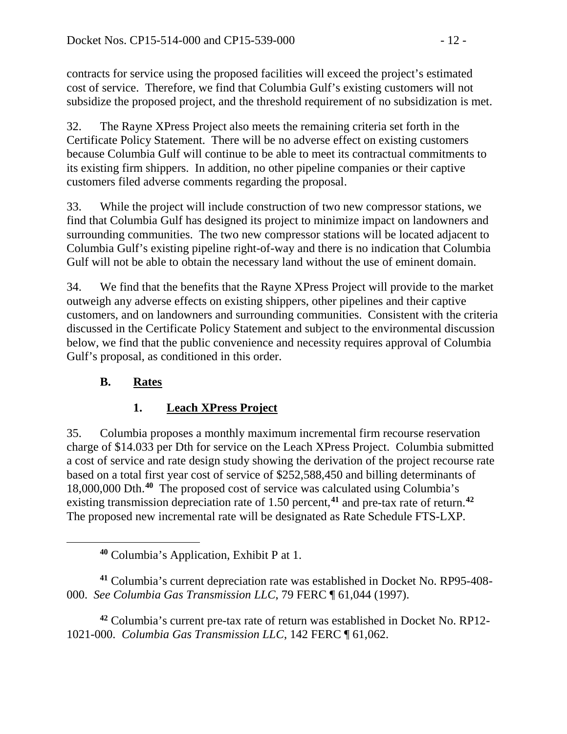contracts for service using the proposed facilities will exceed the project's estimated cost of service. Therefore, we find that Columbia Gulf's existing customers will not subsidize the proposed project, and the threshold requirement of no subsidization is met.

32. The Rayne XPress Project also meets the remaining criteria set forth in the Certificate Policy Statement. There will be no adverse effect on existing customers because Columbia Gulf will continue to be able to meet its contractual commitments to its existing firm shippers. In addition, no other pipeline companies or their captive customers filed adverse comments regarding the proposal.

33. While the project will include construction of two new compressor stations, we find that Columbia Gulf has designed its project to minimize impact on landowners and surrounding communities. The two new compressor stations will be located adjacent to Columbia Gulf's existing pipeline right-of-way and there is no indication that Columbia Gulf will not be able to obtain the necessary land without the use of eminent domain.

34. We find that the benefits that the Rayne XPress Project will provide to the market outweigh any adverse effects on existing shippers, other pipelines and their captive customers, and on landowners and surrounding communities. Consistent with the criteria discussed in the Certificate Policy Statement and subject to the environmental discussion below, we find that the public convenience and necessity requires approval of Columbia Gulf's proposal, as conditioned in this order.

## B. Rates

### 1. Leach XPress Project

35. Columbia proposes a monthly maximum incremental firm recourse reservation charge of $14.033 per Dth for service on the Leach XPress Project. Columbia submitted a cost of service and rate design study showing the derivation of the project recourse rate based on a total first year cost of service of $252,588,450 and billing determinants of 18,000,000 Dth.[40] The proposed cost of service was calculated using Columbia's existing transmission depreciation rate of 1.50 percent,[41] and pre-tax rate of return.[42] The proposed new incremental rate will be designated as Rate Schedule FTS-LXP.

---

[40] Columbia's Application, Exhibit P at 1.

[41] Columbia's current depreciation rate was established in Docket No. RP95-408-000. *See Columbia Gas Transmission LLC*, 79 FERC ¶ 61,044 (1997).

[42] Columbia's current pre-tax rate of return was established in Docket No. RP12-1021-000. *Columbia Gas Transmission LLC*, 142 FERC ¶ 61,062.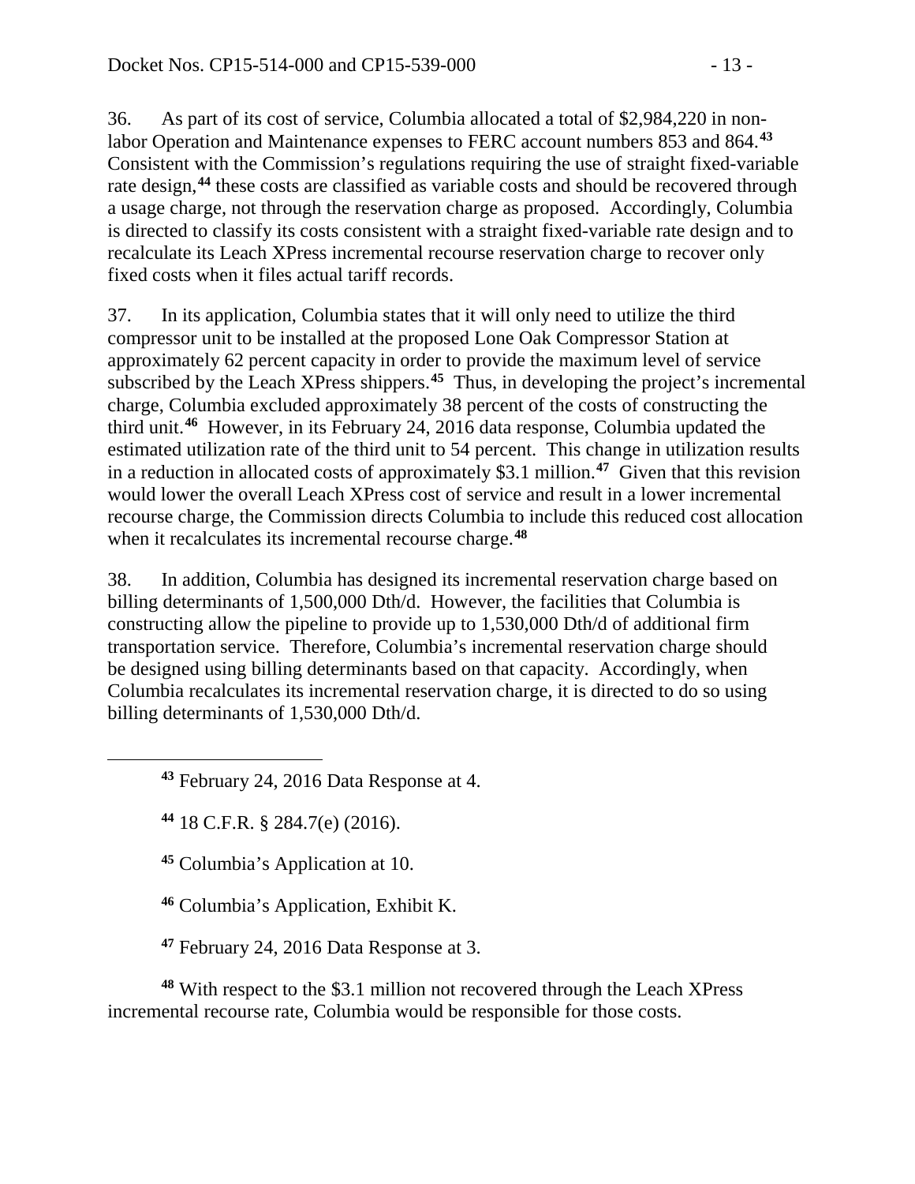36. As part of its cost of service, Columbia allocated a total of $2,984,220 in non-labor Operation and Maintenance expenses to FERC account numbers 853 and 864.[43] Consistent with the Commission's regulations requiring the use of straight fixed-variable rate design,[44] these costs are classified as variable costs and should be recovered through a usage charge, not through the reservation charge as proposed. Accordingly, Columbia is directed to classify its costs consistent with a straight fixed-variable rate design and to recalculate its Leach XPress incremental recourse reservation charge to recover only fixed costs when it files actual tariff records.

37. In its application, Columbia states that it will only need to utilize the third compressor unit to be installed at the proposed Lone Oak Compressor Station at approximately 62 percent capacity in order to provide the maximum level of service subscribed by the Leach XPress shippers.[45] Thus, in developing the project's incremental charge, Columbia excluded approximately 38 percent of the costs of constructing the third unit.[46] However, in its February 24, 2016 data response, Columbia updated the estimated utilization rate of the third unit to 54 percent. This change in utilization results in a reduction in allocated costs of approximately $3.1 million.[47] Given that this revision would lower the overall Leach XPress cost of service and result in a lower incremental recourse charge, the Commission directs Columbia to include this reduced cost allocation when it recalculates its incremental recourse charge.[48]

38. In addition, Columbia has designed its incremental reservation charge based on billing determinants of 1,500,000 Dth/d. However, the facilities that Columbia is constructing allow the pipeline to provide up to 1,530,000 Dth/d of additional firm transportation service. Therefore, Columbia's incremental reservation charge should be designed using billing determinants based on that capacity. Accordingly, when Columbia recalculates its incremental reservation charge, it is directed to do so using billing determinants of 1,530,000 Dth/d.

---

[43] February 24, 2016 Data Response at 4.

[44] 18 C.F.R. § 284.7(e) (2016).

[45] Columbia's Application at 10.

[46] Columbia's Application, Exhibit K.

[47] February 24, 2016 Data Response at 3.

[48] With respect to the $3.1 million not recovered through the Leach XPress incremental recourse rate, Columbia would be responsible for those costs.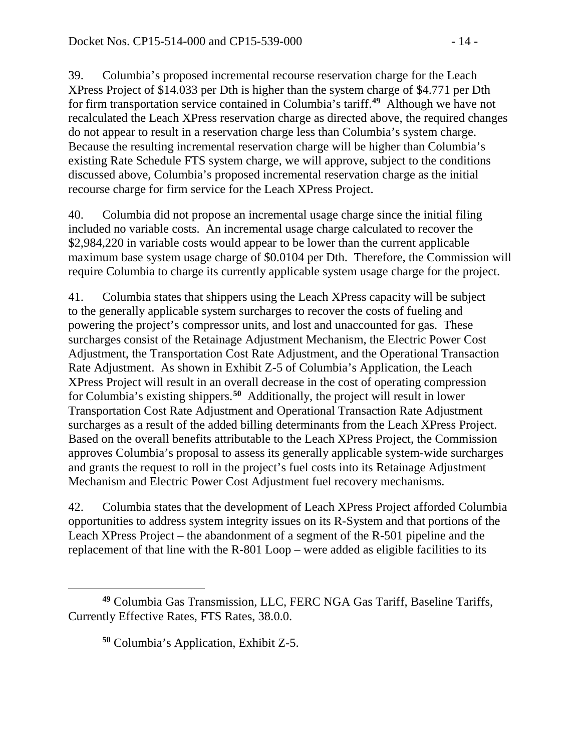39. Columbia's proposed incremental recourse reservation charge for the Leach XPress Project of $14.033 per Dth is higher than the system charge of $4.771 per Dth for firm transportation service contained in Columbia's tariff.[49] Although we have not recalculated the Leach XPress reservation charge as directed above, the required changes do not appear to result in a reservation charge less than Columbia's system charge. Because the resulting incremental reservation charge will be higher than Columbia's existing Rate Schedule FTS system charge, we will approve, subject to the conditions discussed above, Columbia's proposed incremental reservation charge as the initial recourse charge for firm service for the Leach XPress Project.

40. Columbia did not propose an incremental usage charge since the initial filing included no variable costs. An incremental usage charge calculated to recover the $2,984,220 in variable costs would appear to be lower than the current applicable maximum base system usage charge of $0.0104 per Dth. Therefore, the Commission will require Columbia to charge its currently applicable system usage charge for the project.

41. Columbia states that shippers using the Leach XPress capacity will be subject to the generally applicable system surcharges to recover the costs of fueling and powering the project's compressor units, and lost and unaccounted for gas. These surcharges consist of the Retainage Adjustment Mechanism, the Electric Power Cost Adjustment, the Transportation Cost Rate Adjustment, and the Operational Transaction Rate Adjustment. As shown in Exhibit Z-5 of Columbia's Application, the Leach XPress Project will result in an overall decrease in the cost of operating compression for Columbia's existing shippers.[50] Additionally, the project will result in lower Transportation Cost Rate Adjustment and Operational Transaction Rate Adjustment surcharges as a result of the added billing determinants from the Leach XPress Project. Based on the overall benefits attributable to the Leach XPress Project, the Commission approves Columbia's proposal to assess its generally applicable system-wide surcharges and grants the request to roll in the project's fuel costs into its Retainage Adjustment Mechanism and Electric Power Cost Adjustment fuel recovery mechanisms.

42. Columbia states that the development of Leach XPress Project afforded Columbia opportunities to address system integrity issues on its R-System and that portions of the Leach XPress Project – the abandonment of a segment of the R-501 pipeline and the replacement of that line with the R-801 Loop – were added as eligible facilities to its

---

[49] Columbia Gas Transmission, LLC, FERC NGA Gas Tariff, Baseline Tariffs, Currently Effective Rates, FTS Rates, 38.0.0.

[50] Columbia's Application, Exhibit Z-5.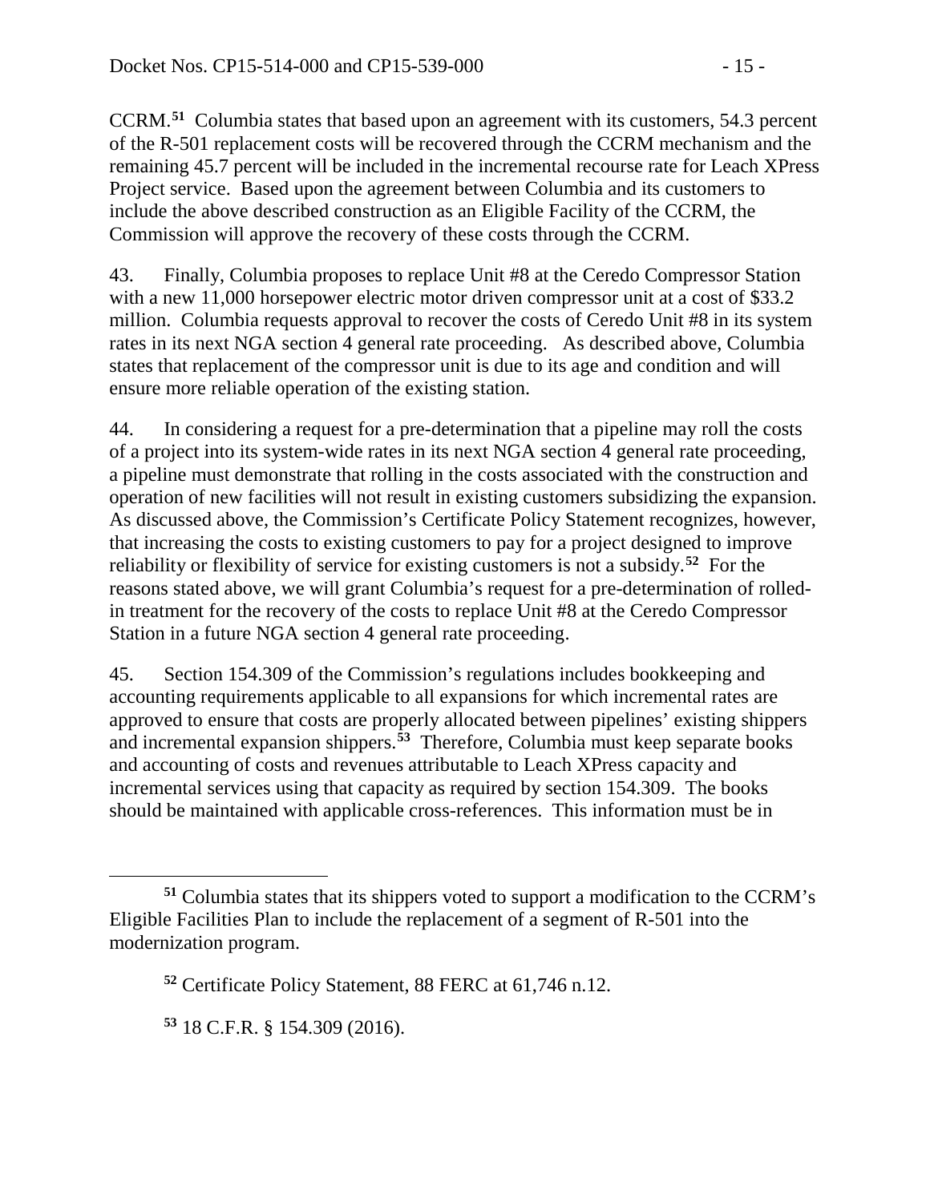CCRM.[51] Columbia states that based upon an agreement with its customers, 54.3 percent of the R-501 replacement costs will be recovered through the CCRM mechanism and the remaining 45.7 percent will be included in the incremental recourse rate for Leach XPress Project service. Based upon the agreement between Columbia and its customers to include the above described construction as an Eligible Facility of the CCRM, the Commission will approve the recovery of these costs through the CCRM.

43. Finally, Columbia proposes to replace Unit #8 at the Ceredo Compressor Station with a new 11,000 horsepower electric motor driven compressor unit at a cost of $33.2 million. Columbia requests approval to recover the costs of Ceredo Unit #8 in its system rates in its next NGA section 4 general rate proceeding. As described above, Columbia states that replacement of the compressor unit is due to its age and condition and will ensure more reliable operation of the existing station.

44. In considering a request for a pre-determination that a pipeline may roll the costs of a project into its system-wide rates in its next NGA section 4 general rate proceeding, a pipeline must demonstrate that rolling in the costs associated with the construction and operation of new facilities will not result in existing customers subsidizing the expansion. As discussed above, the Commission's Certificate Policy Statement recognizes, however, that increasing the costs to existing customers to pay for a project designed to improve reliability or flexibility of service for existing customers is not a subsidy.[52] For the reasons stated above, we will grant Columbia's request for a pre-determination of rolled-in treatment for the recovery of the costs to replace Unit #8 at the Ceredo Compressor Station in a future NGA section 4 general rate proceeding.

45. Section 154.309 of the Commission's regulations includes bookkeeping and accounting requirements applicable to all expansions for which incremental rates are approved to ensure that costs are properly allocated between pipelines' existing shippers and incremental expansion shippers.[53] Therefore, Columbia must keep separate books and accounting of costs and revenues attributable to Leach XPress capacity and incremental services using that capacity as required by section 154.309. The books should be maintained with applicable cross-references. This information must be in

---

[51] Columbia states that its shippers voted to support a modification to the CCRM's Eligible Facilities Plan to include the replacement of a segment of R-501 into the modernization program.

[52] Certificate Policy Statement, 88 FERC at 61,746 n.12.

[53] 18 C.F.R. § 154.309 (2016).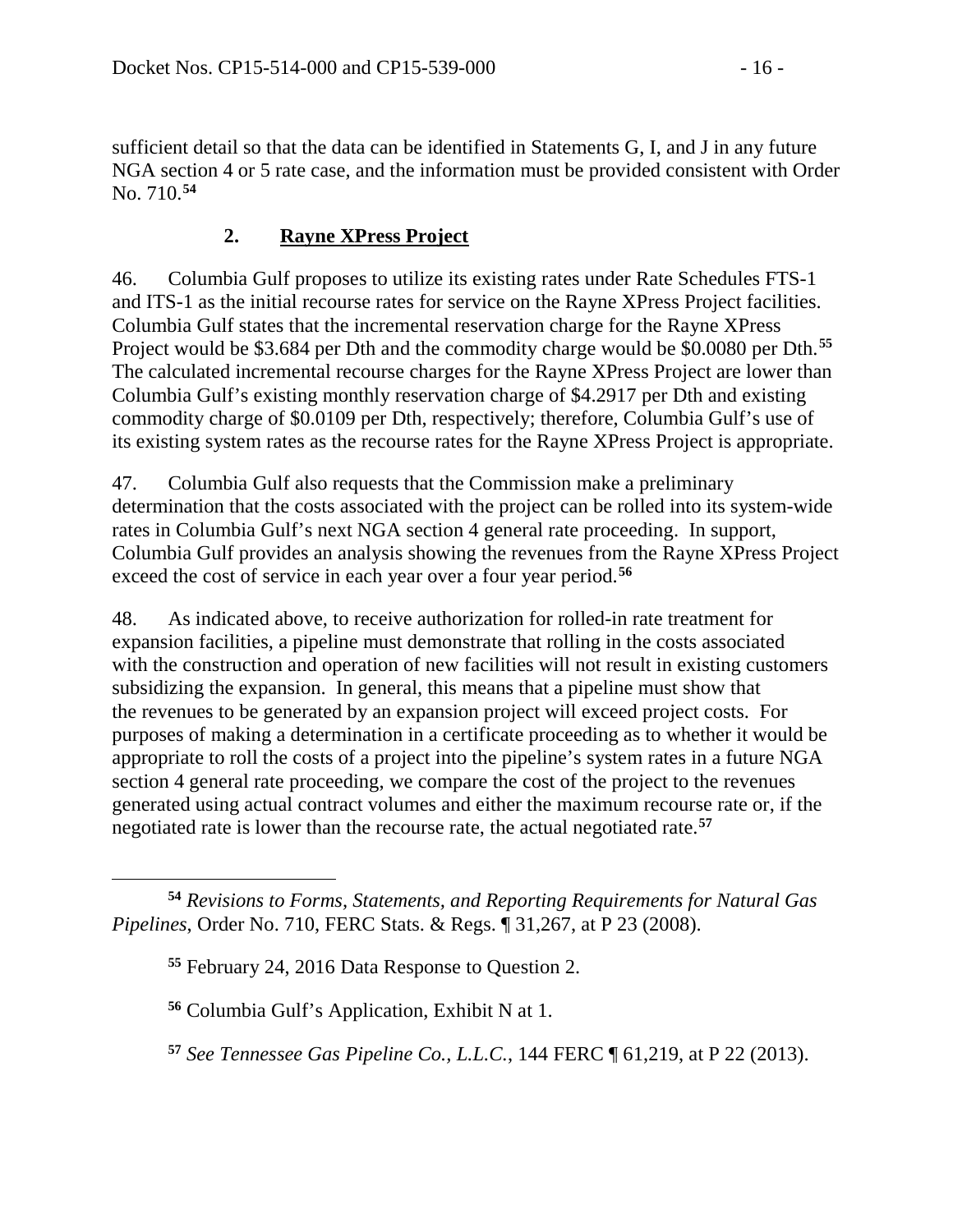sufficient detail so that the data can be identified in Statements G, I, and J in any future NGA section 4 or 5 rate case, and the information must be provided consistent with Order No. 710.[54]

### 2. Rayne XPress Project

46. Columbia Gulf proposes to utilize its existing rates under Rate Schedules FTS-1 and ITS-1 as the initial recourse rates for service on the Rayne XPress Project facilities. Columbia Gulf states that the incremental reservation charge for the Rayne XPress Project would be $3.684 per Dth and the commodity charge would be $0.0080 per Dth.[55] The calculated incremental recourse charges for the Rayne XPress Project are lower than Columbia Gulf's existing monthly reservation charge of $4.2917 per Dth and existing commodity charge of $0.0109 per Dth, respectively; therefore, Columbia Gulf's use of its existing system rates as the recourse rates for the Rayne XPress Project is appropriate.

47. Columbia Gulf also requests that the Commission make a preliminary determination that the costs associated with the project can be rolled into its system-wide rates in Columbia Gulf's next NGA section 4 general rate proceeding. In support, Columbia Gulf provides an analysis showing the revenues from the Rayne XPress Project exceed the cost of service in each year over a four year period.[56]

48. As indicated above, to receive authorization for rolled-in rate treatment for expansion facilities, a pipeline must demonstrate that rolling in the costs associated with the construction and operation of new facilities will not result in existing customers subsidizing the expansion. In general, this means that a pipeline must show that the revenues to be generated by an expansion project will exceed project costs. For purposes of making a determination in a certificate proceeding as to whether it would be appropriate to roll the costs of a project into the pipeline's system rates in a future NGA section 4 general rate proceeding, we compare the cost of the project to the revenues generated using actual contract volumes and either the maximum recourse rate or, if the negotiated rate is lower than the recourse rate, the actual negotiated rate.[57]

---

[54] *Revisions to Forms, Statements, and Reporting Requirements for Natural Gas Pipelines*, Order No. 710, FERC Stats. & Regs. ¶ 31,267, at P 23 (2008).

[55] February 24, 2016 Data Response to Question 2.

[56] Columbia Gulf's Application, Exhibit N at 1.

[57] *See Tennessee Gas Pipeline Co., L.L.C.*, 144 FERC ¶ 61,219, at P 22 (2013).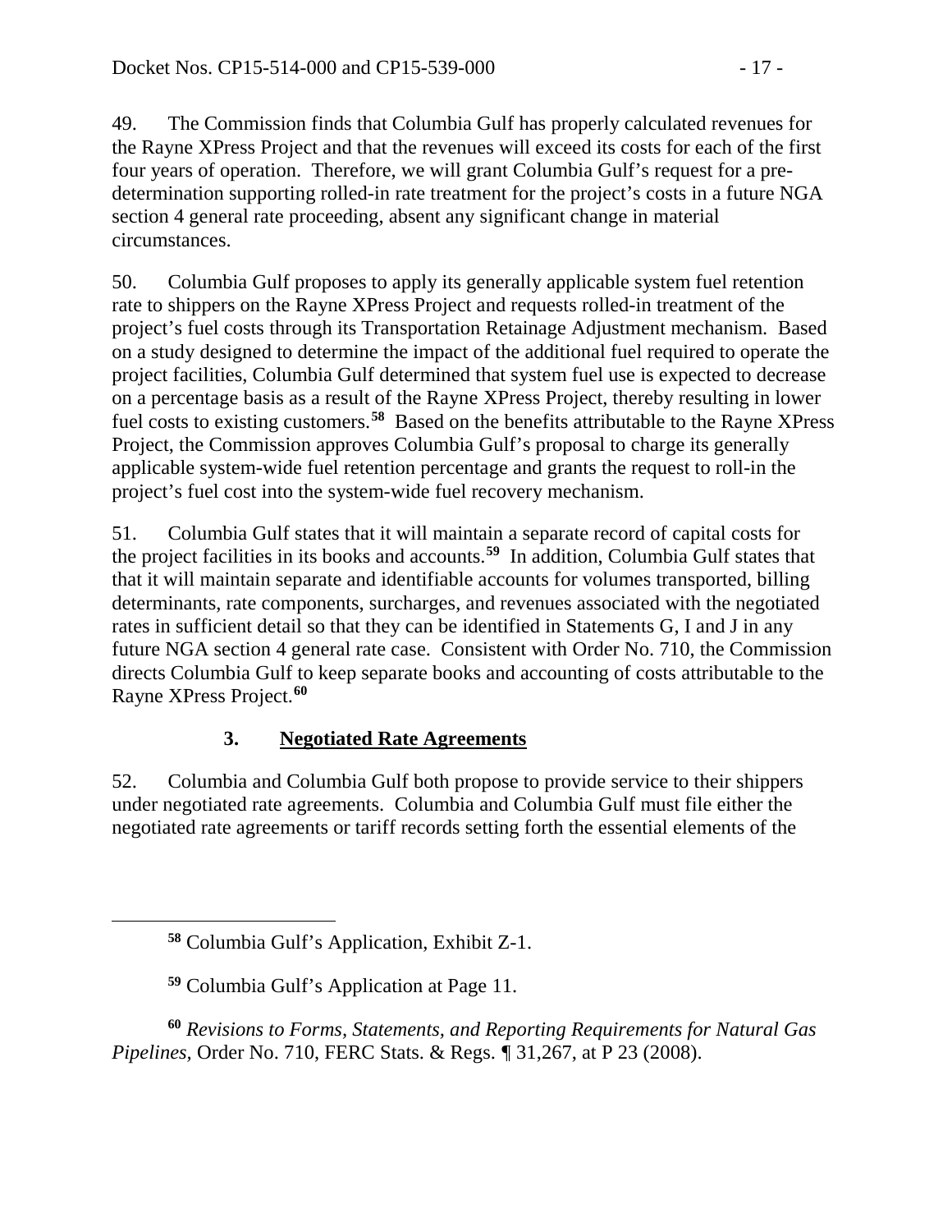49. The Commission finds that Columbia Gulf has properly calculated revenues for the Rayne XPress Project and that the revenues will exceed its costs for each of the first four years of operation. Therefore, we will grant Columbia Gulf's request for a pre-determination supporting rolled-in rate treatment for the project's costs in a future NGA section 4 general rate proceeding, absent any significant change in material circumstances.

50. Columbia Gulf proposes to apply its generally applicable system fuel retention rate to shippers on the Rayne XPress Project and requests rolled-in treatment of the project's fuel costs through its Transportation Retainage Adjustment mechanism. Based on a study designed to determine the impact of the additional fuel required to operate the project facilities, Columbia Gulf determined that system fuel use is expected to decrease on a percentage basis as a result of the Rayne XPress Project, thereby resulting in lower fuel costs to existing customers.[58] Based on the benefits attributable to the Rayne XPress Project, the Commission approves Columbia Gulf's proposal to charge its generally applicable system-wide fuel retention percentage and grants the request to roll-in the project's fuel cost into the system-wide fuel recovery mechanism.

51. Columbia Gulf states that it will maintain a separate record of capital costs for the project facilities in its books and accounts.[59] In addition, Columbia Gulf states that that it will maintain separate and identifiable accounts for volumes transported, billing determinants, rate components, surcharges, and revenues associated with the negotiated rates in sufficient detail so that they can be identified in Statements G, I and J in any future NGA section 4 general rate case. Consistent with Order No. 710, the Commission directs Columbia Gulf to keep separate books and accounting of costs attributable to the Rayne XPress Project.[60]

### 3. Negotiated Rate Agreements

52. Columbia and Columbia Gulf both propose to provide service to their shippers under negotiated rate agreements. Columbia and Columbia Gulf must file either the negotiated rate agreements or tariff records setting forth the essential elements of the

---

[58] Columbia Gulf's Application, Exhibit Z-1.

[59] Columbia Gulf's Application at Page 11.

[60] *Revisions to Forms, Statements, and Reporting Requirements for Natural Gas Pipelines*, Order No. 710, FERC Stats. & Regs. ¶ 31,267, at P 23 (2008).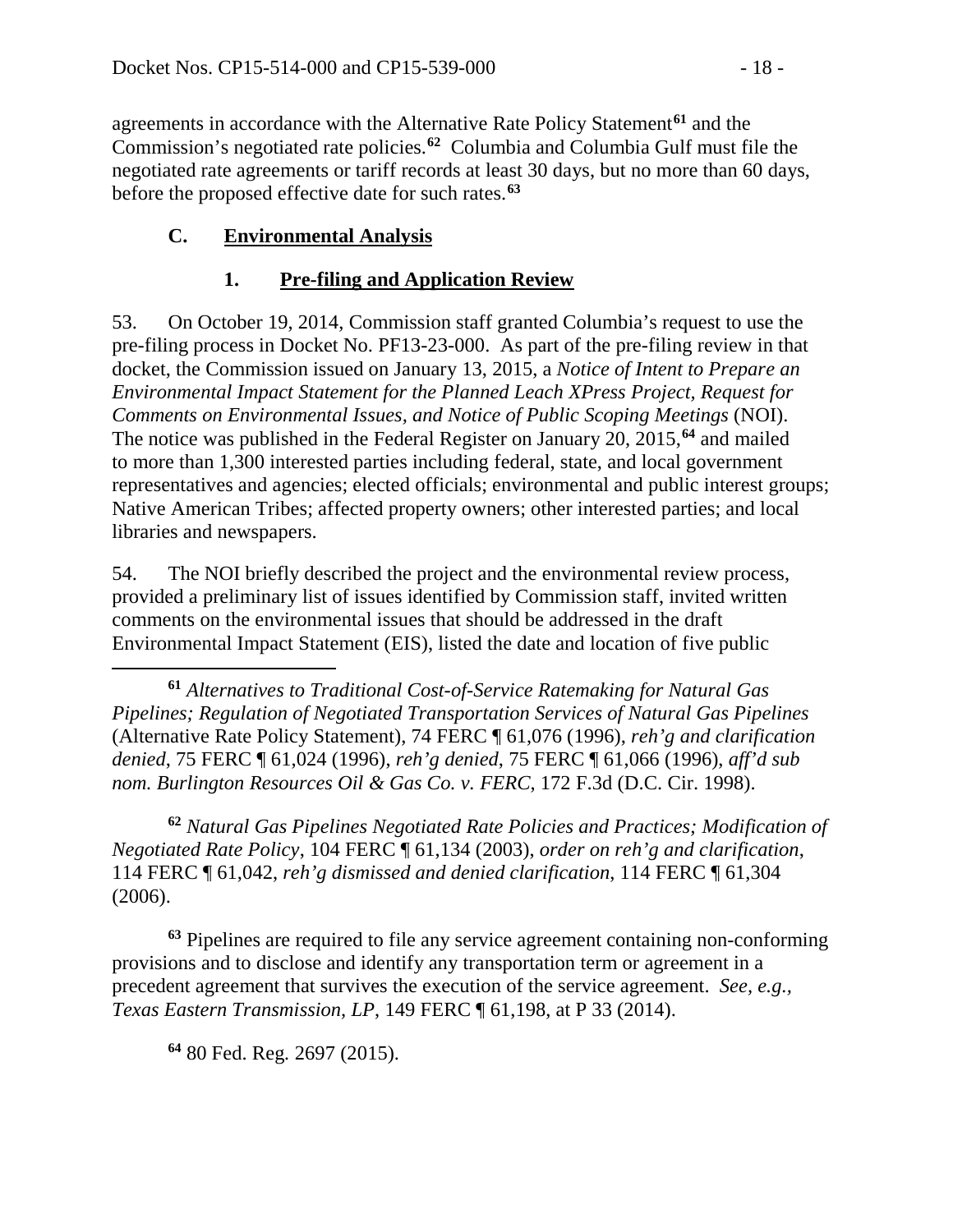agreements in accordance with the Alternative Rate Policy Statement[61] and the Commission's negotiated rate policies.[62] Columbia and Columbia Gulf must file the negotiated rate agreements or tariff records at least 30 days, but no more than 60 days, before the proposed effective date for such rates.[63]

## C. Environmental Analysis

### 1. Pre-filing and Application Review

53. On October 19, 2014, Commission staff granted Columbia's request to use the pre-filing process in Docket No. PF13-23-000. As part of the pre-filing review in that docket, the Commission issued on January 13, 2015, a *Notice of Intent to Prepare an Environmental Impact Statement for the Planned Leach XPress Project, Request for Comments on Environmental Issues, and Notice of Public Scoping Meetings* (NOI). The notice was published in the Federal Register on January 20, 2015,[64] and mailed to more than 1,300 interested parties including federal, state, and local government representatives and agencies; elected officials; environmental and public interest groups; Native American Tribes; affected property owners; other interested parties; and local libraries and newspapers.

54. The NOI briefly described the project and the environmental review process, provided a preliminary list of issues identified by Commission staff, invited written comments on the environmental issues that should be addressed in the draft Environmental Impact Statement (EIS), listed the date and location of five public

---

[61] *Alternatives to Traditional Cost-of-Service Ratemaking for Natural Gas Pipelines; Regulation of Negotiated Transportation Services of Natural Gas Pipelines* (Alternative Rate Policy Statement), 74 FERC ¶ 61,076 (1996), *reh'g and clarification denied*, 75 FERC ¶ 61,024 (1996), *reh'g denied*, 75 FERC ¶ 61,066 (1996), *aff'd sub nom. Burlington Resources Oil & Gas Co. v. FERC*, 172 F.3d (D.C. Cir. 1998).

[62] *Natural Gas Pipelines Negotiated Rate Policies and Practices; Modification of Negotiated Rate Policy*, 104 FERC ¶ 61,134 (2003), *order on reh'g and clarification*, 114 FERC ¶ 61,042, *reh'g dismissed and denied clarification*, 114 FERC ¶ 61,304 (2006).

[63] Pipelines are required to file any service agreement containing non-conforming provisions and to disclose and identify any transportation term or agreement in a precedent agreement that survives the execution of the service agreement. *See, e.g., Texas Eastern Transmission, LP*, 149 FERC ¶ 61,198, at P 33 (2014).

[64] 80 Fed. Reg. 2697 (2015).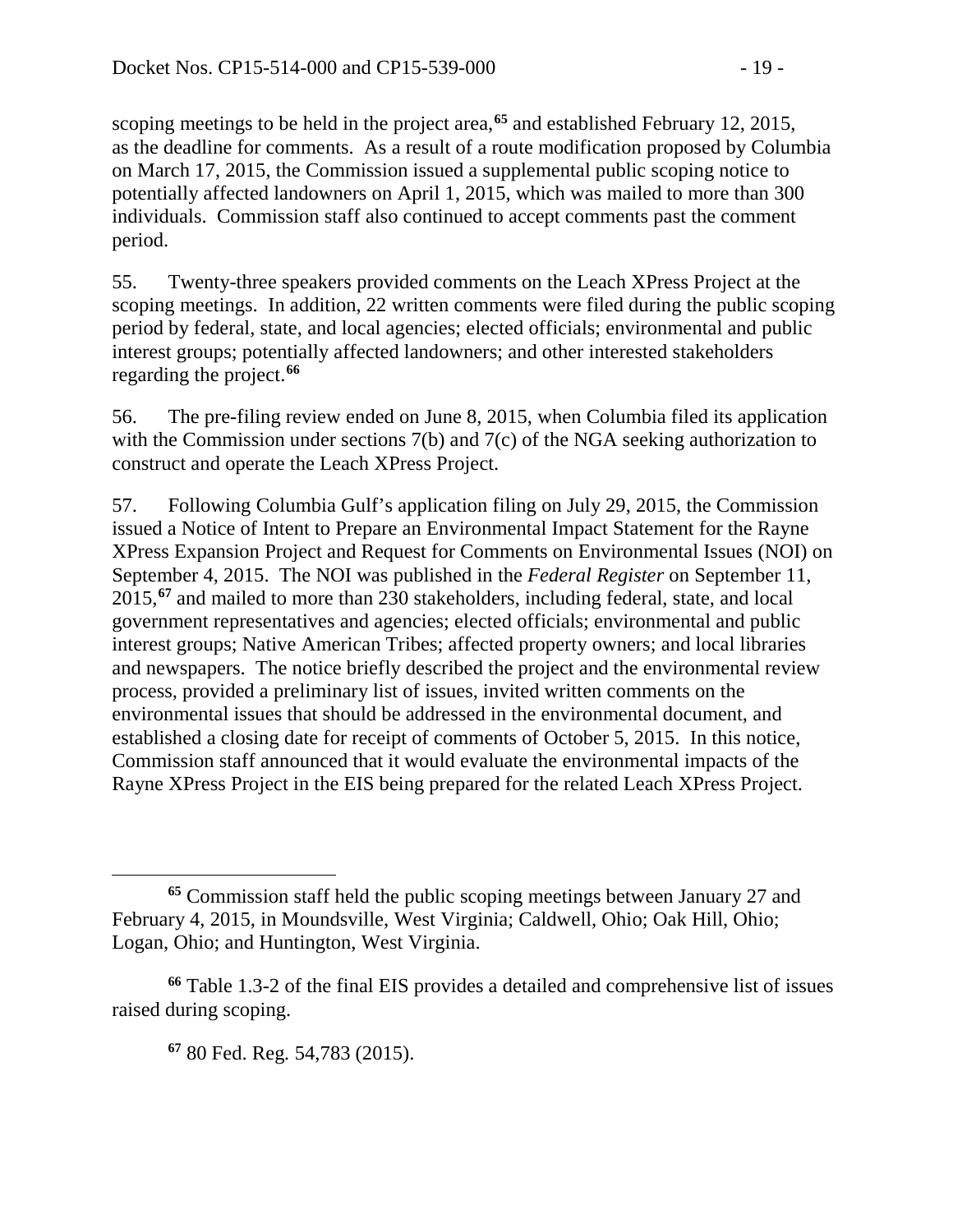scoping meetings to be held in the project area,[65] and established February 12, 2015, as the deadline for comments. As a result of a route modification proposed by Columbia on March 17, 2015, the Commission issued a supplemental public scoping notice to potentially affected landowners on April 1, 2015, which was mailed to more than 300 individuals. Commission staff also continued to accept comments past the comment period.

55. Twenty-three speakers provided comments on the Leach XPress Project at the scoping meetings. In addition, 22 written comments were filed during the public scoping period by federal, state, and local agencies; elected officials; environmental and public interest groups; potentially affected landowners; and other interested stakeholders regarding the project.[66]

56. The pre-filing review ended on June 8, 2015, when Columbia filed its application with the Commission under sections 7(b) and 7(c) of the NGA seeking authorization to construct and operate the Leach XPress Project.

57. Following Columbia Gulf's application filing on July 29, 2015, the Commission issued a Notice of Intent to Prepare an Environmental Impact Statement for the Rayne XPress Expansion Project and Request for Comments on Environmental Issues (NOI) on September 4, 2015. The NOI was published in the *Federal Register* on September 11, 2015,[67] and mailed to more than 230 stakeholders, including federal, state, and local government representatives and agencies; elected officials; environmental and public interest groups; Native American Tribes; affected property owners; and local libraries and newspapers. The notice briefly described the project and the environmental review process, provided a preliminary list of issues, invited written comments on the environmental issues that should be addressed in the environmental document, and established a closing date for receipt of comments of October 5, 2015. In this notice, Commission staff announced that it would evaluate the environmental impacts of the Rayne XPress Project in the EIS being prepared for the related Leach XPress Project.

---

[65] Commission staff held the public scoping meetings between January 27 and February 4, 2015, in Moundsville, West Virginia; Caldwell, Ohio; Oak Hill, Ohio; Logan, Ohio; and Huntington, West Virginia.

[66] Table 1.3-2 of the final EIS provides a detailed and comprehensive list of issues raised during scoping.

[67] 80 Fed. Reg. 54,783 (2015).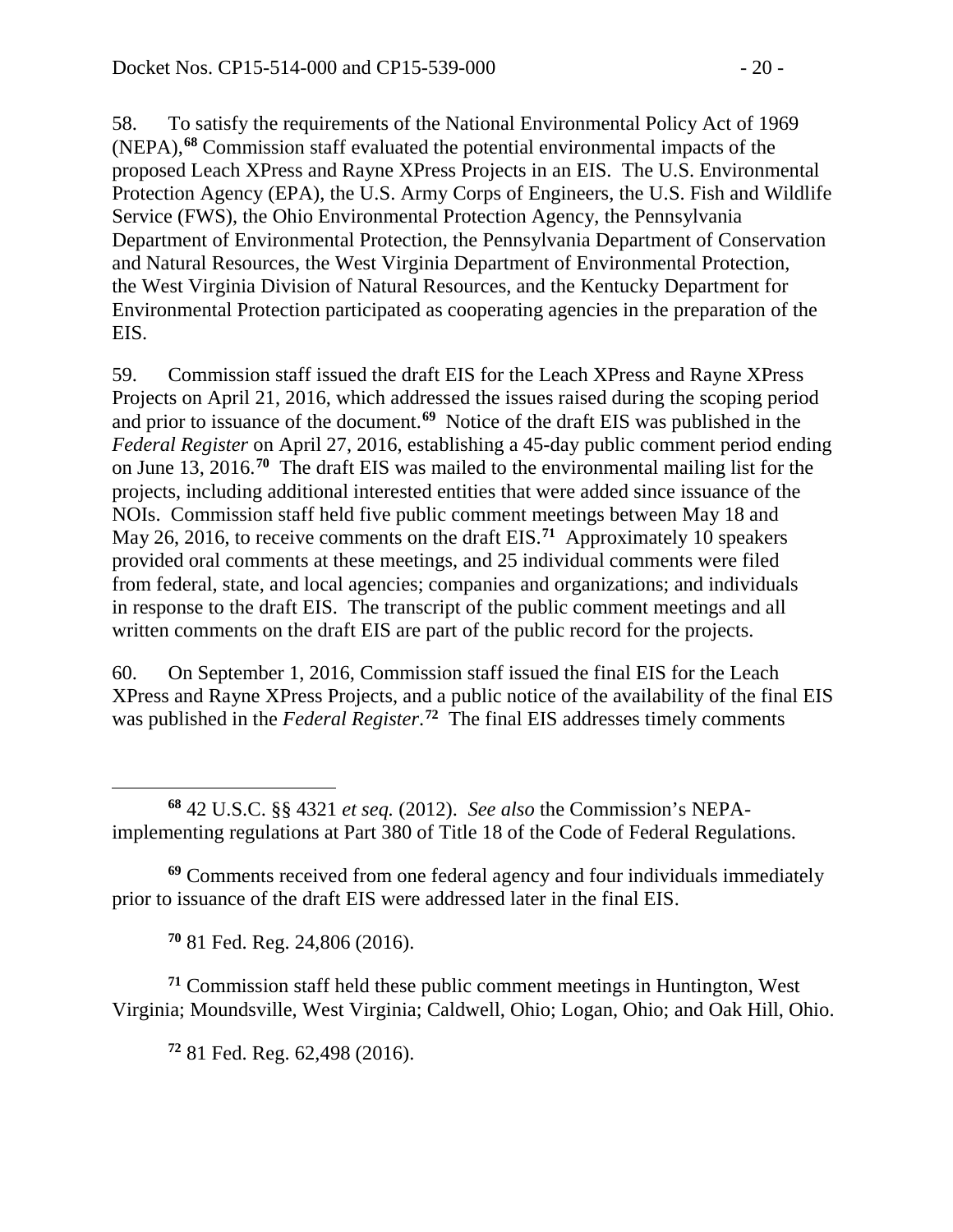58. To satisfy the requirements of the National Environmental Policy Act of 1969 (NEPA),[68] Commission staff evaluated the potential environmental impacts of the proposed Leach XPress and Rayne XPress Projects in an EIS. The U.S. Environmental Protection Agency (EPA), the U.S. Army Corps of Engineers, the U.S. Fish and Wildlife Service (FWS), the Ohio Environmental Protection Agency, the Pennsylvania Department of Environmental Protection, the Pennsylvania Department of Conservation and Natural Resources, the West Virginia Department of Environmental Protection, the West Virginia Division of Natural Resources, and the Kentucky Department for Environmental Protection participated as cooperating agencies in the preparation of the EIS.

59. Commission staff issued the draft EIS for the Leach XPress and Rayne XPress Projects on April 21, 2016, which addressed the issues raised during the scoping period and prior to issuance of the document.[69] Notice of the draft EIS was published in the *Federal Register* on April 27, 2016, establishing a 45-day public comment period ending on June 13, 2016.[70] The draft EIS was mailed to the environmental mailing list for the projects, including additional interested entities that were added since issuance of the NOIs. Commission staff held five public comment meetings between May 18 and May 26, 2016, to receive comments on the draft EIS.[71] Approximately 10 speakers provided oral comments at these meetings, and 25 individual comments were filed from federal, state, and local agencies; companies and organizations; and individuals in response to the draft EIS. The transcript of the public comment meetings and all written comments on the draft EIS are part of the public record for the projects.

60. On September 1, 2016, Commission staff issued the final EIS for the Leach XPress and Rayne XPress Projects, and a public notice of the availability of the final EIS was published in the *Federal Register*.[72] The final EIS addresses timely comments

---

[68] 42 U.S.C. §§ 4321 *et seq.* (2012). *See also* the Commission's NEPA-implementing regulations at Part 380 of Title 18 of the Code of Federal Regulations.

[69] Comments received from one federal agency and four individuals immediately prior to issuance of the draft EIS were addressed later in the final EIS.

[70] 81 Fed. Reg. 24,806 (2016).

[71] Commission staff held these public comment meetings in Huntington, West Virginia; Moundsville, West Virginia; Caldwell, Ohio; Logan, Ohio; and Oak Hill, Ohio.

[72] 81 Fed. Reg. 62,498 (2016).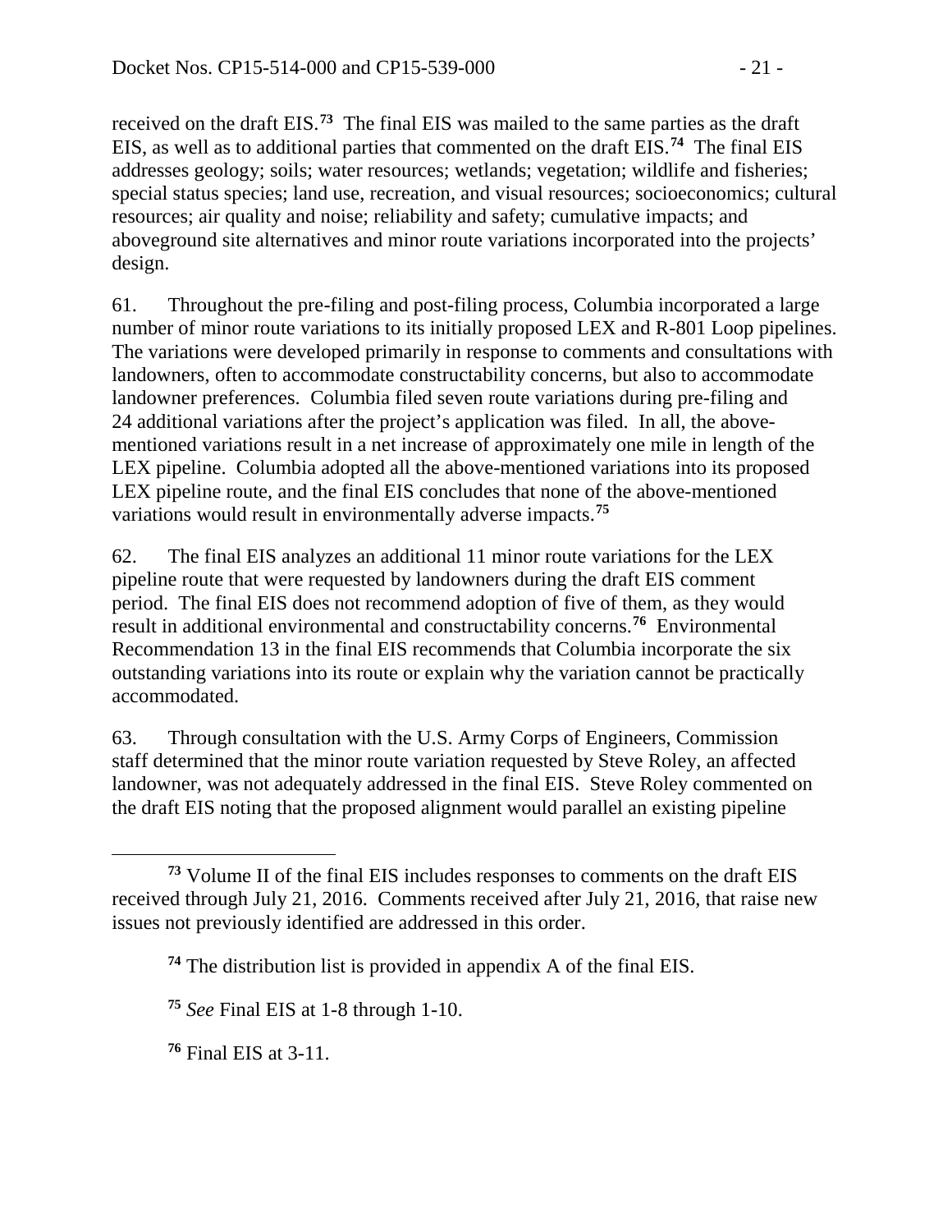received on the draft EIS.[73] The final EIS was mailed to the same parties as the draft EIS, as well as to additional parties that commented on the draft EIS.[74] The final EIS addresses geology; soils; water resources; wetlands; vegetation; wildlife and fisheries; special status species; land use, recreation, and visual resources; socioeconomics; cultural resources; air quality and noise; reliability and safety; cumulative impacts; and aboveground site alternatives and minor route variations incorporated into the projects' design.

61. Throughout the pre-filing and post-filing process, Columbia incorporated a large number of minor route variations to its initially proposed LEX and R-801 Loop pipelines. The variations were developed primarily in response to comments and consultations with landowners, often to accommodate constructability concerns, but also to accommodate landowner preferences. Columbia filed seven route variations during pre-filing and 24 additional variations after the project's application was filed. In all, the above-mentioned variations result in a net increase of approximately one mile in length of the LEX pipeline. Columbia adopted all the above-mentioned variations into its proposed LEX pipeline route, and the final EIS concludes that none of the above-mentioned variations would result in environmentally adverse impacts.[75]

62. The final EIS analyzes an additional 11 minor route variations for the LEX pipeline route that were requested by landowners during the draft EIS comment period. The final EIS does not recommend adoption of five of them, as they would result in additional environmental and constructability concerns.[76] Environmental Recommendation 13 in the final EIS recommends that Columbia incorporate the six outstanding variations into its route or explain why the variation cannot be practically accommodated.

63. Through consultation with the U.S. Army Corps of Engineers, Commission staff determined that the minor route variation requested by Steve Roley, an affected landowner, was not adequately addressed in the final EIS. Steve Roley commented on the draft EIS noting that the proposed alignment would parallel an existing pipeline

---

[73] Volume II of the final EIS includes responses to comments on the draft EIS received through July 21, 2016. Comments received after July 21, 2016, that raise new issues not previously identified are addressed in this order.

[74] The distribution list is provided in appendix A of the final EIS.

[75] *See* Final EIS at 1-8 through 1-10.

[76] Final EIS at 3-11.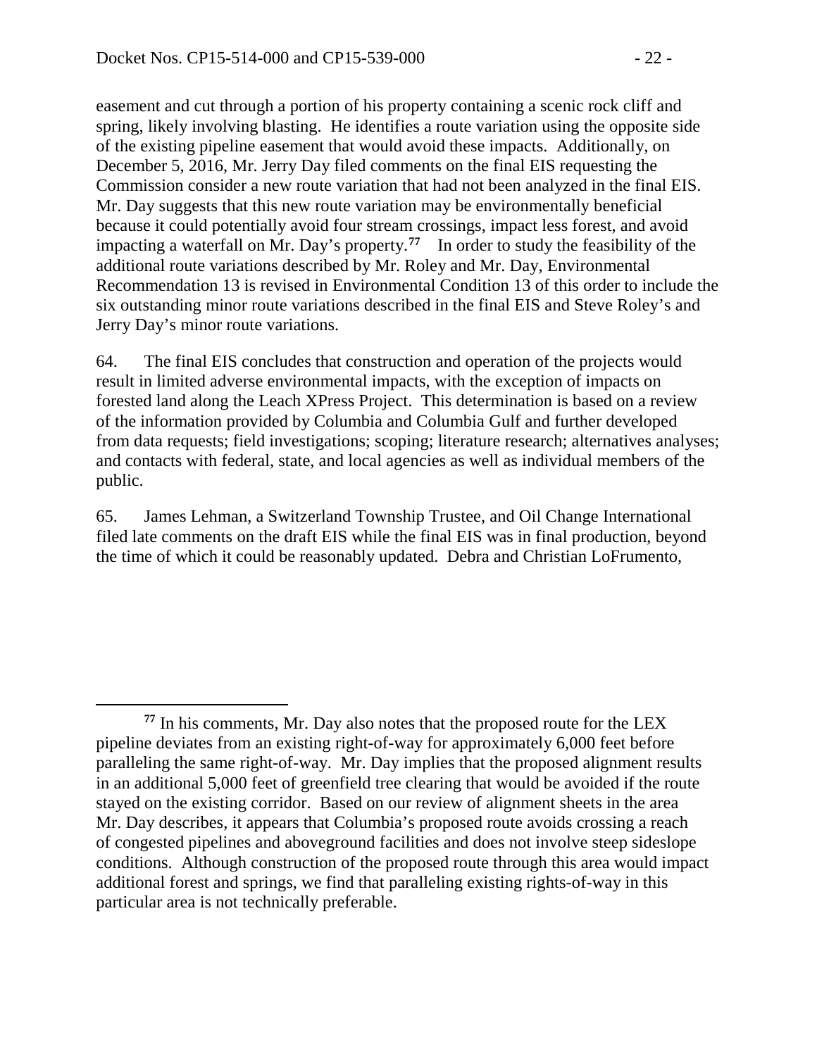easement and cut through a portion of his property containing a scenic rock cliff and spring, likely involving blasting. He identifies a route variation using the opposite side of the existing pipeline easement that would avoid these impacts. Additionally, on December 5, 2016, Mr. Jerry Day filed comments on the final EIS requesting the Commission consider a new route variation that had not been analyzed in the final EIS. Mr. Day suggests that this new route variation may be environmentally beneficial because it could potentially avoid four stream crossings, impact less forest, and avoid impacting a waterfall on Mr. Day's property.[77] In order to study the feasibility of the additional route variations described by Mr. Roley and Mr. Day, Environmental Recommendation 13 is revised in Environmental Condition 13 of this order to include the six outstanding minor route variations described in the final EIS and Steve Roley's and Jerry Day's minor route variations.

64. The final EIS concludes that construction and operation of the projects would result in limited adverse environmental impacts, with the exception of impacts on forested land along the Leach XPress Project. This determination is based on a review of the information provided by Columbia and Columbia Gulf and further developed from data requests; field investigations; scoping; literature research; alternatives analyses; and contacts with federal, state, and local agencies as well as individual members of the public.

65. James Lehman, a Switzerland Township Trustee, and Oil Change International filed late comments on the draft EIS while the final EIS was in final production, beyond the time of which it could be reasonably updated. Debra and Christian LoFrumento,

[77] In his comments, Mr. Day also notes that the proposed route for the LEX pipeline deviates from an existing right-of-way for approximately 6,000 feet before paralleling the same right-of-way. Mr. Day implies that the proposed alignment results in an additional 5,000 feet of greenfield tree clearing that would be avoided if the route stayed on the existing corridor. Based on our review of alignment sheets in the area Mr. Day describes, it appears that Columbia's proposed route avoids crossing a reach of congested pipelines and aboveground facilities and does not involve steep sideslope conditions. Although construction of the proposed route through this area would impact additional forest and springs, we find that paralleling existing rights-of-way in this particular area is not technically preferable.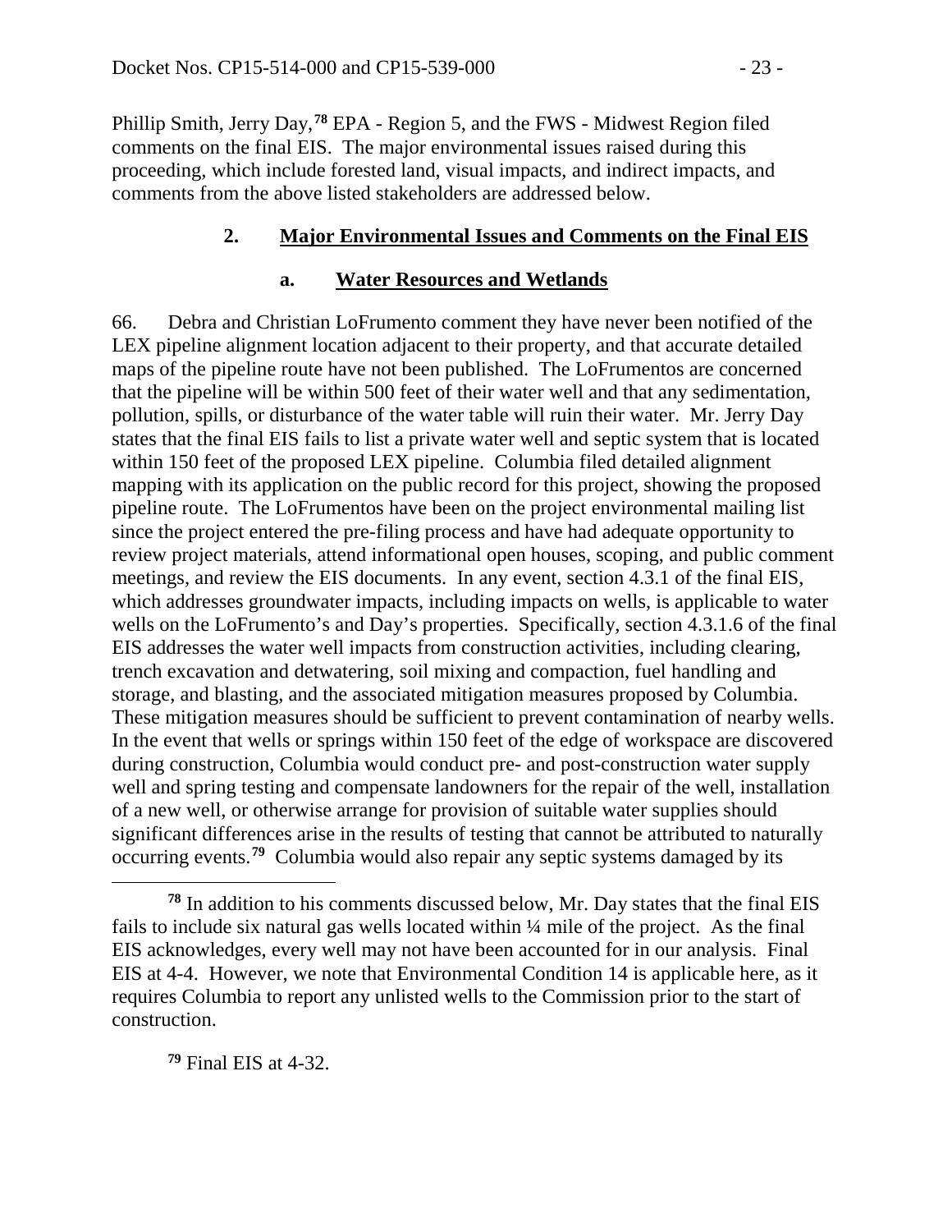Phillip Smith, Jerry Day,[78] EPA - Region 5, and the FWS - Midwest Region filed comments on the final EIS. The major environmental issues raised during this proceeding, which include forested land, visual impacts, and indirect impacts, and comments from the above listed stakeholders are addressed below.

## 2. Major Environmental Issues and Comments on the Final EIS

### a. Water Resources and Wetlands

66. Debra and Christian LoFrumento comment they have never been notified of the LEX pipeline alignment location adjacent to their property, and that accurate detailed maps of the pipeline route have not been published. The LoFrumentos are concerned that the pipeline will be within 500 feet of their water well and that any sedimentation, pollution, spills, or disturbance of the water table will ruin their water. Mr. Jerry Day states that the final EIS fails to list a private water well and septic system that is located within 150 feet of the proposed LEX pipeline. Columbia filed detailed alignment mapping with its application on the public record for this project, showing the proposed pipeline route. The LoFrumentos have been on the project environmental mailing list since the project entered the pre-filing process and have had adequate opportunity to review project materials, attend informational open houses, scoping, and public comment meetings, and review the EIS documents. In any event, section 4.3.1 of the final EIS, which addresses groundwater impacts, including impacts on wells, is applicable to water wells on the LoFrumento's and Day's properties. Specifically, section 4.3.1.6 of the final EIS addresses the water well impacts from construction activities, including clearing, trench excavation and detwatering, soil mixing and compaction, fuel handling and storage, and blasting, and the associated mitigation measures proposed by Columbia. These mitigation measures should be sufficient to prevent contamination of nearby wells. In the event that wells or springs within 150 feet of the edge of workspace are discovered during construction, Columbia would conduct pre- and post-construction water supply well and spring testing and compensate landowners for the repair of the well, installation of a new well, or otherwise arrange for provision of suitable water supplies should significant differences arise in the results of testing that cannot be attributed to naturally occurring events.[79] Columbia would also repair any septic systems damaged by its

---

[78] In addition to his comments discussed below, Mr. Day states that the final EIS fails to include six natural gas wells located within ¼ mile of the project. As the final EIS acknowledges, every well may not have been accounted for in our analysis. Final EIS at 4-4. However, we note that Environmental Condition 14 is applicable here, as it requires Columbia to report any unlisted wells to the Commission prior to the start of construction.

[79] Final EIS at 4-32.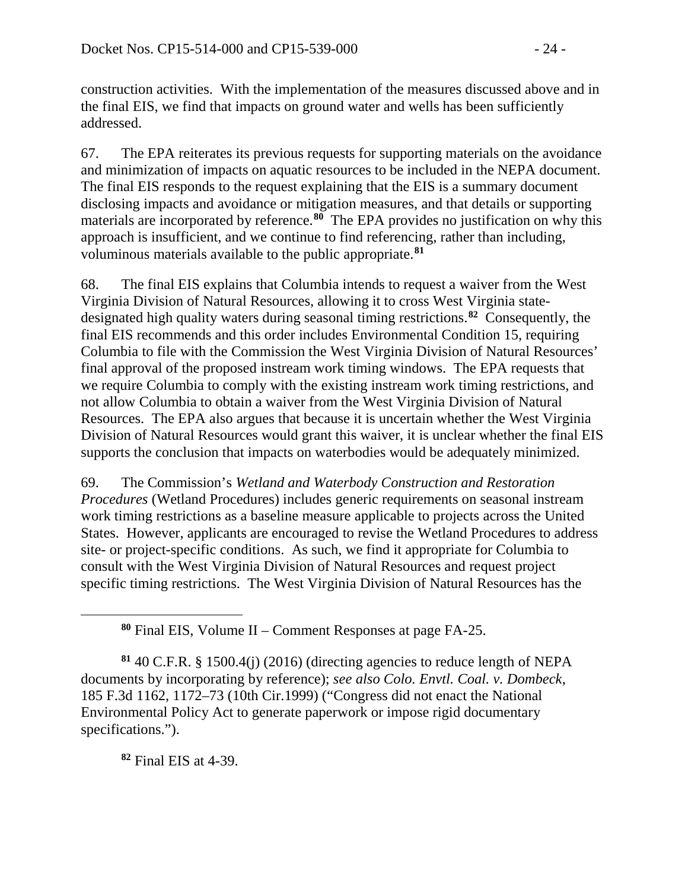construction activities. With the implementation of the measures discussed above and in the final EIS, we find that impacts on ground water and wells has been sufficiently addressed.

67. The EPA reiterates its previous requests for supporting materials on the avoidance and minimization of impacts on aquatic resources to be included in the NEPA document. The final EIS responds to the request explaining that the EIS is a summary document disclosing impacts and avoidance or mitigation measures, and that details or supporting materials are incorporated by reference.[80] The EPA provides no justification on why this approach is insufficient, and we continue to find referencing, rather than including, voluminous materials available to the public appropriate.[81]

68. The final EIS explains that Columbia intends to request a waiver from the West Virginia Division of Natural Resources, allowing it to cross West Virginia state-designated high quality waters during seasonal timing restrictions.[82] Consequently, the final EIS recommends and this order includes Environmental Condition 15, requiring Columbia to file with the Commission the West Virginia Division of Natural Resources' final approval of the proposed instream work timing windows. The EPA requests that we require Columbia to comply with the existing instream work timing restrictions, and not allow Columbia to obtain a waiver from the West Virginia Division of Natural Resources. The EPA also argues that because it is uncertain whether the West Virginia Division of Natural Resources would grant this waiver, it is unclear whether the final EIS supports the conclusion that impacts on waterbodies would be adequately minimized.

69. The Commission's *Wetland and Waterbody Construction and Restoration Procedures* (Wetland Procedures) includes generic requirements on seasonal instream work timing restrictions as a baseline measure applicable to projects across the United States. However, applicants are encouraged to revise the Wetland Procedures to address site- or project-specific conditions. As such, we find it appropriate for Columbia to consult with the West Virginia Division of Natural Resources and request project specific timing restrictions. The West Virginia Division of Natural Resources has the

---

[80] Final EIS, Volume II – Comment Responses at page FA-25.

[81] 40 C.F.R. § 1500.4(j) (2016) (directing agencies to reduce length of NEPA documents by incorporating by reference); *see also Colo. Envtl. Coal. v. Dombeck*, 185 F.3d 1162, 1172–73 (10th Cir.1999) ("Congress did not enact the National Environmental Policy Act to generate paperwork or impose rigid documentary specifications.").

[82] Final EIS at 4-39.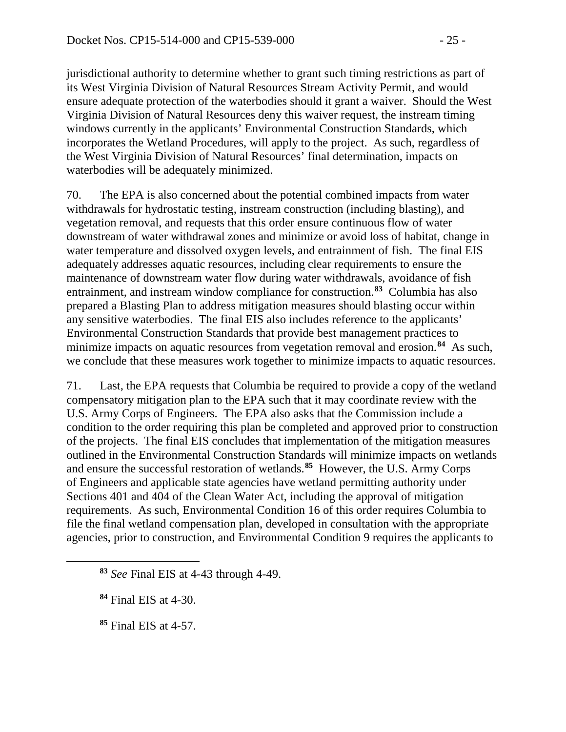jurisdictional authority to determine whether to grant such timing restrictions as part of its West Virginia Division of Natural Resources Stream Activity Permit, and would ensure adequate protection of the waterbodies should it grant a waiver. Should the West Virginia Division of Natural Resources deny this waiver request, the instream timing windows currently in the applicants' Environmental Construction Standards, which incorporates the Wetland Procedures, will apply to the project. As such, regardless of the West Virginia Division of Natural Resources' final determination, impacts on waterbodies will be adequately minimized.

70. The EPA is also concerned about the potential combined impacts from water withdrawals for hydrostatic testing, instream construction (including blasting), and vegetation removal, and requests that this order ensure continuous flow of water downstream of water withdrawal zones and minimize or avoid loss of habitat, change in water temperature and dissolved oxygen levels, and entrainment of fish. The final EIS adequately addresses aquatic resources, including clear requirements to ensure the maintenance of downstream water flow during water withdrawals, avoidance of fish entrainment, and instream window compliance for construction.[83] Columbia has also prepared a Blasting Plan to address mitigation measures should blasting occur within any sensitive waterbodies. The final EIS also includes reference to the applicants' Environmental Construction Standards that provide best management practices to minimize impacts on aquatic resources from vegetation removal and erosion.[84] As such, we conclude that these measures work together to minimize impacts to aquatic resources.

71. Last, the EPA requests that Columbia be required to provide a copy of the wetland compensatory mitigation plan to the EPA such that it may coordinate review with the U.S. Army Corps of Engineers. The EPA also asks that the Commission include a condition to the order requiring this plan be completed and approved prior to construction of the projects. The final EIS concludes that implementation of the mitigation measures outlined in the Environmental Construction Standards will minimize impacts on wetlands and ensure the successful restoration of wetlands.[85] However, the U.S. Army Corps of Engineers and applicable state agencies have wetland permitting authority under Sections 401 and 404 of the Clean Water Act, including the approval of mitigation requirements. As such, Environmental Condition 16 of this order requires Columbia to file the final wetland compensation plan, developed in consultation with the appropriate agencies, prior to construction, and Environmental Condition 9 requires the applicants to

[83] *See* Final EIS at 4-43 through 4-49.

[84] Final EIS at 4-30.

[85] Final EIS at 4-57.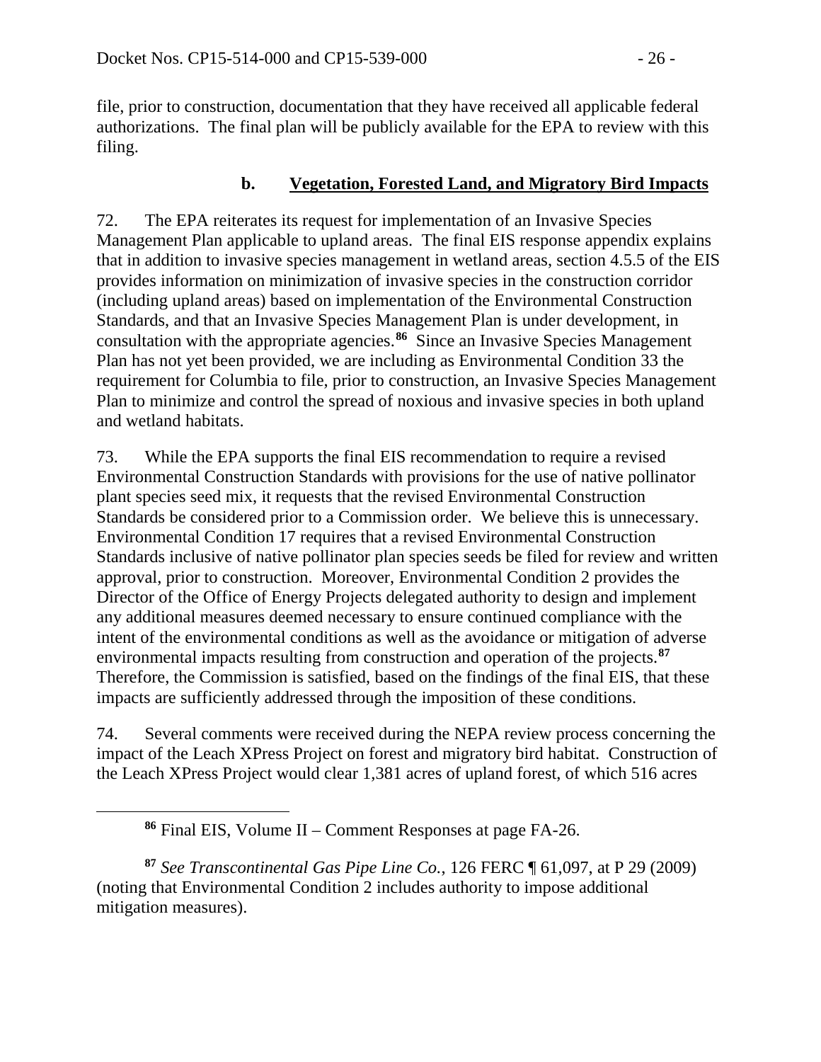file, prior to construction, documentation that they have received all applicable federal authorizations. The final plan will be publicly available for the EPA to review with this filing.

### b. Vegetation, Forested Land, and Migratory Bird Impacts

72. The EPA reiterates its request for implementation of an Invasive Species Management Plan applicable to upland areas. The final EIS response appendix explains that in addition to invasive species management in wetland areas, section 4.5.5 of the EIS provides information on minimization of invasive species in the construction corridor (including upland areas) based on implementation of the Environmental Construction Standards, and that an Invasive Species Management Plan is under development, in consultation with the appropriate agencies.[86] Since an Invasive Species Management Plan has not yet been provided, we are including as Environmental Condition 33 the requirement for Columbia to file, prior to construction, an Invasive Species Management Plan to minimize and control the spread of noxious and invasive species in both upland and wetland habitats.

73. While the EPA supports the final EIS recommendation to require a revised Environmental Construction Standards with provisions for the use of native pollinator plant species seed mix, it requests that the revised Environmental Construction Standards be considered prior to a Commission order. We believe this is unnecessary. Environmental Condition 17 requires that a revised Environmental Construction Standards inclusive of native pollinator plan species seeds be filed for review and written approval, prior to construction. Moreover, Environmental Condition 2 provides the Director of the Office of Energy Projects delegated authority to design and implement any additional measures deemed necessary to ensure continued compliance with the intent of the environmental conditions as well as the avoidance or mitigation of adverse environmental impacts resulting from construction and operation of the projects.[87] Therefore, the Commission is satisfied, based on the findings of the final EIS, that these impacts are sufficiently addressed through the imposition of these conditions.

74. Several comments were received during the NEPA review process concerning the impact of the Leach XPress Project on forest and migratory bird habitat. Construction of the Leach XPress Project would clear 1,381 acres of upland forest, of which 516 acres

---

[86] Final EIS, Volume II – Comment Responses at page FA-26.

[87] *See Transcontinental Gas Pipe Line Co.*, 126 FERC ¶ 61,097, at P 29 (2009) (noting that Environmental Condition 2 includes authority to impose additional mitigation measures).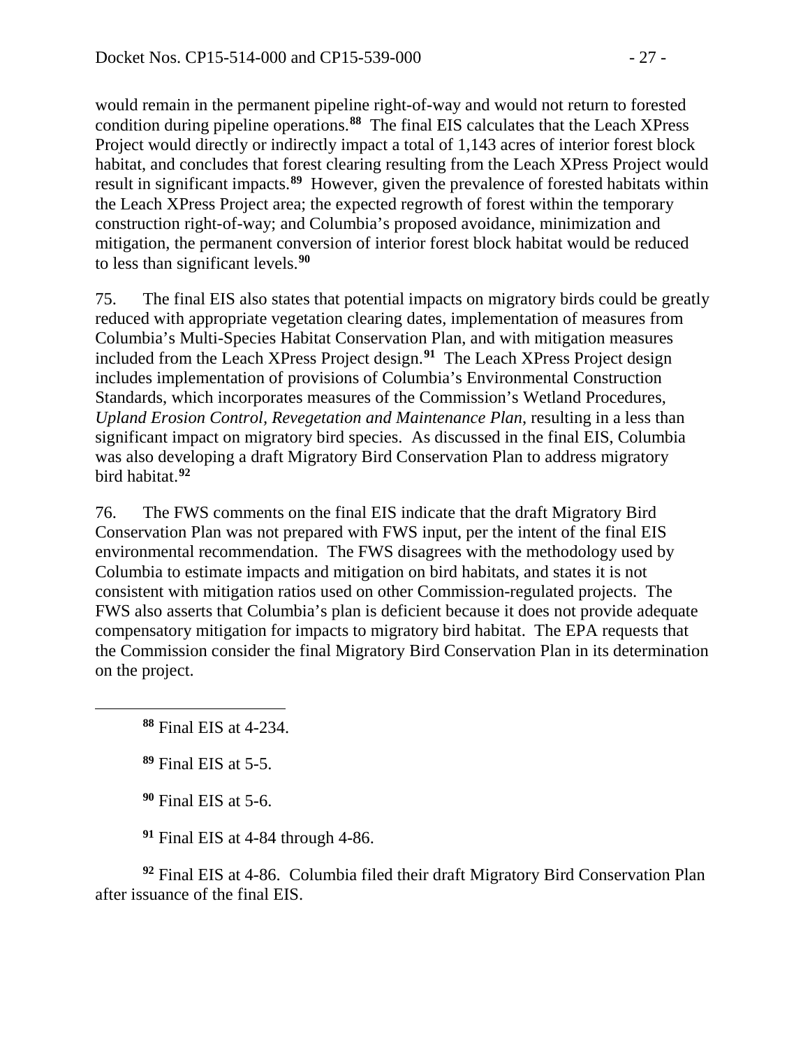would remain in the permanent pipeline right-of-way and would not return to forested condition during pipeline operations.[88] The final EIS calculates that the Leach XPress Project would directly or indirectly impact a total of 1,143 acres of interior forest block habitat, and concludes that forest clearing resulting from the Leach XPress Project would result in significant impacts.[89] However, given the prevalence of forested habitats within the Leach XPress Project area; the expected regrowth of forest within the temporary construction right-of-way; and Columbia's proposed avoidance, minimization and mitigation, the permanent conversion of interior forest block habitat would be reduced to less than significant levels.[90]

75. The final EIS also states that potential impacts on migratory birds could be greatly reduced with appropriate vegetation clearing dates, implementation of measures from Columbia's Multi-Species Habitat Conservation Plan, and with mitigation measures included from the Leach XPress Project design.[91] The Leach XPress Project design includes implementation of provisions of Columbia's Environmental Construction Standards, which incorporates measures of the Commission's Wetland Procedures, *Upland Erosion Control, Revegetation and Maintenance Plan*, resulting in a less than significant impact on migratory bird species. As discussed in the final EIS, Columbia was also developing a draft Migratory Bird Conservation Plan to address migratory bird habitat.[92]

76. The FWS comments on the final EIS indicate that the draft Migratory Bird Conservation Plan was not prepared with FWS input, per the intent of the final EIS environmental recommendation. The FWS disagrees with the methodology used by Columbia to estimate impacts and mitigation on bird habitats, and states it is not consistent with mitigation ratios used on other Commission-regulated projects. The FWS also asserts that Columbia's plan is deficient because it does not provide adequate compensatory mitigation for impacts to migratory bird habitat. The EPA requests that the Commission consider the final Migratory Bird Conservation Plan in its determination on the project.

---

[88] Final EIS at 4-234.

[89] Final EIS at 5-5.

[90] Final EIS at 5-6.

[91] Final EIS at 4-84 through 4-86.

[92] Final EIS at 4-86. Columbia filed their draft Migratory Bird Conservation Plan after issuance of the final EIS.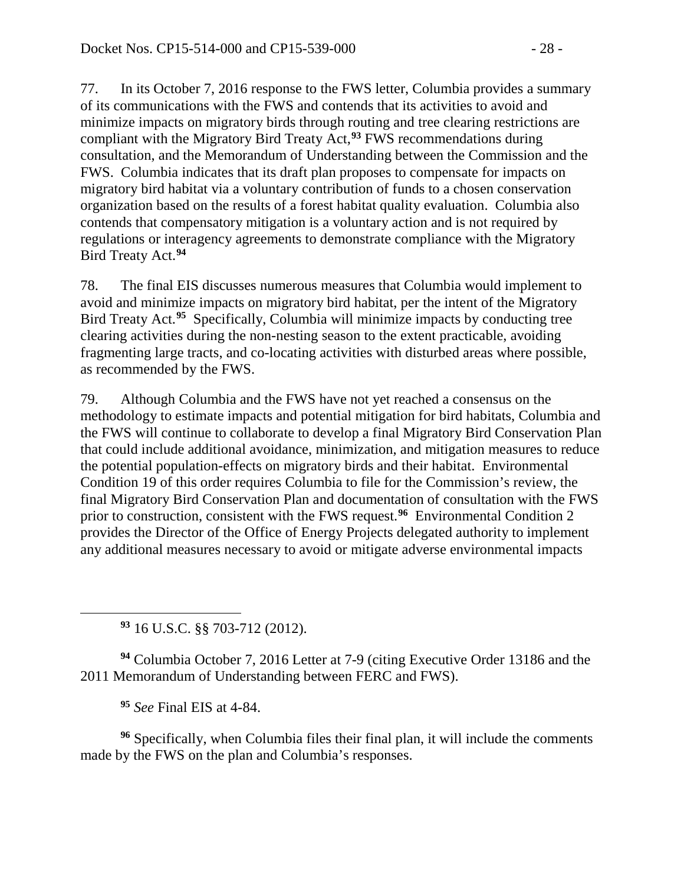77. In its October 7, 2016 response to the FWS letter, Columbia provides a summary of its communications with the FWS and contends that its activities to avoid and minimize impacts on migratory birds through routing and tree clearing restrictions are compliant with the Migratory Bird Treaty Act,[93] FWS recommendations during consultation, and the Memorandum of Understanding between the Commission and the FWS. Columbia indicates that its draft plan proposes to compensate for impacts on migratory bird habitat via a voluntary contribution of funds to a chosen conservation organization based on the results of a forest habitat quality evaluation. Columbia also contends that compensatory mitigation is a voluntary action and is not required by regulations or interagency agreements to demonstrate compliance with the Migratory Bird Treaty Act.[94]

78. The final EIS discusses numerous measures that Columbia would implement to avoid and minimize impacts on migratory bird habitat, per the intent of the Migratory Bird Treaty Act.[95] Specifically, Columbia will minimize impacts by conducting tree clearing activities during the non-nesting season to the extent practicable, avoiding fragmenting large tracts, and co-locating activities with disturbed areas where possible, as recommended by the FWS.

79. Although Columbia and the FWS have not yet reached a consensus on the methodology to estimate impacts and potential mitigation for bird habitats, Columbia and the FWS will continue to collaborate to develop a final Migratory Bird Conservation Plan that could include additional avoidance, minimization, and mitigation measures to reduce the potential population-effects on migratory birds and their habitat. Environmental Condition 19 of this order requires Columbia to file for the Commission's review, the final Migratory Bird Conservation Plan and documentation of consultation with the FWS prior to construction, consistent with the FWS request.[96] Environmental Condition 2 provides the Director of the Office of Energy Projects delegated authority to implement any additional measures necessary to avoid or mitigate adverse environmental impacts

---

[93] 16 U.S.C. §§ 703-712 (2012).

[94] Columbia October 7, 2016 Letter at 7-9 (citing Executive Order 13186 and the 2011 Memorandum of Understanding between FERC and FWS).

[95] *See* Final EIS at 4-84.

[96] Specifically, when Columbia files their final plan, it will include the comments made by the FWS on the plan and Columbia's responses.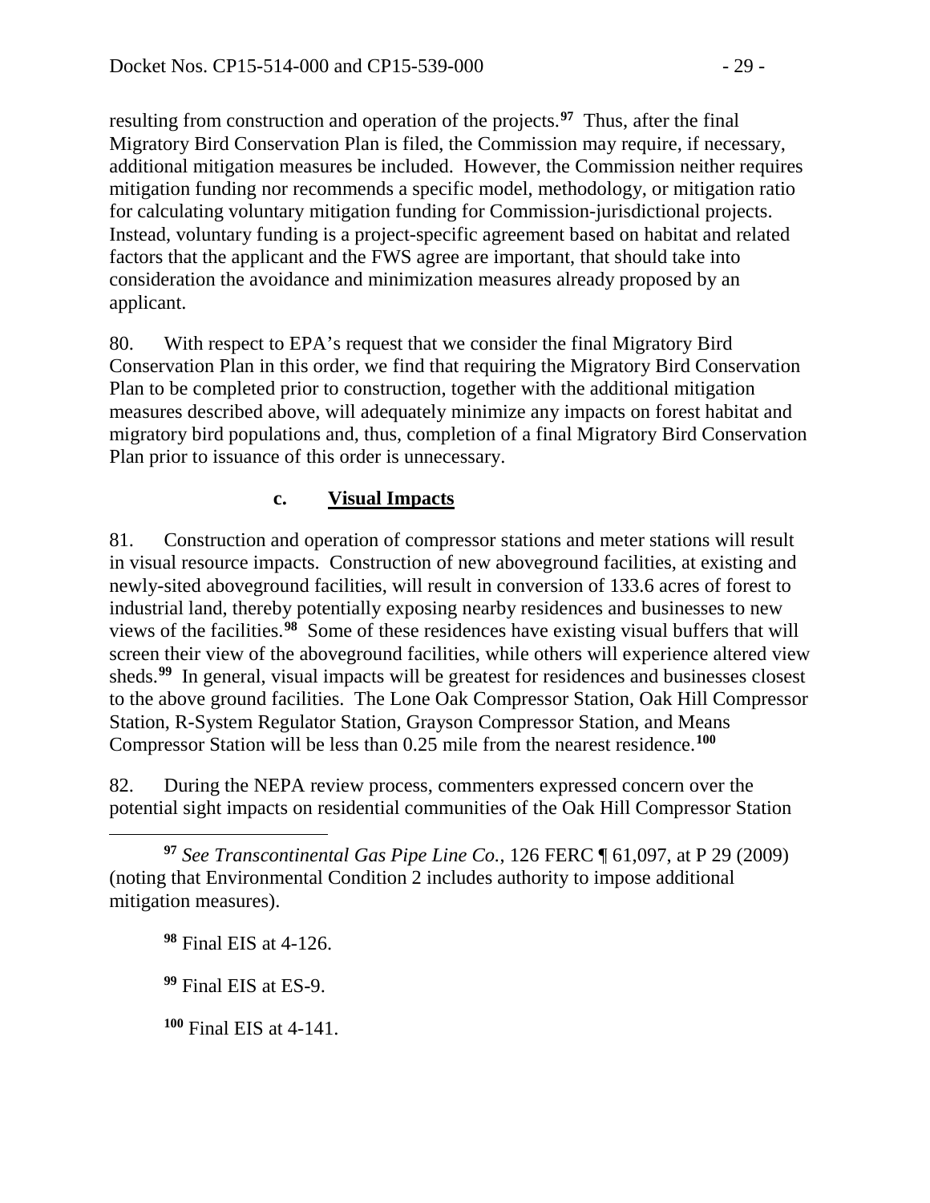resulting from construction and operation of the projects.[97] Thus, after the final Migratory Bird Conservation Plan is filed, the Commission may require, if necessary, additional mitigation measures be included. However, the Commission neither requires mitigation funding nor recommends a specific model, methodology, or mitigation ratio for calculating voluntary mitigation funding for Commission-jurisdictional projects. Instead, voluntary funding is a project-specific agreement based on habitat and related factors that the applicant and the FWS agree are important, that should take into consideration the avoidance and minimization measures already proposed by an applicant.

80. With respect to EPA's request that we consider the final Migratory Bird Conservation Plan in this order, we find that requiring the Migratory Bird Conservation Plan to be completed prior to construction, together with the additional mitigation measures described above, will adequately minimize any impacts on forest habitat and migratory bird populations and, thus, completion of a final Migratory Bird Conservation Plan prior to issuance of this order is unnecessary.

#### c. **Visual Impacts**

81. Construction and operation of compressor stations and meter stations will result in visual resource impacts. Construction of new aboveground facilities, at existing and newly-sited aboveground facilities, will result in conversion of 133.6 acres of forest to industrial land, thereby potentially exposing nearby residences and businesses to new views of the facilities.[98] Some of these residences have existing visual buffers that will screen their view of the aboveground facilities, while others will experience altered view sheds.[99] In general, visual impacts will be greatest for residences and businesses closest to the above ground facilities. The Lone Oak Compressor Station, Oak Hill Compressor Station, R-System Regulator Station, Grayson Compressor Station, and Means Compressor Station will be less than 0.25 mile from the nearest residence.[100]

82. During the NEPA review process, commenters expressed concern over the potential sight impacts on residential communities of the Oak Hill Compressor Station

---

[97] *See Transcontinental Gas Pipe Line Co.*, 126 FERC ¶ 61,097, at P 29 (2009) (noting that Environmental Condition 2 includes authority to impose additional mitigation measures).

[98] Final EIS at 4-126.

[99] Final EIS at ES-9.

[100] Final EIS at 4-141.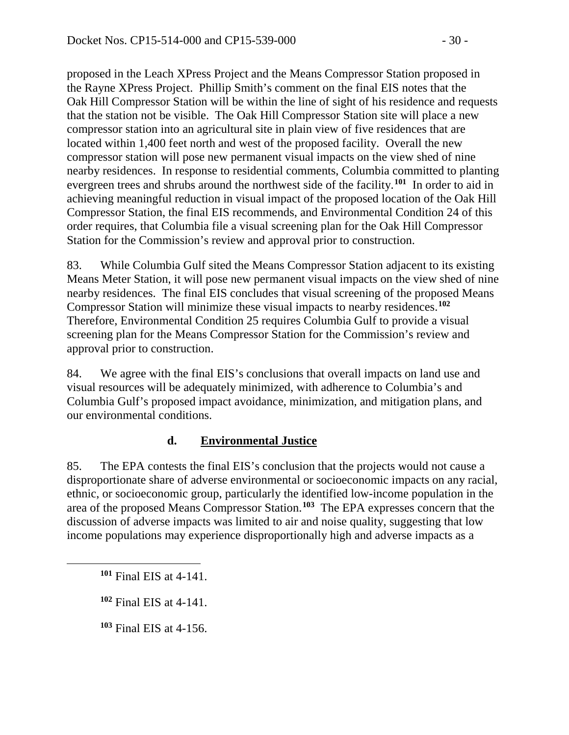proposed in the Leach XPress Project and the Means Compressor Station proposed in the Rayne XPress Project. Phillip Smith's comment on the final EIS notes that the Oak Hill Compressor Station will be within the line of sight of his residence and requests that the station not be visible. The Oak Hill Compressor Station site will place a new compressor station into an agricultural site in plain view of five residences that are located within 1,400 feet north and west of the proposed facility. Overall the new compressor station will pose new permanent visual impacts on the view shed of nine nearby residences. In response to residential comments, Columbia committed to planting evergreen trees and shrubs around the northwest side of the facility.[101] In order to aid in achieving meaningful reduction in visual impact of the proposed location of the Oak Hill Compressor Station, the final EIS recommends, and Environmental Condition 24 of this order requires, that Columbia file a visual screening plan for the Oak Hill Compressor Station for the Commission's review and approval prior to construction.

83. While Columbia Gulf sited the Means Compressor Station adjacent to its existing Means Meter Station, it will pose new permanent visual impacts on the view shed of nine nearby residences. The final EIS concludes that visual screening of the proposed Means Compressor Station will minimize these visual impacts to nearby residences.[102] Therefore, Environmental Condition 25 requires Columbia Gulf to provide a visual screening plan for the Means Compressor Station for the Commission's review and approval prior to construction.

84. We agree with the final EIS's conclusions that overall impacts on land use and visual resources will be adequately minimized, with adherence to Columbia's and Columbia Gulf's proposed impact avoidance, minimization, and mitigation plans, and our environmental conditions.

### d. Environmental Justice

85. The EPA contests the final EIS's conclusion that the projects would not cause a disproportionate share of adverse environmental or socioeconomic impacts on any racial, ethnic, or socioeconomic group, particularly the identified low-income population in the area of the proposed Means Compressor Station.[103] The EPA expresses concern that the discussion of adverse impacts was limited to air and noise quality, suggesting that low income populations may experience disproportionally high and adverse impacts as a

---

[101] Final EIS at 4-141.

[102] Final EIS at 4-141.

[103] Final EIS at 4-156.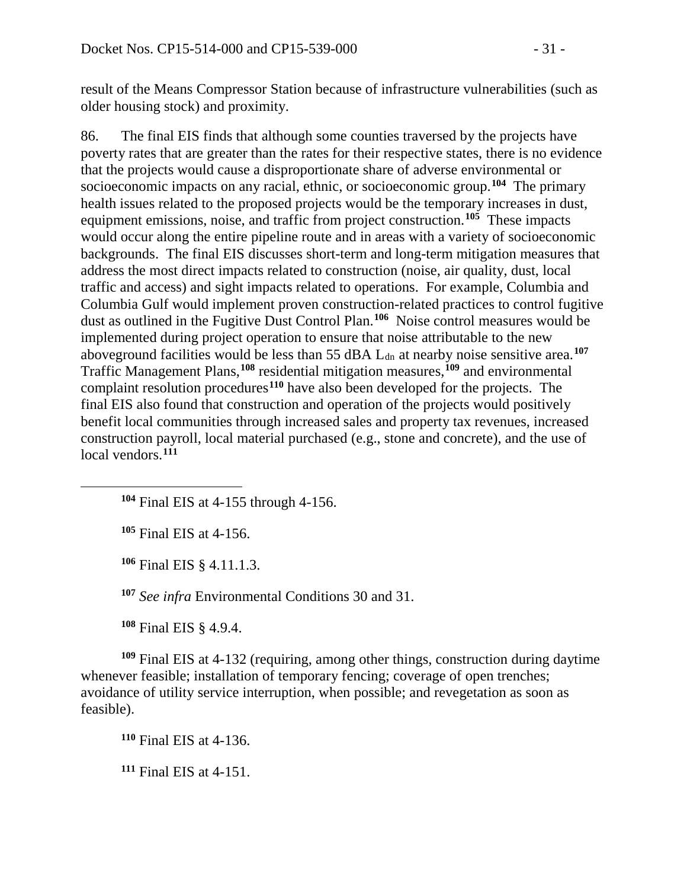result of the Means Compressor Station because of infrastructure vulnerabilities (such as older housing stock) and proximity.

86. The final EIS finds that although some counties traversed by the projects have poverty rates that are greater than the rates for their respective states, there is no evidence that the projects would cause a disproportionate share of adverse environmental or socioeconomic impacts on any racial, ethnic, or socioeconomic group.[104] The primary health issues related to the proposed projects would be the temporary increases in dust, equipment emissions, noise, and traffic from project construction.[105] These impacts would occur along the entire pipeline route and in areas with a variety of socioeconomic backgrounds. The final EIS discusses short-term and long-term mitigation measures that address the most direct impacts related to construction (noise, air quality, dust, local traffic and access) and sight impacts related to operations. For example, Columbia and Columbia Gulf would implement proven construction-related practices to control fugitive dust as outlined in the Fugitive Dust Control Plan.[106] Noise control measures would be implemented during project operation to ensure that noise attributable to the new aboveground facilities would be less than 55 dBA $L_{dn}$ at nearby noise sensitive area.[107] Traffic Management Plans,[108] residential mitigation measures,[109] and environmental complaint resolution procedures[110] have also been developed for the projects. The final EIS also found that construction and operation of the projects would positively benefit local communities through increased sales and property tax revenues, increased construction payroll, local material purchased (e.g., stone and concrete), and the use of local vendors.[111]

---

[104] Final EIS at 4-155 through 4-156.

[105] Final EIS at 4-156.

[106] Final EIS § 4.11.1.3.

[107] *See infra* Environmental Conditions 30 and 31.

[108] Final EIS § 4.9.4.

[109] Final EIS at 4-132 (requiring, among other things, construction during daytime whenever feasible; installation of temporary fencing; coverage of open trenches; avoidance of utility service interruption, when possible; and revegetation as soon as feasible).

[110] Final EIS at 4-136.

[111] Final EIS at 4-151.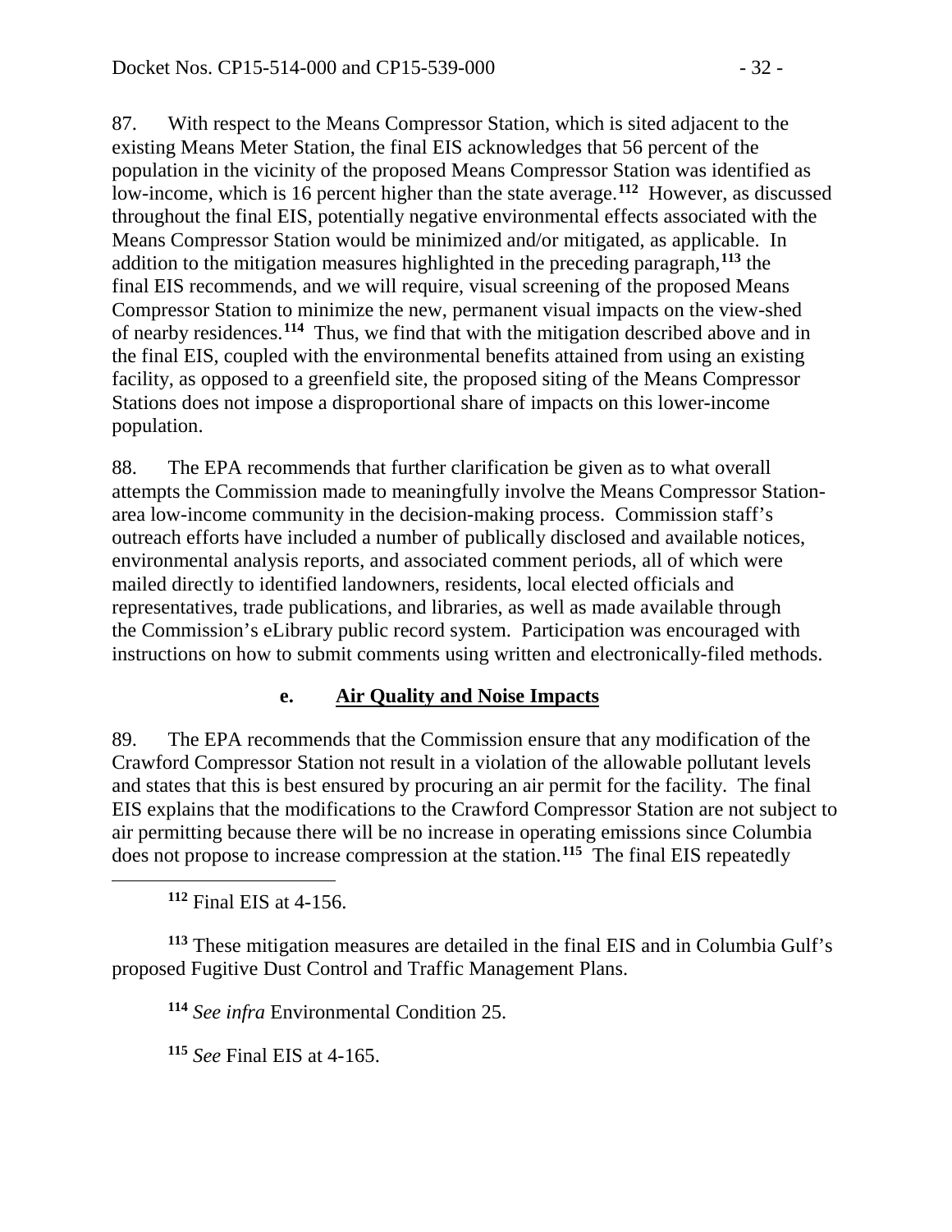87. With respect to the Means Compressor Station, which is sited adjacent to the existing Means Meter Station, the final EIS acknowledges that 56 percent of the population in the vicinity of the proposed Means Compressor Station was identified as low-income, which is 16 percent higher than the state average.[112] However, as discussed throughout the final EIS, potentially negative environmental effects associated with the Means Compressor Station would be minimized and/or mitigated, as applicable. In addition to the mitigation measures highlighted in the preceding paragraph,[113] the final EIS recommends, and we will require, visual screening of the proposed Means Compressor Station to minimize the new, permanent visual impacts on the view-shed of nearby residences.[114] Thus, we find that with the mitigation described above and in the final EIS, coupled with the environmental benefits attained from using an existing facility, as opposed to a greenfield site, the proposed siting of the Means Compressor Stations does not impose a disproportional share of impacts on this lower-income population.

88. The EPA recommends that further clarification be given as to what overall attempts the Commission made to meaningfully involve the Means Compressor Station-area low-income community in the decision-making process. Commission staff's outreach efforts have included a number of publically disclosed and available notices, environmental analysis reports, and associated comment periods, all of which were mailed directly to identified landowners, residents, local elected officials and representatives, trade publications, and libraries, as well as made available through the Commission's eLibrary public record system. Participation was encouraged with instructions on how to submit comments using written and electronically-filed methods.

### e. Air Quality and Noise Impacts

89. The EPA recommends that the Commission ensure that any modification of the Crawford Compressor Station not result in a violation of the allowable pollutant levels and states that this is best ensured by procuring an air permit for the facility. The final EIS explains that the modifications to the Crawford Compressor Station are not subject to air permitting because there will be no increase in operating emissions since Columbia does not propose to increase compression at the station.[115] The final EIS repeatedly

---

[112] Final EIS at 4-156.

[113] These mitigation measures are detailed in the final EIS and in Columbia Gulf's proposed Fugitive Dust Control and Traffic Management Plans.

[114] *See infra* Environmental Condition 25.

[115] *See* Final EIS at 4-165.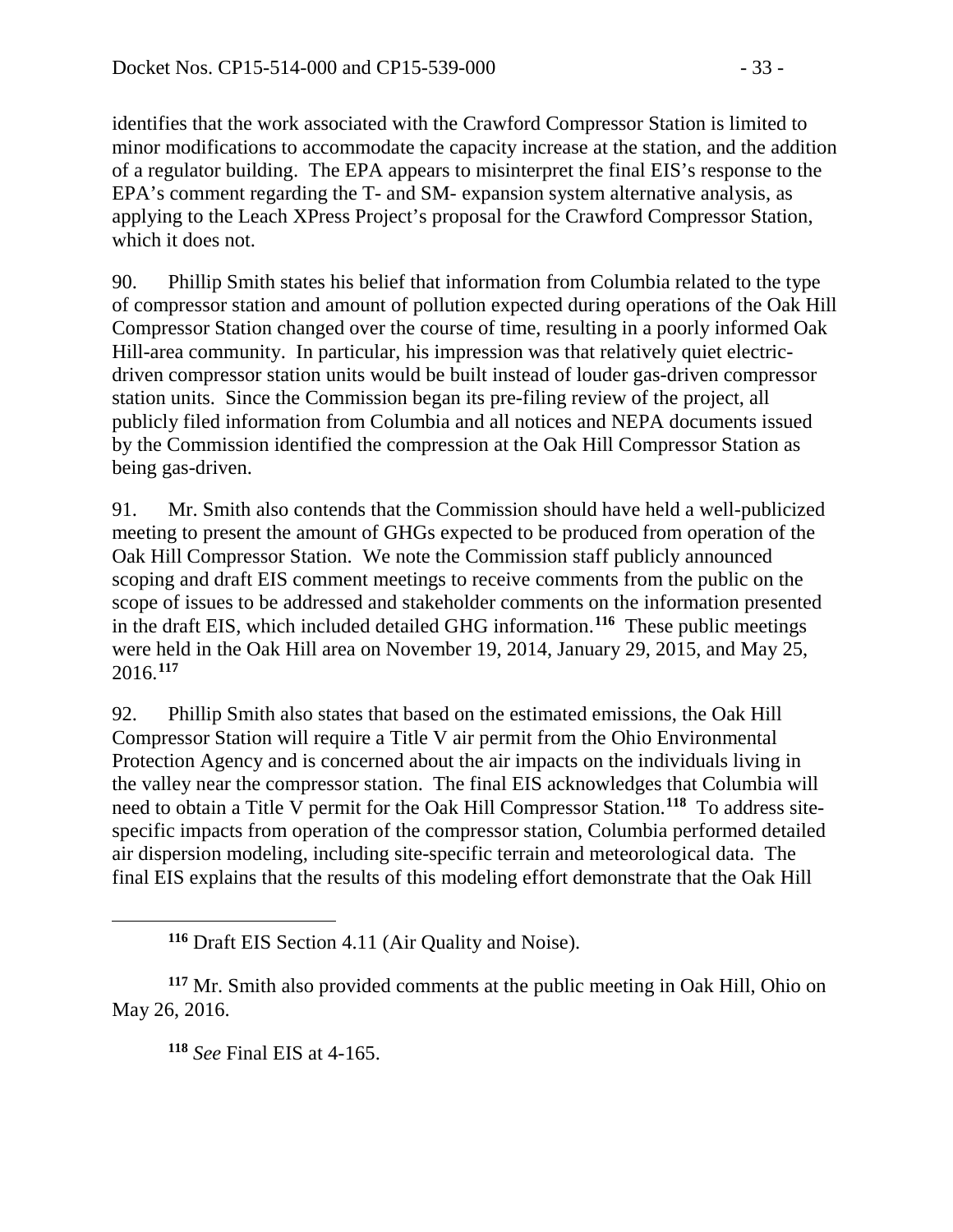identifies that the work associated with the Crawford Compressor Station is limited to minor modifications to accommodate the capacity increase at the station, and the addition of a regulator building. The EPA appears to misinterpret the final EIS's response to the EPA's comment regarding the T- and SM- expansion system alternative analysis, as applying to the Leach XPress Project's proposal for the Crawford Compressor Station, which it does not.

90. Phillip Smith states his belief that information from Columbia related to the type of compressor station and amount of pollution expected during operations of the Oak Hill Compressor Station changed over the course of time, resulting in a poorly informed Oak Hill-area community. In particular, his impression was that relatively quiet electric-driven compressor station units would be built instead of louder gas-driven compressor station units. Since the Commission began its pre-filing review of the project, all publicly filed information from Columbia and all notices and NEPA documents issued by the Commission identified the compression at the Oak Hill Compressor Station as being gas-driven.

91. Mr. Smith also contends that the Commission should have held a well-publicized meeting to present the amount of GHGs expected to be produced from operation of the Oak Hill Compressor Station. We note the Commission staff publicly announced scoping and draft EIS comment meetings to receive comments from the public on the scope of issues to be addressed and stakeholder comments on the information presented in the draft EIS, which included detailed GHG information.[116] These public meetings were held in the Oak Hill area on November 19, 2014, January 29, 2015, and May 25, 2016.[117]

92. Phillip Smith also states that based on the estimated emissions, the Oak Hill Compressor Station will require a Title V air permit from the Ohio Environmental Protection Agency and is concerned about the air impacts on the individuals living in the valley near the compressor station. The final EIS acknowledges that Columbia will need to obtain a Title V permit for the Oak Hill Compressor Station.[118] To address site-specific impacts from operation of the compressor station, Columbia performed detailed air dispersion modeling, including site-specific terrain and meteorological data. The final EIS explains that the results of this modeling effort demonstrate that the Oak Hill

---

[116] Draft EIS Section 4.11 (Air Quality and Noise).

[117] Mr. Smith also provided comments at the public meeting in Oak Hill, Ohio on May 26, 2016.

[118] *See* Final EIS at 4-165.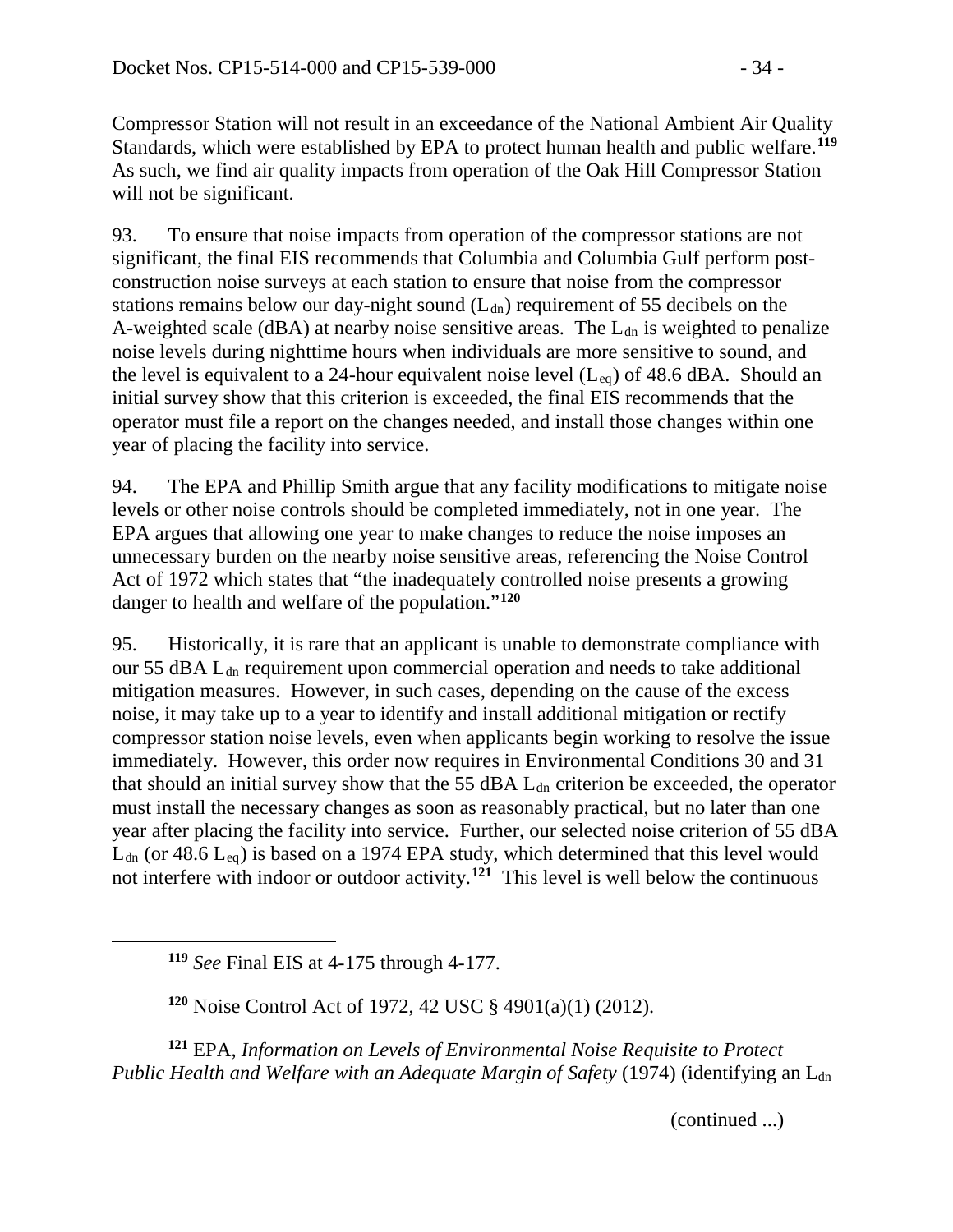Compressor Station will not result in an exceedance of the National Ambient Air Quality Standards, which were established by EPA to protect human health and public welfare.[119] As such, we find air quality impacts from operation of the Oak Hill Compressor Station will not be significant.

93. To ensure that noise impacts from operation of the compressor stations are not significant, the final EIS recommends that Columbia and Columbia Gulf perform post-construction noise surveys at each station to ensure that noise from the compressor stations remains below our day-night sound ($L_{dn}$) requirement of 55 decibels on the A-weighted scale (dBA) at nearby noise sensitive areas. The $L_{dn}$ is weighted to penalize noise levels during nighttime hours when individuals are more sensitive to sound, and the level is equivalent to a 24-hour equivalent noise level ($L_{eq}$) of 48.6 dBA. Should an initial survey show that this criterion is exceeded, the final EIS recommends that the operator must file a report on the changes needed, and install those changes within one year of placing the facility into service.

94. The EPA and Phillip Smith argue that any facility modifications to mitigate noise levels or other noise controls should be completed immediately, not in one year. The EPA argues that allowing one year to make changes to reduce the noise imposes an unnecessary burden on the nearby noise sensitive areas, referencing the Noise Control Act of 1972 which states that "the inadequately controlled noise presents a growing danger to health and welfare of the population."[120]

95. Historically, it is rare that an applicant is unable to demonstrate compliance with our 55 dBA $L_{dn}$ requirement upon commercial operation and needs to take additional mitigation measures. However, in such cases, depending on the cause of the excess noise, it may take up to a year to identify and install additional mitigation or rectify compressor station noise levels, even when applicants begin working to resolve the issue immediately. However, this order now requires in Environmental Conditions 30 and 31 that should an initial survey show that the 55 dBA $L_{dn}$ criterion be exceeded, the operator must install the necessary changes as soon as reasonably practical, but no later than one year after placing the facility into service. Further, our selected noise criterion of 55 dBA $L_{dn}$ (or 48.6 $L_{eq}$) is based on a 1974 EPA study, which determined that this level would not interfere with indoor or outdoor activity.[121] This level is well below the continuous

---

[119] *See* Final EIS at 4-175 through 4-177.

[120] Noise Control Act of 1972, 42 USC § 4901(a)(1) (2012).

[121] EPA, *Information on Levels of Environmental Noise Requisite to Protect Public Health and Welfare with an Adequate Margin of Safety* (1974) (identifying an $L_{dn}$

(continued ...)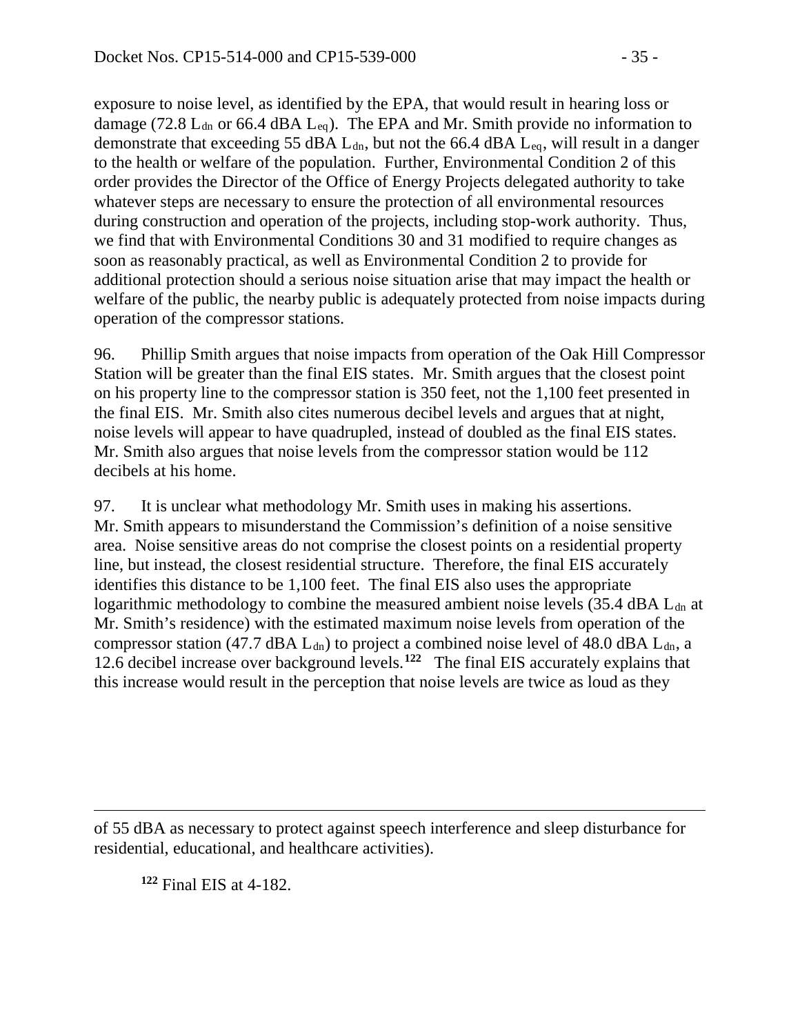exposure to noise level, as identified by the EPA, that would result in hearing loss or damage (72.8 $L_{dn}$ or 66.4 dBA $L_{eq}$). The EPA and Mr. Smith provide no information to demonstrate that exceeding 55 dBA $L_{dn}$, but not the 66.4 dBA $L_{eq}$, will result in a danger to the health or welfare of the population. Further, Environmental Condition 2 of this order provides the Director of the Office of Energy Projects delegated authority to take whatever steps are necessary to ensure the protection of all environmental resources during construction and operation of the projects, including stop-work authority. Thus, we find that with Environmental Conditions 30 and 31 modified to require changes as soon as reasonably practical, as well as Environmental Condition 2 to provide for additional protection should a serious noise situation arise that may impact the health or welfare of the public, the nearby public is adequately protected from noise impacts during operation of the compressor stations.

96. Phillip Smith argues that noise impacts from operation of the Oak Hill Compressor Station will be greater than the final EIS states. Mr. Smith argues that the closest point on his property line to the compressor station is 350 feet, not the 1,100 feet presented in the final EIS. Mr. Smith also cites numerous decibel levels and argues that at night, noise levels will appear to have quadrupled, instead of doubled as the final EIS states. Mr. Smith also argues that noise levels from the compressor station would be 112 decibels at his home.

97. It is unclear what methodology Mr. Smith uses in making his assertions. Mr. Smith appears to misunderstand the Commission's definition of a noise sensitive area. Noise sensitive areas do not comprise the closest points on a residential property line, but instead, the closest residential structure. Therefore, the final EIS accurately identifies this distance to be 1,100 feet. The final EIS also uses the appropriate logarithmic methodology to combine the measured ambient noise levels (35.4 dBA $L_{dn}$ at Mr. Smith's residence) with the estimated maximum noise levels from operation of the compressor station (47.7 dBA $L_{dn}$) to project a combined noise level of 48.0 dBA $L_{dn}$, a 12.6 decibel increase over background levels.[122] The final EIS accurately explains that this increase would result in the perception that noise levels are twice as loud as they

---

of 55 dBA as necessary to protect against speech interference and sleep disturbance for residential, educational, and healthcare activities).

[122] Final EIS at 4-182.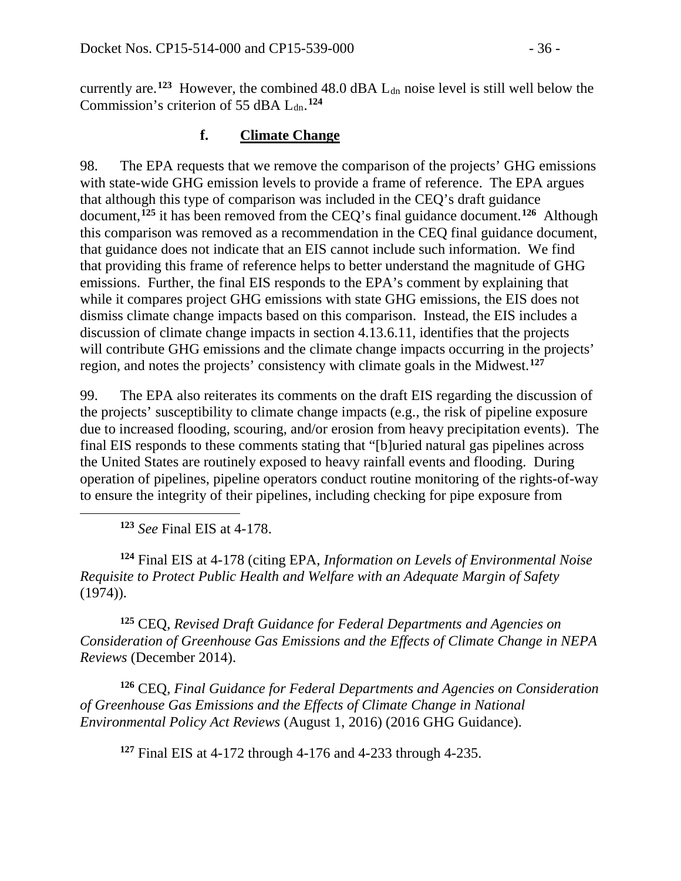currently are.[123] However, the combined 48.0 dBA $L_{dn}$ noise level is still well below the Commission's criterion of 55 dBA $L_{dn}$.[124]

### f. **Climate Change**

98. The EPA requests that we remove the comparison of the projects' GHG emissions with state-wide GHG emission levels to provide a frame of reference. The EPA argues that although this type of comparison was included in the CEQ's draft guidance document,[125] it has been removed from the CEQ's final guidance document.[126] Although this comparison was removed as a recommendation in the CEQ final guidance document, that guidance does not indicate that an EIS cannot include such information. We find that providing this frame of reference helps to better understand the magnitude of GHG emissions. Further, the final EIS responds to the EPA's comment by explaining that while it compares project GHG emissions with state GHG emissions, the EIS does not dismiss climate change impacts based on this comparison. Instead, the EIS includes a discussion of climate change impacts in section 4.13.6.11, identifies that the projects will contribute GHG emissions and the climate change impacts occurring in the projects' region, and notes the projects' consistency with climate goals in the Midwest.[127]

99. The EPA also reiterates its comments on the draft EIS regarding the discussion of the projects' susceptibility to climate change impacts (e.g., the risk of pipeline exposure due to increased flooding, scouring, and/or erosion from heavy precipitation events). The final EIS responds to these comments stating that "[b]uried natural gas pipelines across the United States are routinely exposed to heavy rainfall events and flooding. During operation of pipelines, pipeline operators conduct routine monitoring of the rights-of-way to ensure the integrity of their pipelines, including checking for pipe exposure from

---

[123] *See* Final EIS at 4-178.

[124] Final EIS at 4-178 (citing EPA, *Information on Levels of Environmental Noise Requisite to Protect Public Health and Welfare with an Adequate Margin of Safety* (1974)).

[125] CEQ, *Revised Draft Guidance for Federal Departments and Agencies on Consideration of Greenhouse Gas Emissions and the Effects of Climate Change in NEPA Reviews* (December 2014).

[126] CEQ, *Final Guidance for Federal Departments and Agencies on Consideration of Greenhouse Gas Emissions and the Effects of Climate Change in National Environmental Policy Act Reviews* (August 1, 2016) (2016 GHG Guidance).

[127] Final EIS at 4-172 through 4-176 and 4-233 through 4-235.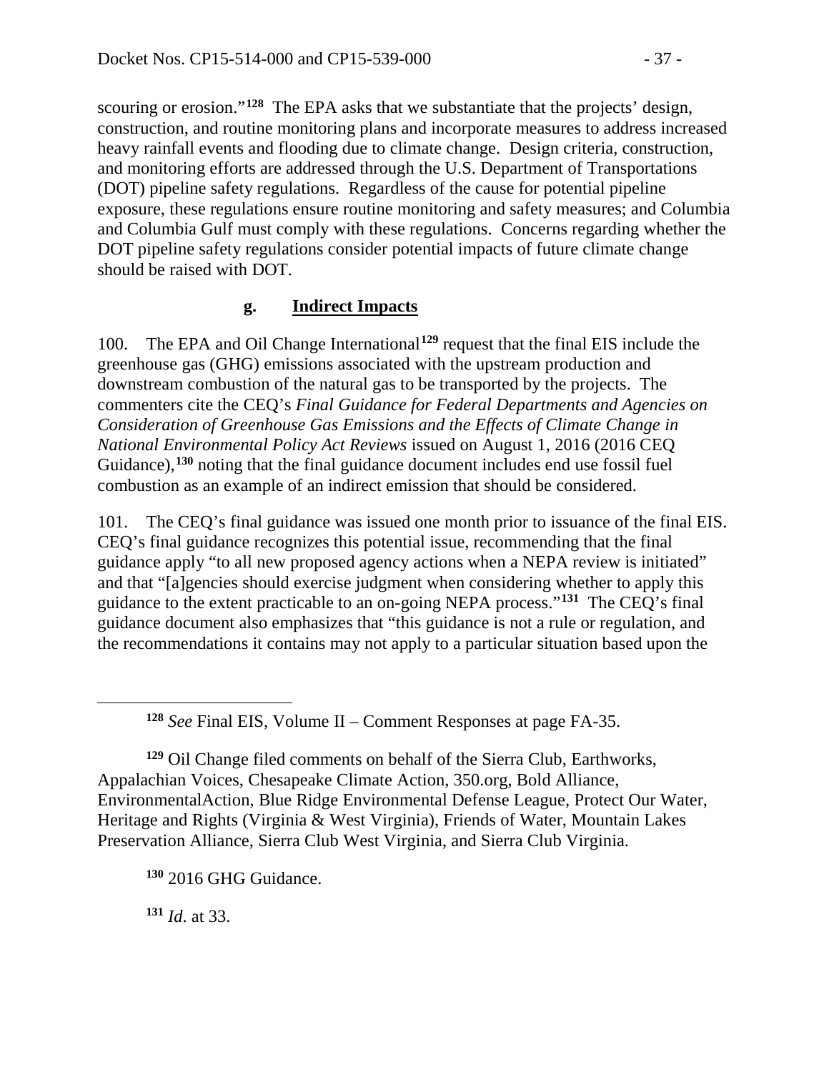scouring or erosion."[128] The EPA asks that we substantiate that the projects' design, construction, and routine monitoring plans and incorporate measures to address increased heavy rainfall events and flooding due to climate change. Design criteria, construction, and monitoring efforts are addressed through the U.S. Department of Transportations (DOT) pipeline safety regulations. Regardless of the cause for potential pipeline exposure, these regulations ensure routine monitoring and safety measures; and Columbia and Columbia Gulf must comply with these regulations. Concerns regarding whether the DOT pipeline safety regulations consider potential impacts of future climate change should be raised with DOT.

### g. Indirect Impacts

100. The EPA and Oil Change International[129] request that the final EIS include the greenhouse gas (GHG) emissions associated with the upstream production and downstream combustion of the natural gas to be transported by the projects. The commenters cite the CEQ's *Final Guidance for Federal Departments and Agencies on Consideration of Greenhouse Gas Emissions and the Effects of Climate Change in National Environmental Policy Act Reviews* issued on August 1, 2016 (2016 CEQ Guidance),[130] noting that the final guidance document includes end use fossil fuel combustion as an example of an indirect emission that should be considered.

101. The CEQ's final guidance was issued one month prior to issuance of the final EIS. CEQ's final guidance recognizes this potential issue, recommending that the final guidance apply "to all new proposed agency actions when a NEPA review is initiated" and that "[a]gencies should exercise judgment when considering whether to apply this guidance to the extent practicable to an on-going NEPA process."[131] The CEQ's final guidance document also emphasizes that "this guidance is not a rule or regulation, and the recommendations it contains may not apply to a particular situation based upon the

---

[128] *See* Final EIS, Volume II – Comment Responses at page FA-35.

[129] Oil Change filed comments on behalf of the Sierra Club, Earthworks, Appalachian Voices, Chesapeake Climate Action, 350.org, Bold Alliance, EnvironmentalAction, Blue Ridge Environmental Defense League, Protect Our Water, Heritage and Rights (Virginia & West Virginia), Friends of Water, Mountain Lakes Preservation Alliance, Sierra Club West Virginia, and Sierra Club Virginia.

[130] 2016 GHG Guidance.

[131] *Id*. at 33.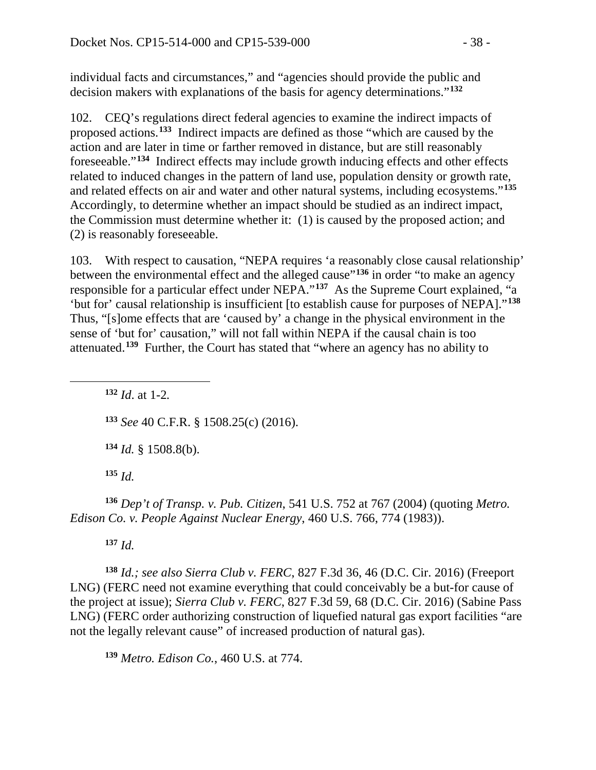individual facts and circumstances," and "agencies should provide the public and decision makers with explanations of the basis for agency determinations."[132]

102. CEQ's regulations direct federal agencies to examine the indirect impacts of proposed actions.[133] Indirect impacts are defined as those "which are caused by the action and are later in time or farther removed in distance, but are still reasonably foreseeable."[134] Indirect effects may include growth inducing effects and other effects related to induced changes in the pattern of land use, population density or growth rate, and related effects on air and water and other natural systems, including ecosystems."[135] Accordingly, to determine whether an impact should be studied as an indirect impact, the Commission must determine whether it: (1) is caused by the proposed action; and (2) is reasonably foreseeable.

103. With respect to causation, "NEPA requires 'a reasonably close causal relationship' between the environmental effect and the alleged cause"[136] in order "to make an agency responsible for a particular effect under NEPA."[137] As the Supreme Court explained, "a 'but for' causal relationship is insufficient [to establish cause for purposes of NEPA]."[138] Thus, "[s]ome effects that are 'caused by' a change in the physical environment in the sense of 'but for' causation," will not fall within NEPA if the causal chain is too attenuated.[139] Further, the Court has stated that "where an agency has no ability to

---

[132] *Id*. at 1-2*.*

[133] *See* 40 C.F.R. § 1508.25(c) (2016).

[134] *Id.* § 1508.8(b).

[135] *Id.*

[136] *Dep't of Transp. v. Pub. Citizen*, 541 U.S. 752 at 767 (2004) (quoting *Metro. Edison Co. v. People Against Nuclear Energy*, 460 U.S. 766, 774 (1983)).

[137] *Id.*

[138] *Id.; see also Sierra Club v. FERC*, 827 F.3d 36, 46 (D.C. Cir. 2016) (Freeport LNG) (FERC need not examine everything that could conceivably be a but-for cause of the project at issue); *Sierra Club v. FERC*, 827 F.3d 59, 68 (D.C. Cir. 2016) (Sabine Pass LNG) (FERC order authorizing construction of liquefied natural gas export facilities "are not the legally relevant cause" of increased production of natural gas).

[139] *Metro. Edison Co.*, 460 U.S. at 774.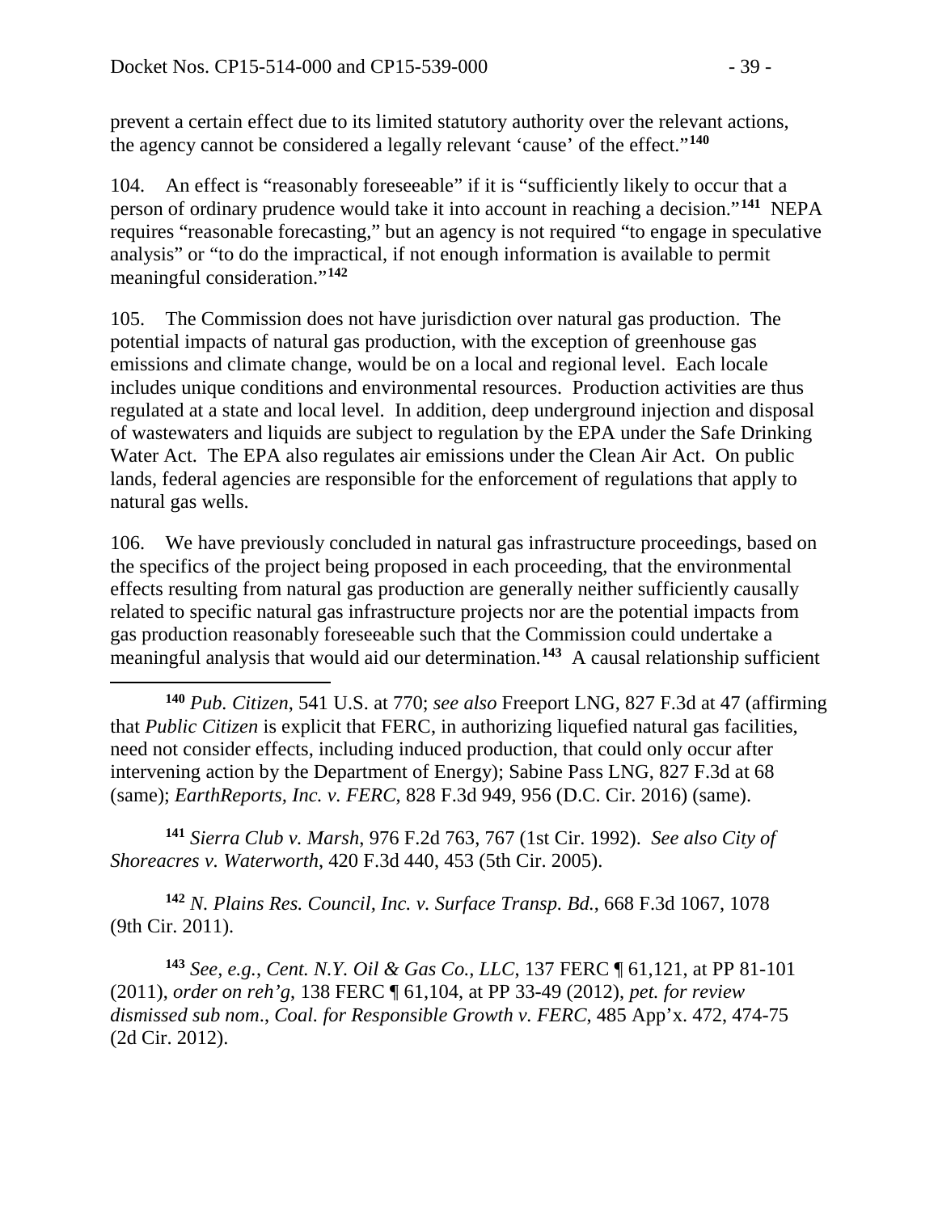prevent a certain effect due to its limited statutory authority over the relevant actions, the agency cannot be considered a legally relevant 'cause' of the effect."[140]

104. An effect is "reasonably foreseeable" if it is "sufficiently likely to occur that a person of ordinary prudence would take it into account in reaching a decision."[141] NEPA requires "reasonable forecasting," but an agency is not required "to engage in speculative analysis" or "to do the impractical, if not enough information is available to permit meaningful consideration."[142]

105. The Commission does not have jurisdiction over natural gas production. The potential impacts of natural gas production, with the exception of greenhouse gas emissions and climate change, would be on a local and regional level. Each locale includes unique conditions and environmental resources. Production activities are thus regulated at a state and local level. In addition, deep underground injection and disposal of wastewaters and liquids are subject to regulation by the EPA under the Safe Drinking Water Act. The EPA also regulates air emissions under the Clean Air Act. On public lands, federal agencies are responsible for the enforcement of regulations that apply to natural gas wells.

106. We have previously concluded in natural gas infrastructure proceedings, based on the specifics of the project being proposed in each proceeding, that the environmental effects resulting from natural gas production are generally neither sufficiently causally related to specific natural gas infrastructure projects nor are the potential impacts from gas production reasonably foreseeable such that the Commission could undertake a meaningful analysis that would aid our determination.[143] A causal relationship sufficient

---

[140] *Pub. Citizen*, 541 U.S. at 770; *see also* Freeport LNG, 827 F.3d at 47 (affirming that *Public Citizen* is explicit that FERC, in authorizing liquefied natural gas facilities, need not consider effects, including induced production, that could only occur after intervening action by the Department of Energy); Sabine Pass LNG, 827 F.3d at 68 (same); *EarthReports, Inc. v. FERC*, 828 F.3d 949, 956 (D.C. Cir. 2016) (same).

[141] *Sierra Club v. Marsh*, 976 F.2d 763, 767 (1st Cir. 1992). *See also City of Shoreacres v. Waterworth*, 420 F.3d 440, 453 (5th Cir. 2005).

[142] *N. Plains Res. Council, Inc. v. Surface Transp. Bd.*, 668 F.3d 1067, 1078 (9th Cir. 2011).

[143] *See, e.g.*, *Cent. N.Y. Oil & Gas Co., LLC*, 137 FERC ¶ 61,121, at PP 81-101 (2011), *order on reh'g*, 138 FERC ¶ 61,104, at PP 33-49 (2012), *pet. for review dismissed sub nom*., *Coal. for Responsible Growth v. FERC*, 485 App'x. 472, 474-75 (2d Cir. 2012).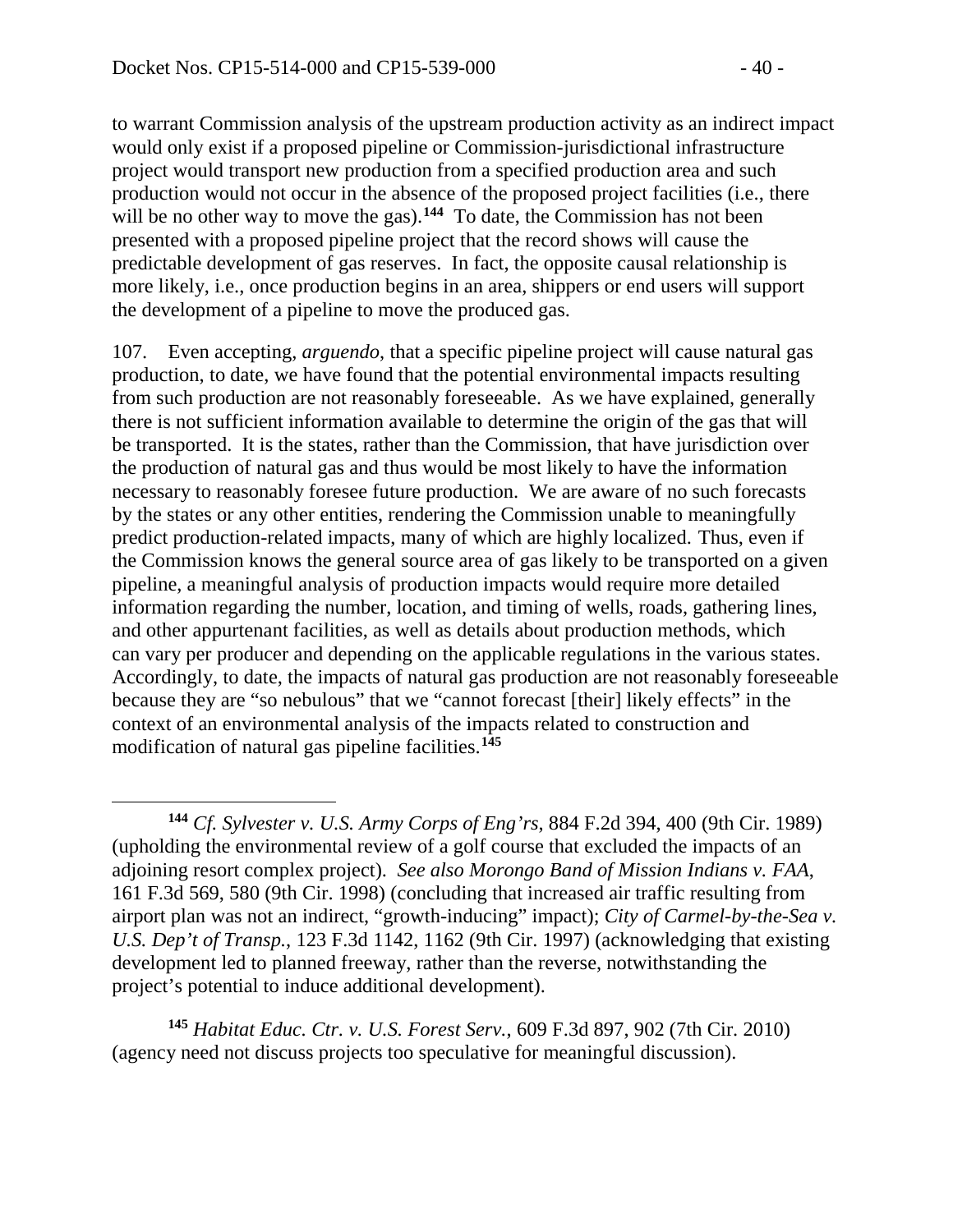to warrant Commission analysis of the upstream production activity as an indirect impact would only exist if a proposed pipeline or Commission-jurisdictional infrastructure project would transport new production from a specified production area and such production would not occur in the absence of the proposed project facilities (i.e., there will be no other way to move the gas).[144] To date, the Commission has not been presented with a proposed pipeline project that the record shows will cause the predictable development of gas reserves. In fact, the opposite causal relationship is more likely, i.e., once production begins in an area, shippers or end users will support the development of a pipeline to move the produced gas.

107. Even accepting, *arguendo*, that a specific pipeline project will cause natural gas production, to date, we have found that the potential environmental impacts resulting from such production are not reasonably foreseeable. As we have explained, generally there is not sufficient information available to determine the origin of the gas that will be transported. It is the states, rather than the Commission, that have jurisdiction over the production of natural gas and thus would be most likely to have the information necessary to reasonably foresee future production. We are aware of no such forecasts by the states or any other entities, rendering the Commission unable to meaningfully predict production-related impacts, many of which are highly localized. Thus, even if the Commission knows the general source area of gas likely to be transported on a given pipeline, a meaningful analysis of production impacts would require more detailed information regarding the number, location, and timing of wells, roads, gathering lines, and other appurtenant facilities, as well as details about production methods, which can vary per producer and depending on the applicable regulations in the various states. Accordingly, to date, the impacts of natural gas production are not reasonably foreseeable because they are "so nebulous" that we "cannot forecast [their] likely effects" in the context of an environmental analysis of the impacts related to construction and modification of natural gas pipeline facilities.[145]

---

[144] *Cf. Sylvester v. U.S. Army Corps of Eng'rs*, 884 F.2d 394, 400 (9th Cir. 1989) (upholding the environmental review of a golf course that excluded the impacts of an adjoining resort complex project). *See also Morongo Band of Mission Indians v. FAA*, 161 F.3d 569, 580 (9th Cir. 1998) (concluding that increased air traffic resulting from airport plan was not an indirect, "growth-inducing" impact); *City of Carmel-by-the-Sea v. U.S. Dep't of Transp.*, 123 F.3d 1142, 1162 (9th Cir. 1997) (acknowledging that existing development led to planned freeway, rather than the reverse, notwithstanding the project's potential to induce additional development).

[145] *Habitat Educ. Ctr. v. U.S. Forest Serv.*, 609 F.3d 897, 902 (7th Cir. 2010) (agency need not discuss projects too speculative for meaningful discussion).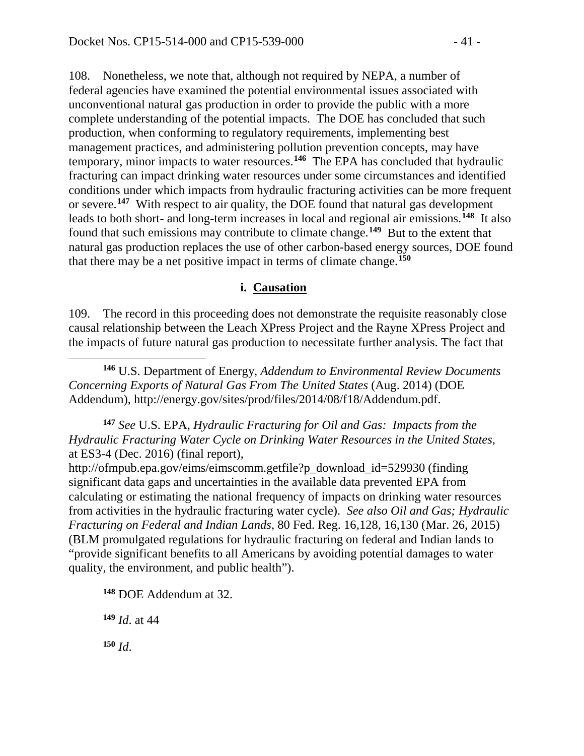108. Nonetheless, we note that, although not required by NEPA, a number of federal agencies have examined the potential environmental issues associated with unconventional natural gas production in order to provide the public with a more complete understanding of the potential impacts. The DOE has concluded that such production, when conforming to regulatory requirements, implementing best management practices, and administering pollution prevention concepts, may have temporary, minor impacts to water resources.[146] The EPA has concluded that hydraulic fracturing can impact drinking water resources under some circumstances and identified conditions under which impacts from hydraulic fracturing activities can be more frequent or severe.[147] With respect to air quality, the DOE found that natural gas development leads to both short- and long-term increases in local and regional air emissions.[148] It also found that such emissions may contribute to climate change.[149] But to the extent that natural gas production replaces the use of other carbon-based energy sources, DOE found that there may be a net positive impact in terms of climate change.[150]

#### i. Causation

109. The record in this proceeding does not demonstrate the requisite reasonably close causal relationship between the Leach XPress Project and the Rayne XPress Project and the impacts of future natural gas production to necessitate further analysis. The fact that

---

[146] U.S. Department of Energy, *Addendum to Environmental Review Documents Concerning Exports of Natural Gas From The United States* (Aug. 2014) (DOE Addendum), http://energy.gov/sites/prod/files/2014/08/f18/Addendum.pdf.

[147] *See* U.S. EPA, *Hydraulic Fracturing for Oil and Gas: Impacts from the Hydraulic Fracturing Water Cycle on Drinking Water Resources in the United States*, at ES3-4 (Dec. 2016) (final report), http://ofmpub.epa.gov/eims/eimscomm.getfile?p_download_id=529930 (finding significant data gaps and uncertainties in the available data prevented EPA from calculating or estimating the national frequency of impacts on drinking water resources from activities in the hydraulic fracturing water cycle). *See also Oil and Gas; Hydraulic Fracturing on Federal and Indian Lands*, 80 Fed. Reg. 16,128, 16,130 (Mar. 26, 2015) (BLM promulgated regulations for hydraulic fracturing on federal and Indian lands to "provide significant benefits to all Americans by avoiding potential damages to water quality, the environment, and public health").

[148] DOE Addendum at 32.

[149] *Id*. at 44

[150] *Id*.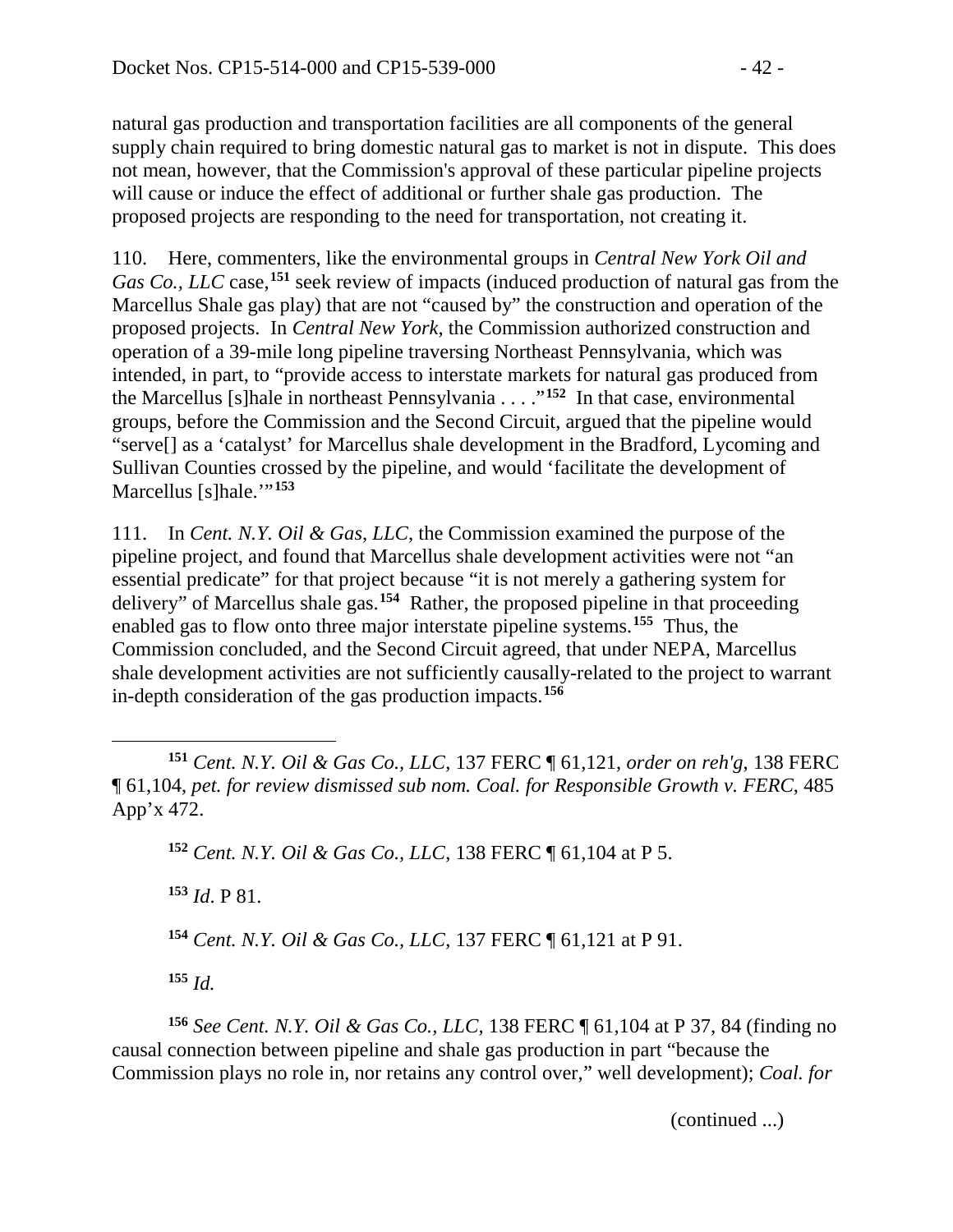natural gas production and transportation facilities are all components of the general supply chain required to bring domestic natural gas to market is not in dispute. This does not mean, however, that the Commission's approval of these particular pipeline projects will cause or induce the effect of additional or further shale gas production. The proposed projects are responding to the need for transportation, not creating it.

110. Here, commenters, like the environmental groups in *Central New York Oil and Gas Co., LLC* case,[151] seek review of impacts (induced production of natural gas from the Marcellus Shale gas play) that are not "caused by" the construction and operation of the proposed projects. In *Central New York*, the Commission authorized construction and operation of a 39-mile long pipeline traversing Northeast Pennsylvania, which was intended, in part, to "provide access to interstate markets for natural gas produced from the Marcellus [s]hale in northeast Pennsylvania . . . ."[152] In that case, environmental groups, before the Commission and the Second Circuit, argued that the pipeline would "serve[] as a 'catalyst' for Marcellus shale development in the Bradford, Lycoming and Sullivan Counties crossed by the pipeline, and would 'facilitate the development of Marcellus [s]hale.'"[153]

111. In *Cent. N.Y. Oil & Gas, LLC*, the Commission examined the purpose of the pipeline project, and found that Marcellus shale development activities were not "an essential predicate" for that project because "it is not merely a gathering system for delivery" of Marcellus shale gas.[154] Rather, the proposed pipeline in that proceeding enabled gas to flow onto three major interstate pipeline systems.[155] Thus, the Commission concluded, and the Second Circuit agreed, that under NEPA, Marcellus shale development activities are not sufficiently causally-related to the project to warrant in-depth consideration of the gas production impacts.[156]

---

[151] *Cent. N.Y. Oil & Gas Co., LLC*, 137 FERC ¶ 61,121, *order on reh'g*, 138 FERC ¶ 61,104, *pet. for review dismissed sub nom. Coal. for Responsible Growth v. FERC*, 485 App'x 472.

[152] *Cent. N.Y. Oil & Gas Co., LLC*, 138 FERC ¶ 61,104 at P 5.

[153] *Id*. P 81.

[154] *Cent. N.Y. Oil & Gas Co., LLC*, 137 FERC ¶ 61,121 at P 91.

[155] *Id.*

[156] *See Cent. N.Y. Oil & Gas Co., LLC*, 138 FERC ¶ 61,104 at P 37, 84 (finding no causal connection between pipeline and shale gas production in part "because the Commission plays no role in, nor retains any control over," well development); *Coal. for*

(continued ...)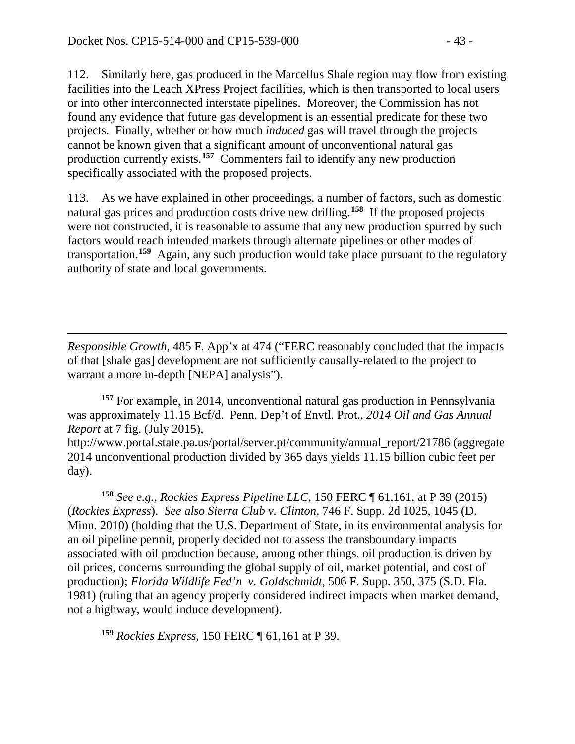112. Similarly here, gas produced in the Marcellus Shale region may flow from existing facilities into the Leach XPress Project facilities, which is then transported to local users or into other interconnected interstate pipelines. Moreover, the Commission has not found any evidence that future gas development is an essential predicate for these two projects. Finally, whether or how much *induced* gas will travel through the projects cannot be known given that a significant amount of unconventional natural gas production currently exists.[157] Commenters fail to identify any new production specifically associated with the proposed projects.

113. As we have explained in other proceedings, a number of factors, such as domestic natural gas prices and production costs drive new drilling.[158] If the proposed projects were not constructed, it is reasonable to assume that any new production spurred by such factors would reach intended markets through alternate pipelines or other modes of transportation.[159] Again, any such production would take place pursuant to the regulatory authority of state and local governments.

---

*Responsible Growth*, 485 F. App'x at 474 ("FERC reasonably concluded that the impacts of that [shale gas] development are not sufficiently causally-related to the project to warrant a more in-depth [NEPA] analysis").

[157] For example, in 2014, unconventional natural gas production in Pennsylvania was approximately 11.15 Bcf/d. Penn. Dep't of Envtl. Prot., *2014 Oil and Gas Annual Report* at 7 fig. (July 2015), http://www.portal.state.pa.us/portal/server.pt/community/annual_report/21786 (aggregate 2014 unconventional production divided by 365 days yields 11.15 billion cubic feet per day).

[158] *See e.g., Rockies Express Pipeline LLC*, 150 FERC ¶ 61,161, at P 39 (2015) (*Rockies Express*). *See also Sierra Club v. Clinton*, 746 F. Supp. 2d 1025, 1045 (D. Minn. 2010) (holding that the U.S. Department of State, in its environmental analysis for an oil pipeline permit, properly decided not to assess the transboundary impacts associated with oil production because, among other things, oil production is driven by oil prices, concerns surrounding the global supply of oil, market potential, and cost of production); *Florida Wildlife Fed'n v. Goldschmidt*, 506 F. Supp. 350, 375 (S.D. Fla. 1981) (ruling that an agency properly considered indirect impacts when market demand, not a highway, would induce development).

[159] *Rockies Express*, 150 FERC ¶ 61,161 at P 39.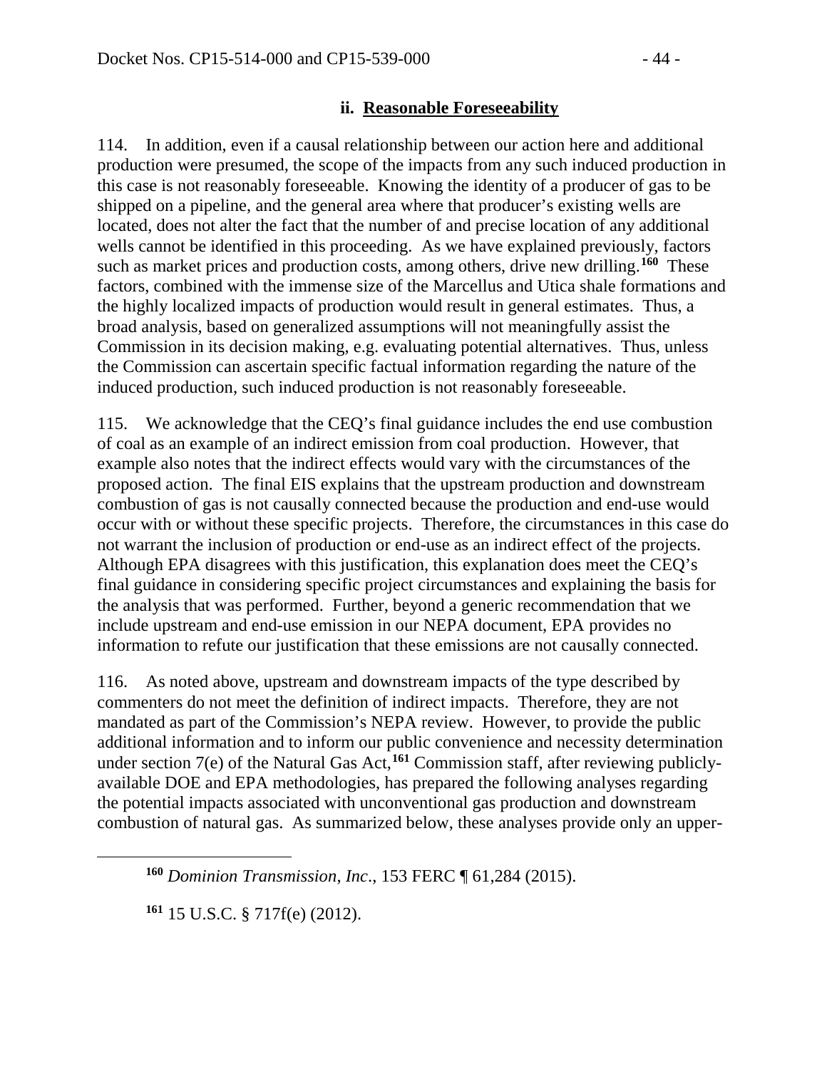### ii. **Reasonable Foreseeability**

114. In addition, even if a causal relationship between our action here and additional production were presumed, the scope of the impacts from any such induced production in this case is not reasonably foreseeable. Knowing the identity of a producer of gas to be shipped on a pipeline, and the general area where that producer's existing wells are located, does not alter the fact that the number of and precise location of any additional wells cannot be identified in this proceeding. As we have explained previously, factors such as market prices and production costs, among others, drive new drilling.[160] These factors, combined with the immense size of the Marcellus and Utica shale formations and the highly localized impacts of production would result in general estimates. Thus, a broad analysis, based on generalized assumptions will not meaningfully assist the Commission in its decision making, e.g. evaluating potential alternatives. Thus, unless the Commission can ascertain specific factual information regarding the nature of the induced production, such induced production is not reasonably foreseeable.

115. We acknowledge that the CEQ's final guidance includes the end use combustion of coal as an example of an indirect emission from coal production. However, that example also notes that the indirect effects would vary with the circumstances of the proposed action. The final EIS explains that the upstream production and downstream combustion of gas is not causally connected because the production and end-use would occur with or without these specific projects. Therefore, the circumstances in this case do not warrant the inclusion of production or end-use as an indirect effect of the projects. Although EPA disagrees with this justification, this explanation does meet the CEQ's final guidance in considering specific project circumstances and explaining the basis for the analysis that was performed. Further, beyond a generic recommendation that we include upstream and end-use emission in our NEPA document, EPA provides no information to refute our justification that these emissions are not causally connected.

116. As noted above, upstream and downstream impacts of the type described by commenters do not meet the definition of indirect impacts. Therefore, they are not mandated as part of the Commission's NEPA review. However, to provide the public additional information and to inform our public convenience and necessity determination under section 7(e) of the Natural Gas Act,[161] Commission staff, after reviewing publicly-available DOE and EPA methodologies, has prepared the following analyses regarding the potential impacts associated with unconventional gas production and downstream combustion of natural gas. As summarized below, these analyses provide only an upper-

---

[160] *Dominion Transmission, Inc*., 153 FERC ¶ 61,284 (2015).

[161] 15 U.S.C. § 717f(e) (2012).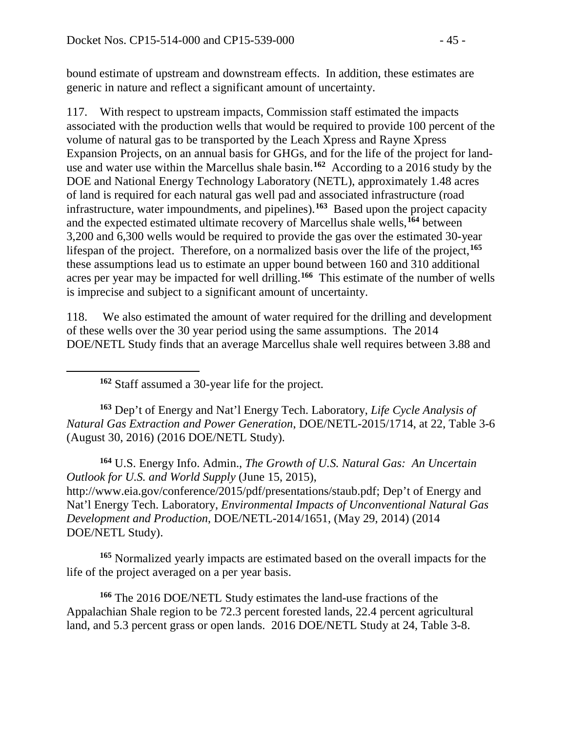bound estimate of upstream and downstream effects. In addition, these estimates are generic in nature and reflect a significant amount of uncertainty.

117. With respect to upstream impacts, Commission staff estimated the impacts associated with the production wells that would be required to provide 100 percent of the volume of natural gas to be transported by the Leach Xpress and Rayne Xpress Expansion Projects, on an annual basis for GHGs, and for the life of the project for land-use and water use within the Marcellus shale basin.[162] According to a 2016 study by the DOE and National Energy Technology Laboratory (NETL), approximately 1.48 acres of land is required for each natural gas well pad and associated infrastructure (road infrastructure, water impoundments, and pipelines).[163] Based upon the project capacity and the expected estimated ultimate recovery of Marcellus shale wells,[164] between 3,200 and 6,300 wells would be required to provide the gas over the estimated 30-year lifespan of the project. Therefore, on a normalized basis over the life of the project,[165] these assumptions lead us to estimate an upper bound between 160 and 310 additional acres per year may be impacted for well drilling.[166] This estimate of the number of wells is imprecise and subject to a significant amount of uncertainty.

118. We also estimated the amount of water required for the drilling and development of these wells over the 30 year period using the same assumptions. The 2014 DOE/NETL Study finds that an average Marcellus shale well requires between 3.88 and

---

[162] Staff assumed a 30-year life for the project.

[163] Dep't of Energy and Nat'l Energy Tech. Laboratory, *Life Cycle Analysis of Natural Gas Extraction and Power Generation*, DOE/NETL-2015/1714, at 22, Table 3-6 (August 30, 2016) (2016 DOE/NETL Study).

[164] U.S. Energy Info. Admin., *The Growth of U.S. Natural Gas: An Uncertain Outlook for U.S. and World Supply* (June 15, 2015), http://www.eia.gov/conference/2015/pdf/presentations/staub.pdf; Dep't of Energy and Nat'l Energy Tech. Laboratory, *Environmental Impacts of Unconventional Natural Gas Development and Production*, DOE/NETL-2014/1651, (May 29, 2014) (2014 DOE/NETL Study).

[165] Normalized yearly impacts are estimated based on the overall impacts for the life of the project averaged on a per year basis.

[166] The 2016 DOE/NETL Study estimates the land-use fractions of the Appalachian Shale region to be 72.3 percent forested lands, 22.4 percent agricultural land, and 5.3 percent grass or open lands. 2016 DOE/NETL Study at 24, Table 3-8.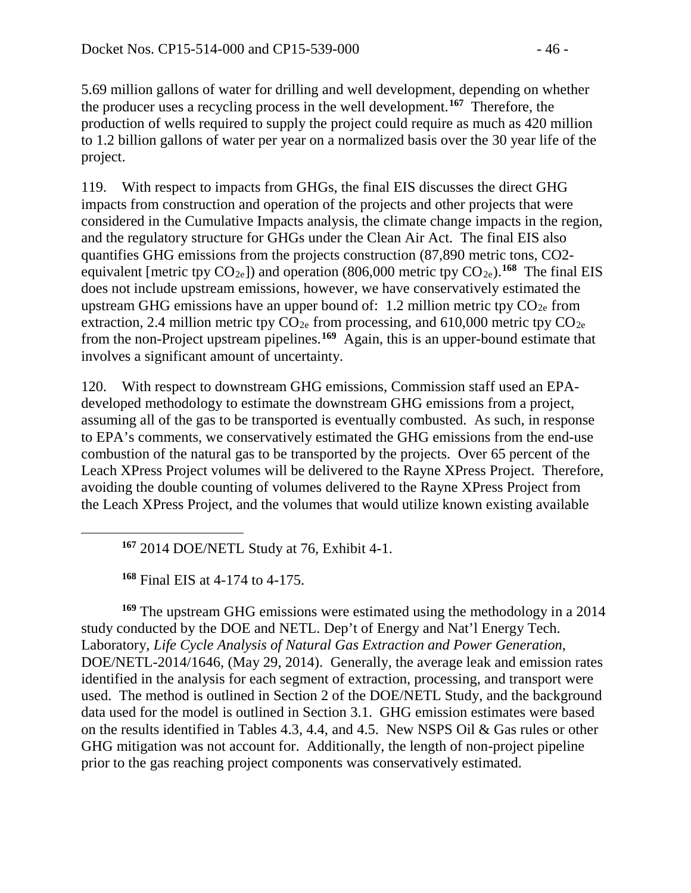5.69 million gallons of water for drilling and well development, depending on whether the producer uses a recycling process in the well development.[167] Therefore, the production of wells required to supply the project could require as much as 420 million to 1.2 billion gallons of water per year on a normalized basis over the 30 year life of the project.

119. With respect to impacts from GHGs, the final EIS discusses the direct GHG impacts from construction and operation of the projects and other projects that were considered in the Cumulative Impacts analysis, the climate change impacts in the region, and the regulatory structure for GHGs under the Clean Air Act. The final EIS also quantifies GHG emissions from the projects construction (87,890 metric tons, CO2-equivalent [metric tpy $CO_{2e}$]) and operation (806,000 metric tpy $CO_{2e}$).[168] The final EIS does not include upstream emissions, however, we have conservatively estimated the upstream GHG emissions have an upper bound of: 1.2 million metric tpy $CO_{2e}$ from extraction, 2.4 million metric tpy $CO_{2e}$ from processing, and 610,000 metric tpy $CO_{2e}$ from the non-Project upstream pipelines.[169] Again, this is an upper-bound estimate that involves a significant amount of uncertainty.

120. With respect to downstream GHG emissions, Commission staff used an EPA-developed methodology to estimate the downstream GHG emissions from a project, assuming all of the gas to be transported is eventually combusted. As such, in response to EPA's comments, we conservatively estimated the GHG emissions from the end-use combustion of the natural gas to be transported by the projects. Over 65 percent of the Leach XPress Project volumes will be delivered to the Rayne XPress Project. Therefore, avoiding the double counting of volumes delivered to the Rayne XPress Project from the Leach XPress Project, and the volumes that would utilize known existing available

---

[167] 2014 DOE/NETL Study at 76, Exhibit 4-1.

[168] Final EIS at 4-174 to 4-175.

[169] The upstream GHG emissions were estimated using the methodology in a 2014 study conducted by the DOE and NETL. Dep't of Energy and Nat'l Energy Tech. Laboratory, *Life Cycle Analysis of Natural Gas Extraction and Power Generation*, DOE/NETL-2014/1646, (May 29, 2014). Generally, the average leak and emission rates identified in the analysis for each segment of extraction, processing, and transport were used. The method is outlined in Section 2 of the DOE/NETL Study, and the background data used for the model is outlined in Section 3.1. GHG emission estimates were based on the results identified in Tables 4.3, 4.4, and 4.5. New NSPS Oil & Gas rules or other GHG mitigation was not account for. Additionally, the length of non-project pipeline prior to the gas reaching project components was conservatively estimated.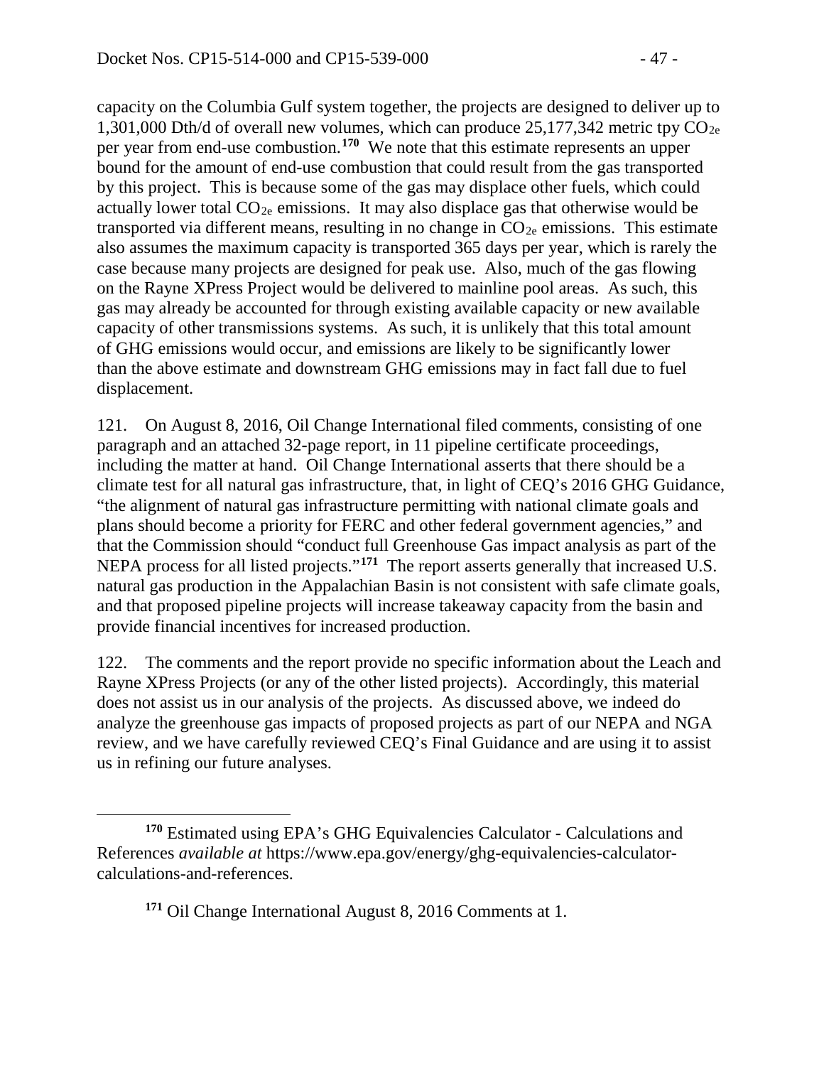capacity on the Columbia Gulf system together, the projects are designed to deliver up to 1,301,000 Dth/d of overall new volumes, which can produce 25,177,342 metric tpy $CO_{2e}$ per year from end-use combustion.[170] We note that this estimate represents an upper bound for the amount of end-use combustion that could result from the gas transported by this project. This is because some of the gas may displace other fuels, which could actually lower total $CO_{2e}$ emissions. It may also displace gas that otherwise would be transported via different means, resulting in no change in $CO_{2e}$ emissions. This estimate also assumes the maximum capacity is transported 365 days per year, which is rarely the case because many projects are designed for peak use. Also, much of the gas flowing on the Rayne XPress Project would be delivered to mainline pool areas. As such, this gas may already be accounted for through existing available capacity or new available capacity of other transmissions systems. As such, it is unlikely that this total amount of GHG emissions would occur, and emissions are likely to be significantly lower than the above estimate and downstream GHG emissions may in fact fall due to fuel displacement.

121. On August 8, 2016, Oil Change International filed comments, consisting of one paragraph and an attached 32-page report, in 11 pipeline certificate proceedings, including the matter at hand. Oil Change International asserts that there should be a climate test for all natural gas infrastructure, that, in light of CEQ's 2016 GHG Guidance, "the alignment of natural gas infrastructure permitting with national climate goals and plans should become a priority for FERC and other federal government agencies," and that the Commission should "conduct full Greenhouse Gas impact analysis as part of the NEPA process for all listed projects."[171] The report asserts generally that increased U.S. natural gas production in the Appalachian Basin is not consistent with safe climate goals, and that proposed pipeline projects will increase takeaway capacity from the basin and provide financial incentives for increased production.

122. The comments and the report provide no specific information about the Leach and Rayne XPress Projects (or any of the other listed projects). Accordingly, this material does not assist us in our analysis of the projects. As discussed above, we indeed do analyze the greenhouse gas impacts of proposed projects as part of our NEPA and NGA review, and we have carefully reviewed CEQ's Final Guidance and are using it to assist us in refining our future analyses.

---

[170] Estimated using EPA's GHG Equivalencies Calculator - Calculations and References *available at* https://www.epa.gov/energy/ghg-equivalencies-calculator-calculations-and-references.

[171] Oil Change International August 8, 2016 Comments at 1.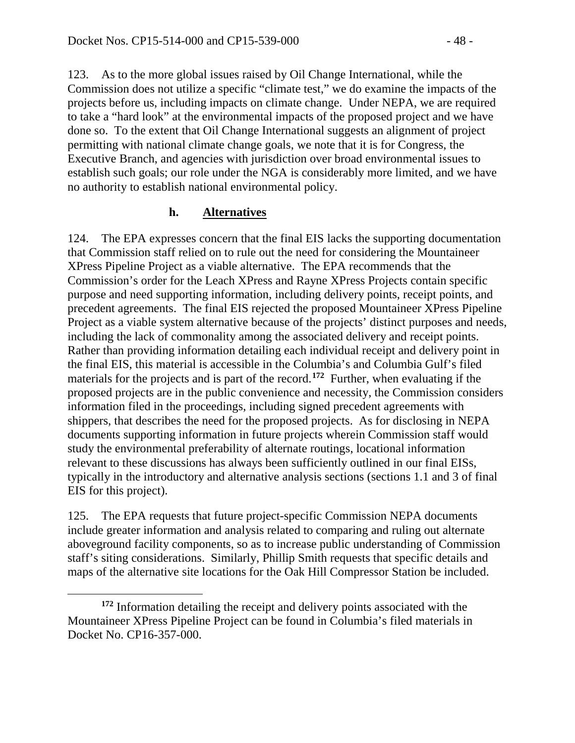123. As to the more global issues raised by Oil Change International, while the Commission does not utilize a specific "climate test," we do examine the impacts of the projects before us, including impacts on climate change. Under NEPA, we are required to take a "hard look" at the environmental impacts of the proposed project and we have done so. To the extent that Oil Change International suggests an alignment of project permitting with national climate change goals, we note that it is for Congress, the Executive Branch, and agencies with jurisdiction over broad environmental issues to establish such goals; our role under the NGA is considerably more limited, and we have no authority to establish national environmental policy.

#### h. Alternatives

124. The EPA expresses concern that the final EIS lacks the supporting documentation that Commission staff relied on to rule out the need for considering the Mountaineer XPress Pipeline Project as a viable alternative. The EPA recommends that the Commission's order for the Leach XPress and Rayne XPress Projects contain specific purpose and need supporting information, including delivery points, receipt points, and precedent agreements. The final EIS rejected the proposed Mountaineer XPress Pipeline Project as a viable system alternative because of the projects' distinct purposes and needs, including the lack of commonality among the associated delivery and receipt points. Rather than providing information detailing each individual receipt and delivery point in the final EIS, this material is accessible in the Columbia's and Columbia Gulf's filed materials for the projects and is part of the record.[172] Further, when evaluating if the proposed projects are in the public convenience and necessity, the Commission considers information filed in the proceedings, including signed precedent agreements with shippers, that describes the need for the proposed projects. As for disclosing in NEPA documents supporting information in future projects wherein Commission staff would study the environmental preferability of alternate routings, locational information relevant to these discussions has always been sufficiently outlined in our final EISs, typically in the introductory and alternative analysis sections (sections 1.1 and 3 of final EIS for this project).

125. The EPA requests that future project-specific Commission NEPA documents include greater information and analysis related to comparing and ruling out alternate aboveground facility components, so as to increase public understanding of Commission staff's siting considerations. Similarly, Phillip Smith requests that specific details and maps of the alternative site locations for the Oak Hill Compressor Station be included.

---

[172] Information detailing the receipt and delivery points associated with the Mountaineer XPress Pipeline Project can be found in Columbia's filed materials in Docket No. CP16-357-000.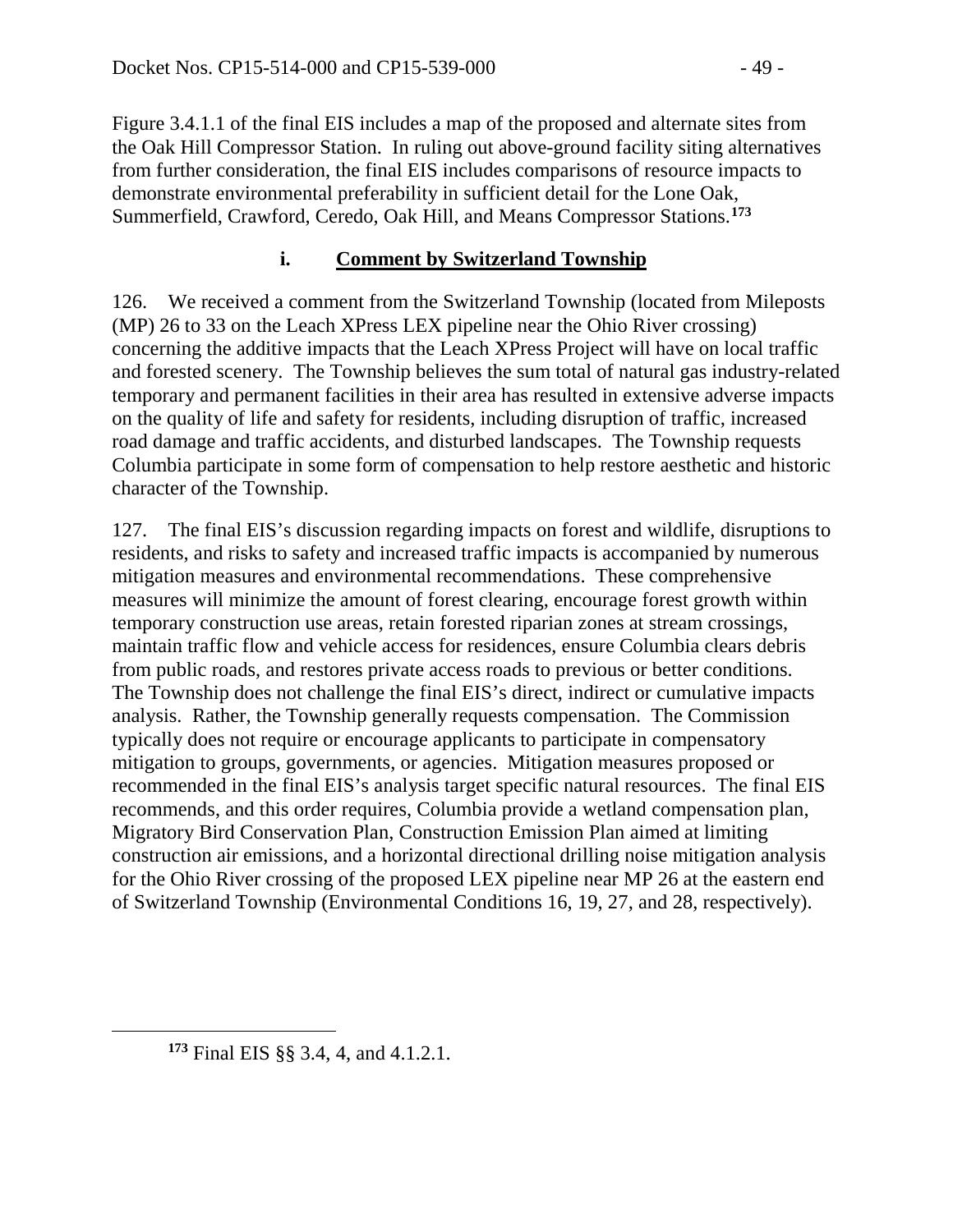Figure 3.4.1.1 of the final EIS includes a map of the proposed and alternate sites from the Oak Hill Compressor Station. In ruling out above-ground facility siting alternatives from further consideration, the final EIS includes comparisons of resource impacts to demonstrate environmental preferability in sufficient detail for the Lone Oak, Summerfield, Crawford, Ceredo, Oak Hill, and Means Compressor Stations.[173]

### i. Comment by Switzerland Township

126. We received a comment from the Switzerland Township (located from Mileposts (MP) 26 to 33 on the Leach XPress LEX pipeline near the Ohio River crossing) concerning the additive impacts that the Leach XPress Project will have on local traffic and forested scenery. The Township believes the sum total of natural gas industry-related temporary and permanent facilities in their area has resulted in extensive adverse impacts on the quality of life and safety for residents, including disruption of traffic, increased road damage and traffic accidents, and disturbed landscapes. The Township requests Columbia participate in some form of compensation to help restore aesthetic and historic character of the Township.

127. The final EIS's discussion regarding impacts on forest and wildlife, disruptions to residents, and risks to safety and increased traffic impacts is accompanied by numerous mitigation measures and environmental recommendations. These comprehensive measures will minimize the amount of forest clearing, encourage forest growth within temporary construction use areas, retain forested riparian zones at stream crossings, maintain traffic flow and vehicle access for residences, ensure Columbia clears debris from public roads, and restores private access roads to previous or better conditions. The Township does not challenge the final EIS's direct, indirect or cumulative impacts analysis. Rather, the Township generally requests compensation. The Commission typically does not require or encourage applicants to participate in compensatory mitigation to groups, governments, or agencies. Mitigation measures proposed or recommended in the final EIS's analysis target specific natural resources. The final EIS recommends, and this order requires, Columbia provide a wetland compensation plan, Migratory Bird Conservation Plan, Construction Emission Plan aimed at limiting construction air emissions, and a horizontal directional drilling noise mitigation analysis for the Ohio River crossing of the proposed LEX pipeline near MP 26 at the eastern end of Switzerland Township (Environmental Conditions 16, 19, 27, and 28, respectively).

---

[173] Final EIS §§ 3.4, 4, and 4.1.2.1.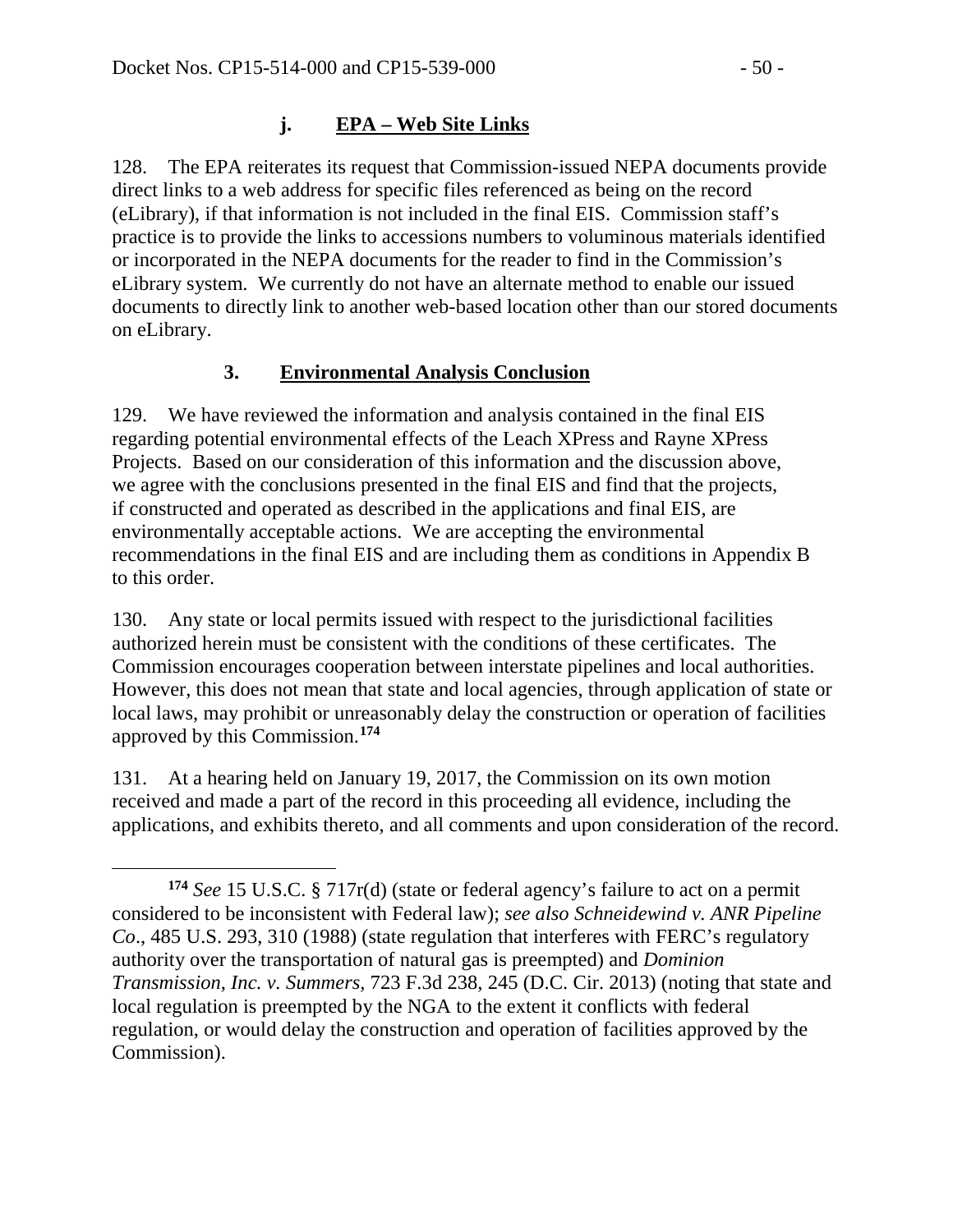#### j. EPA – Web Site Links

128. The EPA reiterates its request that Commission-issued NEPA documents provide direct links to a web address for specific files referenced as being on the record (eLibrary), if that information is not included in the final EIS. Commission staff's practice is to provide the links to accessions numbers to voluminous materials identified or incorporated in the NEPA documents for the reader to find in the Commission's eLibrary system. We currently do not have an alternate method to enable our issued documents to directly link to another web-based location other than our stored documents on eLibrary.

### 3. Environmental Analysis Conclusion

129. We have reviewed the information and analysis contained in the final EIS regarding potential environmental effects of the Leach XPress and Rayne XPress Projects. Based on our consideration of this information and the discussion above, we agree with the conclusions presented in the final EIS and find that the projects, if constructed and operated as described in the applications and final EIS, are environmentally acceptable actions. We are accepting the environmental recommendations in the final EIS and are including them as conditions in Appendix B to this order.

130. Any state or local permits issued with respect to the jurisdictional facilities authorized herein must be consistent with the conditions of these certificates. The Commission encourages cooperation between interstate pipelines and local authorities. However, this does not mean that state and local agencies, through application of state or local laws, may prohibit or unreasonably delay the construction or operation of facilities approved by this Commission.[174]

131. At a hearing held on January 19, 2017, the Commission on its own motion received and made a part of the record in this proceeding all evidence, including the applications, and exhibits thereto, and all comments and upon consideration of the record.

---

[174] *See* 15 U.S.C. § 717r(d) (state or federal agency's failure to act on a permit considered to be inconsistent with Federal law); *see also Schneidewind v. ANR Pipeline Co*., 485 U.S. 293, 310 (1988) (state regulation that interferes with FERC's regulatory authority over the transportation of natural gas is preempted) and *Dominion Transmission, Inc. v. Summers,* 723 F.3d 238, 245 (D.C. Cir. 2013) (noting that state and local regulation is preempted by the NGA to the extent it conflicts with federal regulation, or would delay the construction and operation of facilities approved by the Commission).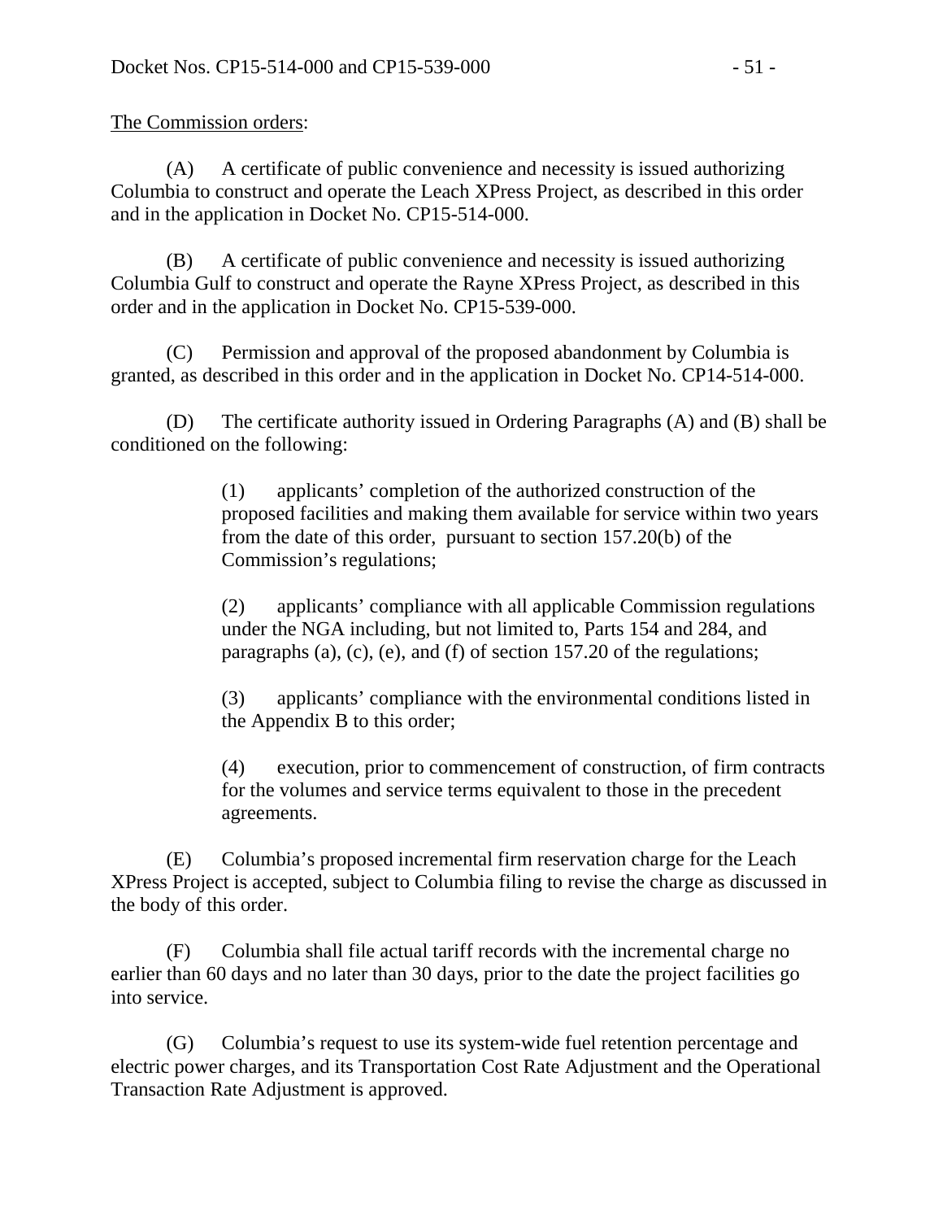The Commission orders:

(A) A certificate of public convenience and necessity is issued authorizing Columbia to construct and operate the Leach XPress Project, as described in this order and in the application in Docket No. CP15-514-000.

(B) A certificate of public convenience and necessity is issued authorizing Columbia Gulf to construct and operate the Rayne XPress Project, as described in this order and in the application in Docket No. CP15-539-000.

(C) Permission and approval of the proposed abandonment by Columbia is granted, as described in this order and in the application in Docket No. CP14-514-000.

(D) The certificate authority issued in Ordering Paragraphs (A) and (B) shall be conditioned on the following:

> (1) applicants' completion of the authorized construction of the proposed facilities and making them available for service within two years from the date of this order, pursuant to section 157.20(b) of the Commission's regulations;
>
> (2) applicants' compliance with all applicable Commission regulations under the NGA including, but not limited to, Parts 154 and 284, and paragraphs (a), (c), (e), and (f) of section 157.20 of the regulations;
>
> (3) applicants' compliance with the environmental conditions listed in the Appendix B to this order;
>
> (4) execution, prior to commencement of construction, of firm contracts for the volumes and service terms equivalent to those in the precedent agreements.

(E) Columbia's proposed incremental firm reservation charge for the Leach XPress Project is accepted, subject to Columbia filing to revise the charge as discussed in the body of this order.

(F) Columbia shall file actual tariff records with the incremental charge no earlier than 60 days and no later than 30 days, prior to the date the project facilities go into service.

(G) Columbia's request to use its system-wide fuel retention percentage and electric power charges, and its Transportation Cost Rate Adjustment and the Operational Transaction Rate Adjustment is approved.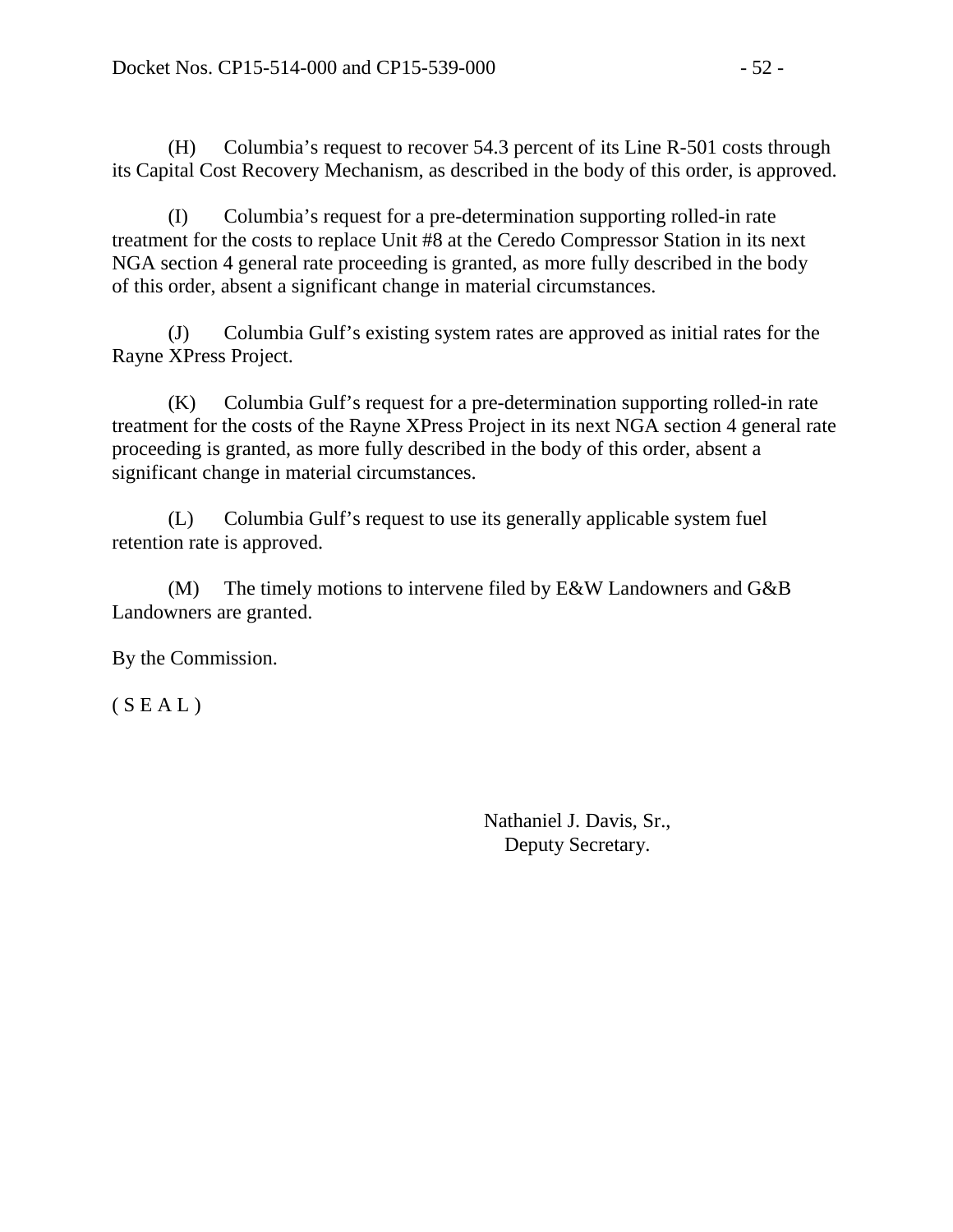(H) Columbia's request to recover 54.3 percent of its Line R-501 costs through its Capital Cost Recovery Mechanism, as described in the body of this order, is approved.

(I) Columbia's request for a pre-determination supporting rolled-in rate treatment for the costs to replace Unit #8 at the Ceredo Compressor Station in its next NGA section 4 general rate proceeding is granted, as more fully described in the body of this order, absent a significant change in material circumstances.

(J) Columbia Gulf's existing system rates are approved as initial rates for the Rayne XPress Project.

(K) Columbia Gulf's request for a pre-determination supporting rolled-in rate treatment for the costs of the Rayne XPress Project in its next NGA section 4 general rate proceeding is granted, as more fully described in the body of this order, absent a significant change in material circumstances.

(L) Columbia Gulf's request to use its generally applicable system fuel retention rate is approved.

(M) The timely motions to intervene filed by E&W Landowners and G&B Landowners are granted.

By the Commission.

( S E A L )

Nathaniel J. Davis, Sr.,
Deputy Secretary.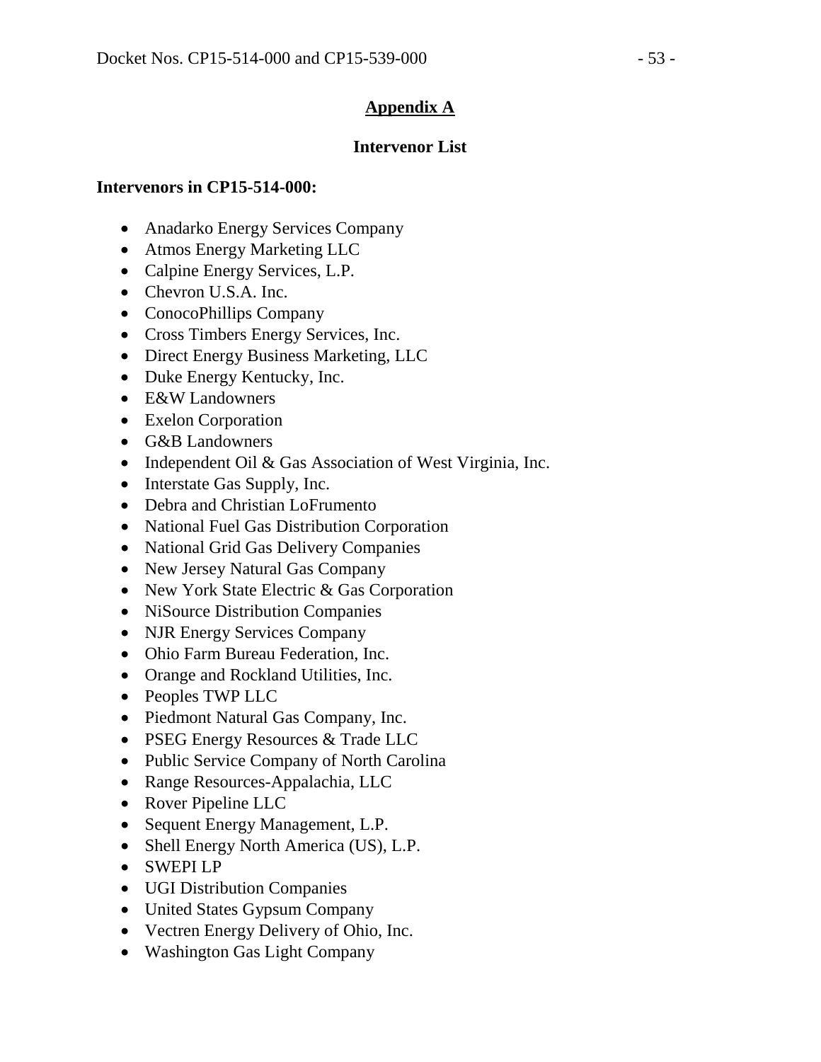## Appendix A

### Intervenor List

**Intervenors in CP15-514-000:**

- Anadarko Energy Services Company
- Atmos Energy Marketing LLC
- Calpine Energy Services, L.P.
- Chevron U.S.A. Inc.
- ConocoPhillips Company
- Cross Timbers Energy Services, Inc.
- Direct Energy Business Marketing, LLC
- Duke Energy Kentucky, Inc.
- E&W Landowners
- Exelon Corporation
- G&B Landowners
- Independent Oil & Gas Association of West Virginia, Inc.
- Interstate Gas Supply, Inc.
- Debra and Christian LoFrumento
- National Fuel Gas Distribution Corporation
- National Grid Gas Delivery Companies
- New Jersey Natural Gas Company
- New York State Electric & Gas Corporation
- NiSource Distribution Companies
- NJR Energy Services Company
- Ohio Farm Bureau Federation, Inc.
- Orange and Rockland Utilities, Inc.
- Peoples TWP LLC
- Piedmont Natural Gas Company, Inc.
- PSEG Energy Resources & Trade LLC
- Public Service Company of North Carolina
- Range Resources-Appalachia, LLC
- Rover Pipeline LLC
- Sequent Energy Management, L.P.
- Shell Energy North America (US), L.P.
- SWEPI LP
- UGI Distribution Companies
- United States Gypsum Company
- Vectren Energy Delivery of Ohio, Inc.
- Washington Gas Light Company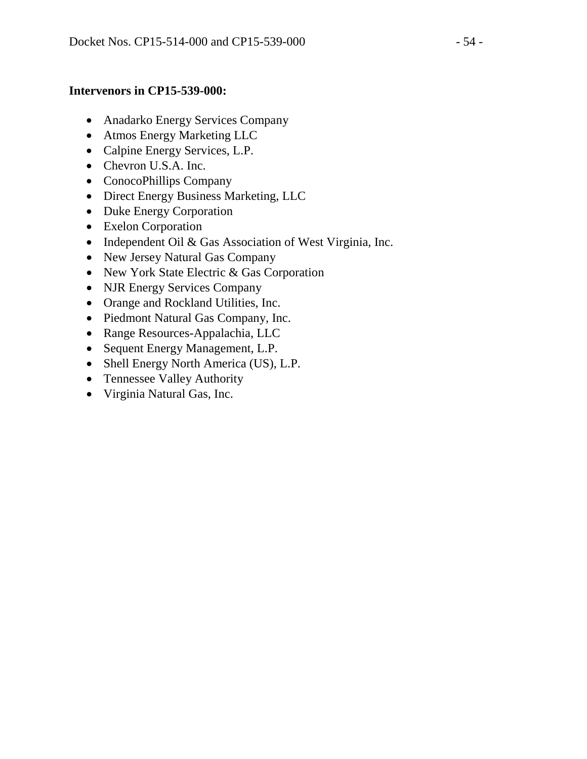**Intervenors in CP15-539-000:**

- Anadarko Energy Services Company
- Atmos Energy Marketing LLC
- Calpine Energy Services, L.P.
- Chevron U.S.A. Inc.
- ConocoPhillips Company
- Direct Energy Business Marketing, LLC
- Duke Energy Corporation
- Exelon Corporation
- Independent Oil & Gas Association of West Virginia, Inc.
- New Jersey Natural Gas Company
- New York State Electric & Gas Corporation
- NJR Energy Services Company
- Orange and Rockland Utilities, Inc.
- Piedmont Natural Gas Company, Inc.
- Range Resources-Appalachia, LLC
- Sequent Energy Management, L.P.
- Shell Energy North America (US), L.P.
- Tennessee Valley Authority
- Virginia Natural Gas, Inc.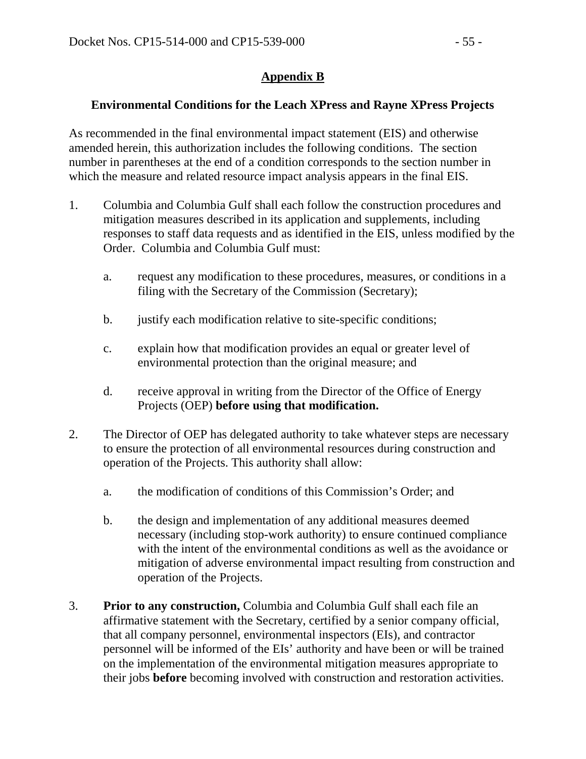## Appendix B

### Environmental Conditions for the Leach XPress and Rayne XPress Projects

As recommended in the final environmental impact statement (EIS) and otherwise amended herein, this authorization includes the following conditions. The section number in parentheses at the end of a condition corresponds to the section number in which the measure and related resource impact analysis appears in the final EIS.

1. Columbia and Columbia Gulf shall each follow the construction procedures and mitigation measures described in its application and supplements, including responses to staff data requests and as identified in the EIS, unless modified by the Order. Columbia and Columbia Gulf must:

   a. request any modification to these procedures, measures, or conditions in a filing with the Secretary of the Commission (Secretary);

   b. justify each modification relative to site-specific conditions;

   c. explain how that modification provides an equal or greater level of environmental protection than the original measure; and

   d. receive approval in writing from the Director of the Office of Energy Projects (OEP) **before using that modification.**

2. The Director of OEP has delegated authority to take whatever steps are necessary to ensure the protection of all environmental resources during construction and operation of the Projects. This authority shall allow:

   a. the modification of conditions of this Commission's Order; and

   b. the design and implementation of any additional measures deemed necessary (including stop-work authority) to ensure continued compliance with the intent of the environmental conditions as well as the avoidance or mitigation of adverse environmental impact resulting from construction and operation of the Projects.

3. **Prior to any construction,** Columbia and Columbia Gulf shall each file an affirmative statement with the Secretary, certified by a senior company official, that all company personnel, environmental inspectors (EIs), and contractor personnel will be informed of the EIs' authority and have been or will be trained on the implementation of the environmental mitigation measures appropriate to their jobs **before** becoming involved with construction and restoration activities.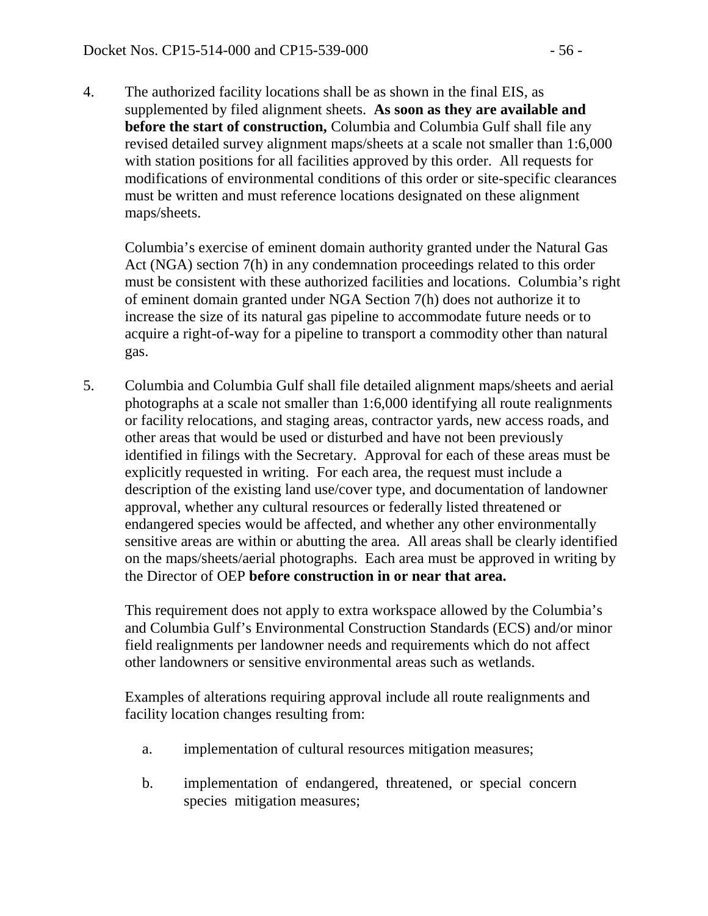4. The authorized facility locations shall be as shown in the final EIS, as supplemented by filed alignment sheets. **As soon as they are available and before the start of construction,** Columbia and Columbia Gulf shall file any revised detailed survey alignment maps/sheets at a scale not smaller than 1:6,000 with station positions for all facilities approved by this order. All requests for modifications of environmental conditions of this order or site-specific clearances must be written and must reference locations designated on these alignment maps/sheets.

   Columbia's exercise of eminent domain authority granted under the Natural Gas Act (NGA) section 7(h) in any condemnation proceedings related to this order must be consistent with these authorized facilities and locations. Columbia's right of eminent domain granted under NGA Section 7(h) does not authorize it to increase the size of its natural gas pipeline to accommodate future needs or to acquire a right-of-way for a pipeline to transport a commodity other than natural gas.

5. Columbia and Columbia Gulf shall file detailed alignment maps/sheets and aerial photographs at a scale not smaller than 1:6,000 identifying all route realignments or facility relocations, and staging areas, contractor yards, new access roads, and other areas that would be used or disturbed and have not been previously identified in filings with the Secretary. Approval for each of these areas must be explicitly requested in writing. For each area, the request must include a description of the existing land use/cover type, and documentation of landowner approval, whether any cultural resources or federally listed threatened or endangered species would be affected, and whether any other environmentally sensitive areas are within or abutting the area. All areas shall be clearly identified on the maps/sheets/aerial photographs. Each area must be approved in writing by the Director of OEP **before construction in or near that area.**

   This requirement does not apply to extra workspace allowed by the Columbia's and Columbia Gulf's Environmental Construction Standards (ECS) and/or minor field realignments per landowner needs and requirements which do not affect other landowners or sensitive environmental areas such as wetlands.

   Examples of alterations requiring approval include all route realignments and facility location changes resulting from:

   a. implementation of cultural resources mitigation measures;

   b. implementation of endangered, threatened, or special concern species mitigation measures;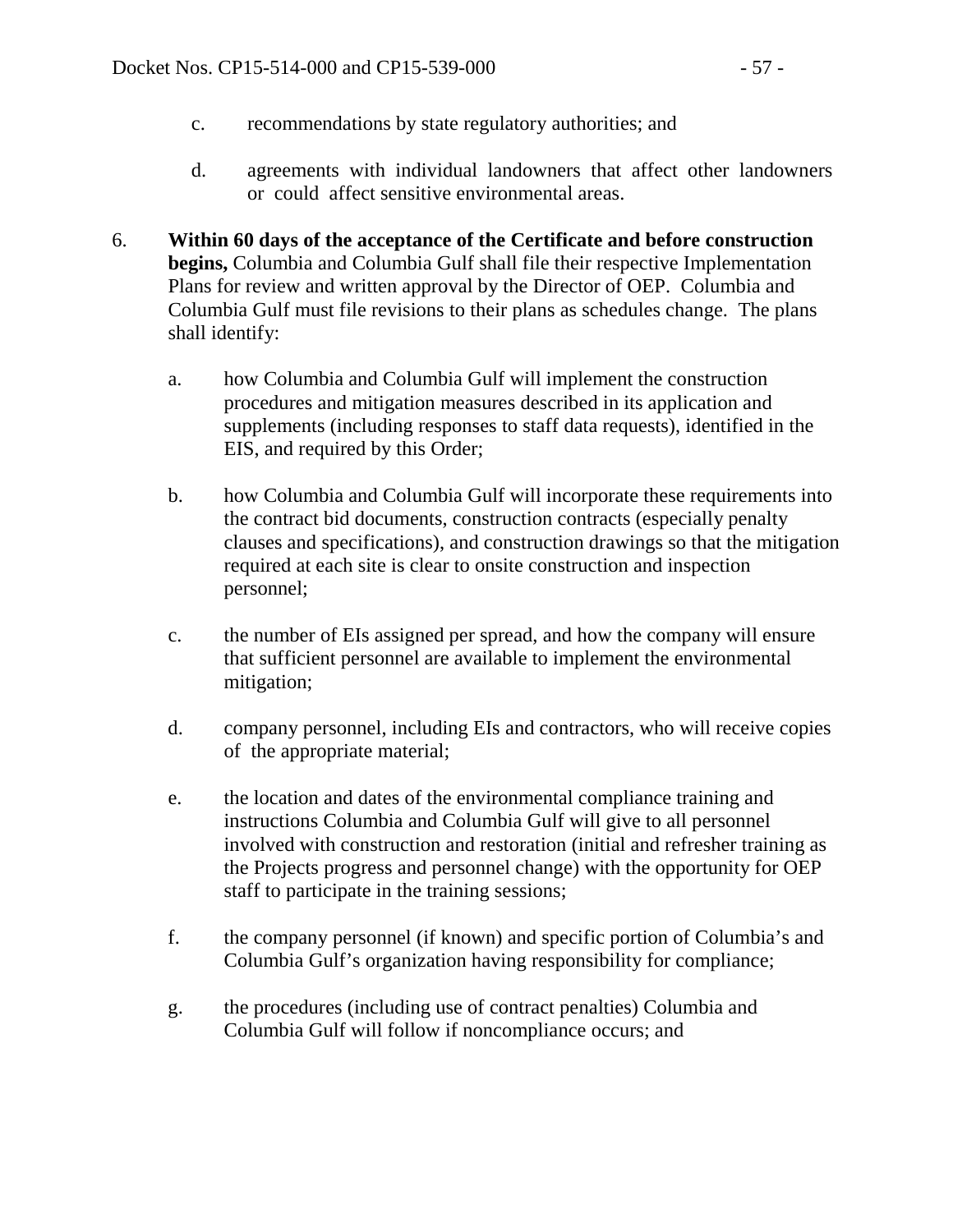c. recommendations by state regulatory authorities; and

d. agreements with individual landowners that affect other landowners or could affect sensitive environmental areas.

6. **Within 60 days of the acceptance of the Certificate and before construction begins,** Columbia and Columbia Gulf shall file their respective Implementation Plans for review and written approval by the Director of OEP. Columbia and Columbia Gulf must file revisions to their plans as schedules change. The plans shall identify:

   a. how Columbia and Columbia Gulf will implement the construction procedures and mitigation measures described in its application and supplements (including responses to staff data requests), identified in the EIS, and required by this Order;

   b. how Columbia and Columbia Gulf will incorporate these requirements into the contract bid documents, construction contracts (especially penalty clauses and specifications), and construction drawings so that the mitigation required at each site is clear to onsite construction and inspection personnel;

   c. the number of EIs assigned per spread, and how the company will ensure that sufficient personnel are available to implement the environmental mitigation;

   d. company personnel, including EIs and contractors, who will receive copies of the appropriate material;

   e. the location and dates of the environmental compliance training and instructions Columbia and Columbia Gulf will give to all personnel involved with construction and restoration (initial and refresher training as the Projects progress and personnel change) with the opportunity for OEP staff to participate in the training sessions;

   f. the company personnel (if known) and specific portion of Columbia's and Columbia Gulf's organization having responsibility for compliance;

   g. the procedures (including use of contract penalties) Columbia and Columbia Gulf will follow if noncompliance occurs; and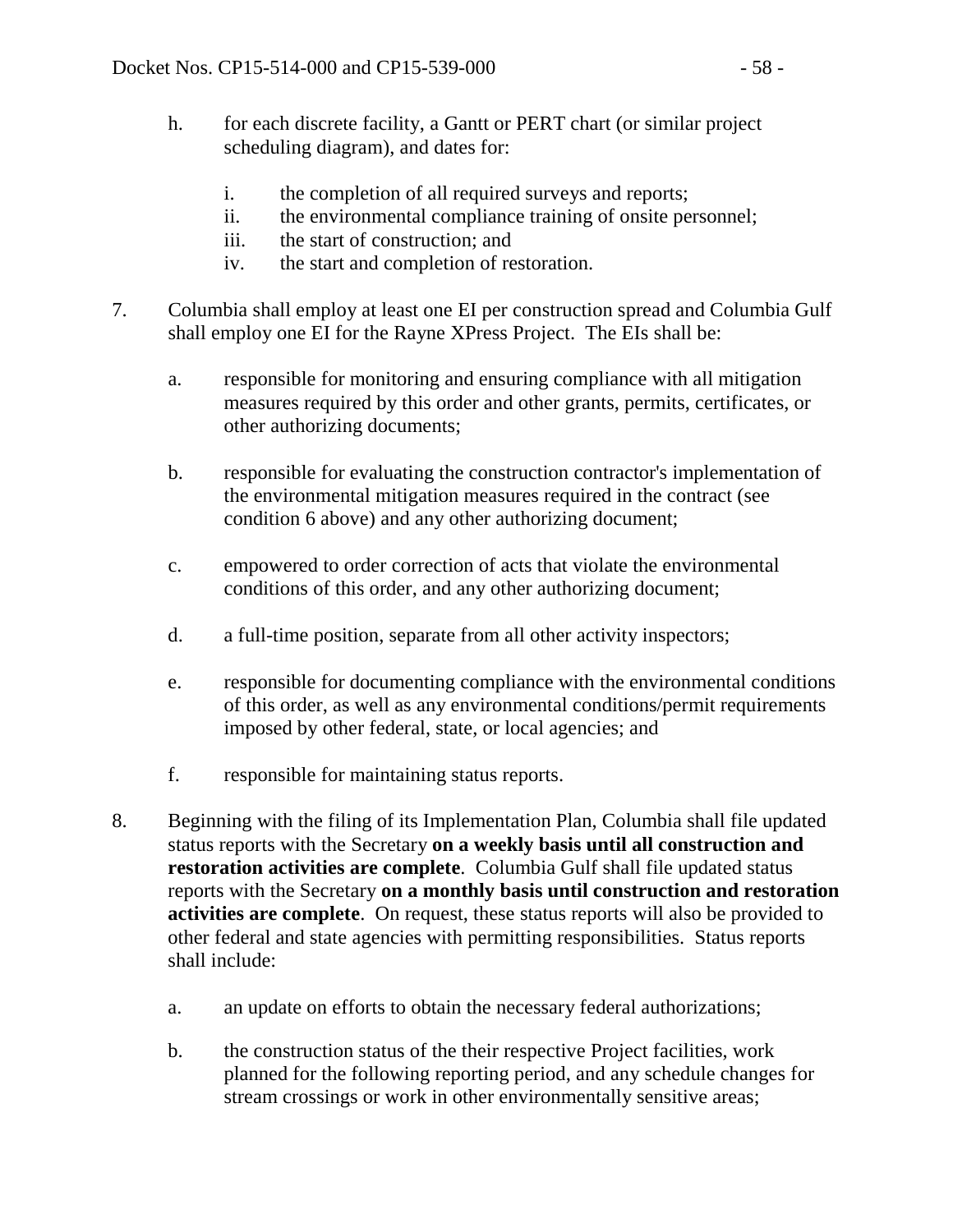h. for each discrete facility, a Gantt or PERT chart (or similar project scheduling diagram), and dates for:

    i. the completion of all required surveys and reports;
    ii. the environmental compliance training of onsite personnel;
    iii. the start of construction; and
    iv. the start and completion of restoration.

7. Columbia shall employ at least one EI per construction spread and Columbia Gulf shall employ one EI for the Rayne XPress Project. The EIs shall be:

    a. responsible for monitoring and ensuring compliance with all mitigation measures required by this order and other grants, permits, certificates, or other authorizing documents;

    b. responsible for evaluating the construction contractor's implementation of the environmental mitigation measures required in the contract (see condition 6 above) and any other authorizing document;

    c. empowered to order correction of acts that violate the environmental conditions of this order, and any other authorizing document;

    d. a full-time position, separate from all other activity inspectors;

    e. responsible for documenting compliance with the environmental conditions of this order, as well as any environmental conditions/permit requirements imposed by other federal, state, or local agencies; and

    f. responsible for maintaining status reports.

8. Beginning with the filing of its Implementation Plan, Columbia shall file updated status reports with the Secretary **on a weekly basis until all construction and restoration activities are complete**. Columbia Gulf shall file updated status reports with the Secretary **on a monthly basis until construction and restoration activities are complete**. On request, these status reports will also be provided to other federal and state agencies with permitting responsibilities. Status reports shall include:

    a. an update on efforts to obtain the necessary federal authorizations;

    b. the construction status of the their respective Project facilities, work planned for the following reporting period, and any schedule changes for stream crossings or work in other environmentally sensitive areas;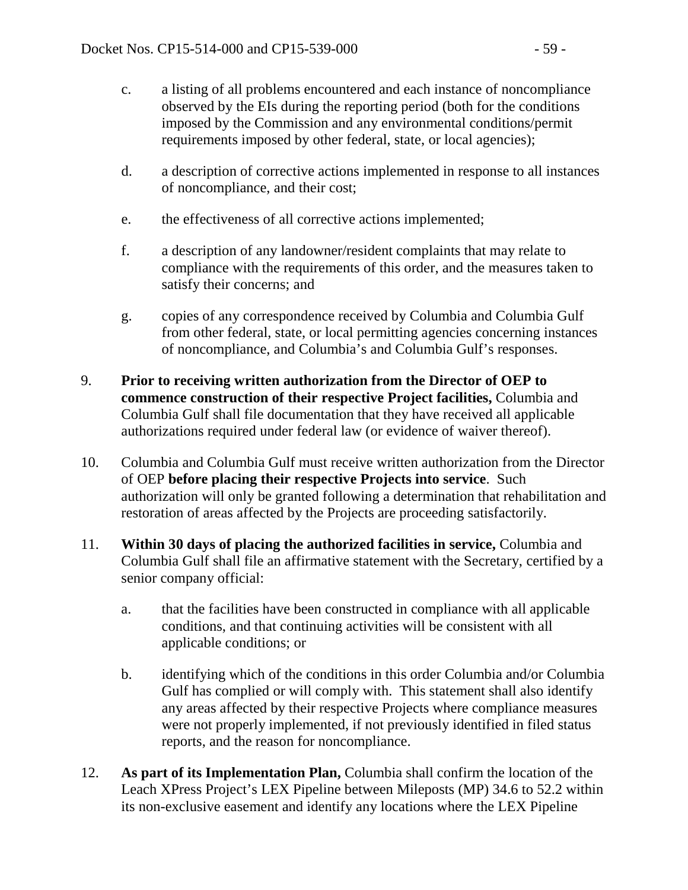c. a listing of all problems encountered and each instance of noncompliance observed by the EIs during the reporting period (both for the conditions imposed by the Commission and any environmental conditions/permit requirements imposed by other federal, state, or local agencies);

d. a description of corrective actions implemented in response to all instances of noncompliance, and their cost;

e. the effectiveness of all corrective actions implemented;

f. a description of any landowner/resident complaints that may relate to compliance with the requirements of this order, and the measures taken to satisfy their concerns; and

g. copies of any correspondence received by Columbia and Columbia Gulf from other federal, state, or local permitting agencies concerning instances of noncompliance, and Columbia's and Columbia Gulf's responses.

9. **Prior to receiving written authorization from the Director of OEP to commence construction of their respective Project facilities,** Columbia and Columbia Gulf shall file documentation that they have received all applicable authorizations required under federal law (or evidence of waiver thereof).

10. Columbia and Columbia Gulf must receive written authorization from the Director of OEP **before placing their respective Projects into service**. Such authorization will only be granted following a determination that rehabilitation and restoration of areas affected by the Projects are proceeding satisfactorily.

11. **Within 30 days of placing the authorized facilities in service,** Columbia and Columbia Gulf shall file an affirmative statement with the Secretary, certified by a senior company official:

    a. that the facilities have been constructed in compliance with all applicable conditions, and that continuing activities will be consistent with all applicable conditions; or

    b. identifying which of the conditions in this order Columbia and/or Columbia Gulf has complied or will comply with. This statement shall also identify any areas affected by their respective Projects where compliance measures were not properly implemented, if not previously identified in filed status reports, and the reason for noncompliance.

12. **As part of its Implementation Plan,** Columbia shall confirm the location of the Leach XPress Project's LEX Pipeline between Mileposts (MP) 34.6 to 52.2 within its non-exclusive easement and identify any locations where the LEX Pipeline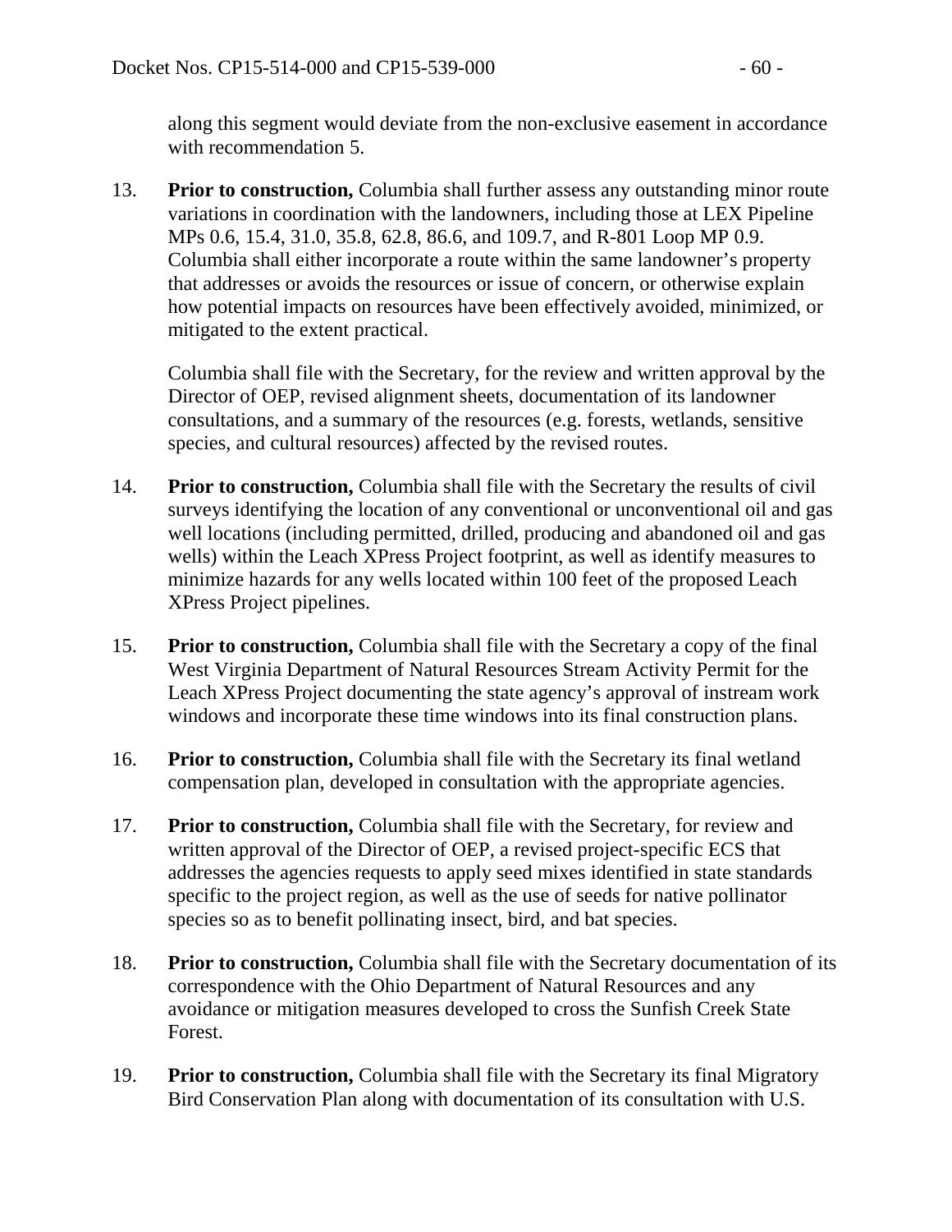along this segment would deviate from the non-exclusive easement in accordance with recommendation 5.

13. **Prior to construction,** Columbia shall further assess any outstanding minor route variations in coordination with the landowners, including those at LEX Pipeline MPs 0.6, 15.4, 31.0, 35.8, 62.8, 86.6, and 109.7, and R-801 Loop MP 0.9. Columbia shall either incorporate a route within the same landowner's property that addresses or avoids the resources or issue of concern, or otherwise explain how potential impacts on resources have been effectively avoided, minimized, or mitigated to the extent practical.

    Columbia shall file with the Secretary, for the review and written approval by the Director of OEP, revised alignment sheets, documentation of its landowner consultations, and a summary of the resources (e.g. forests, wetlands, sensitive species, and cultural resources) affected by the revised routes.

14. **Prior to construction,** Columbia shall file with the Secretary the results of civil surveys identifying the location of any conventional or unconventional oil and gas well locations (including permitted, drilled, producing and abandoned oil and gas wells) within the Leach XPress Project footprint, as well as identify measures to minimize hazards for any wells located within 100 feet of the proposed Leach XPress Project pipelines.

15. **Prior to construction,** Columbia shall file with the Secretary a copy of the final West Virginia Department of Natural Resources Stream Activity Permit for the Leach XPress Project documenting the state agency's approval of instream work windows and incorporate these time windows into its final construction plans.

16. **Prior to construction,** Columbia shall file with the Secretary its final wetland compensation plan, developed in consultation with the appropriate agencies.

17. **Prior to construction,** Columbia shall file with the Secretary, for review and written approval of the Director of OEP, a revised project-specific ECS that addresses the agencies requests to apply seed mixes identified in state standards specific to the project region, as well as the use of seeds for native pollinator species so as to benefit pollinating insect, bird, and bat species.

18. **Prior to construction,** Columbia shall file with the Secretary documentation of its correspondence with the Ohio Department of Natural Resources and any avoidance or mitigation measures developed to cross the Sunfish Creek State Forest.

19. **Prior to construction,** Columbia shall file with the Secretary its final Migratory Bird Conservation Plan along with documentation of its consultation with U.S.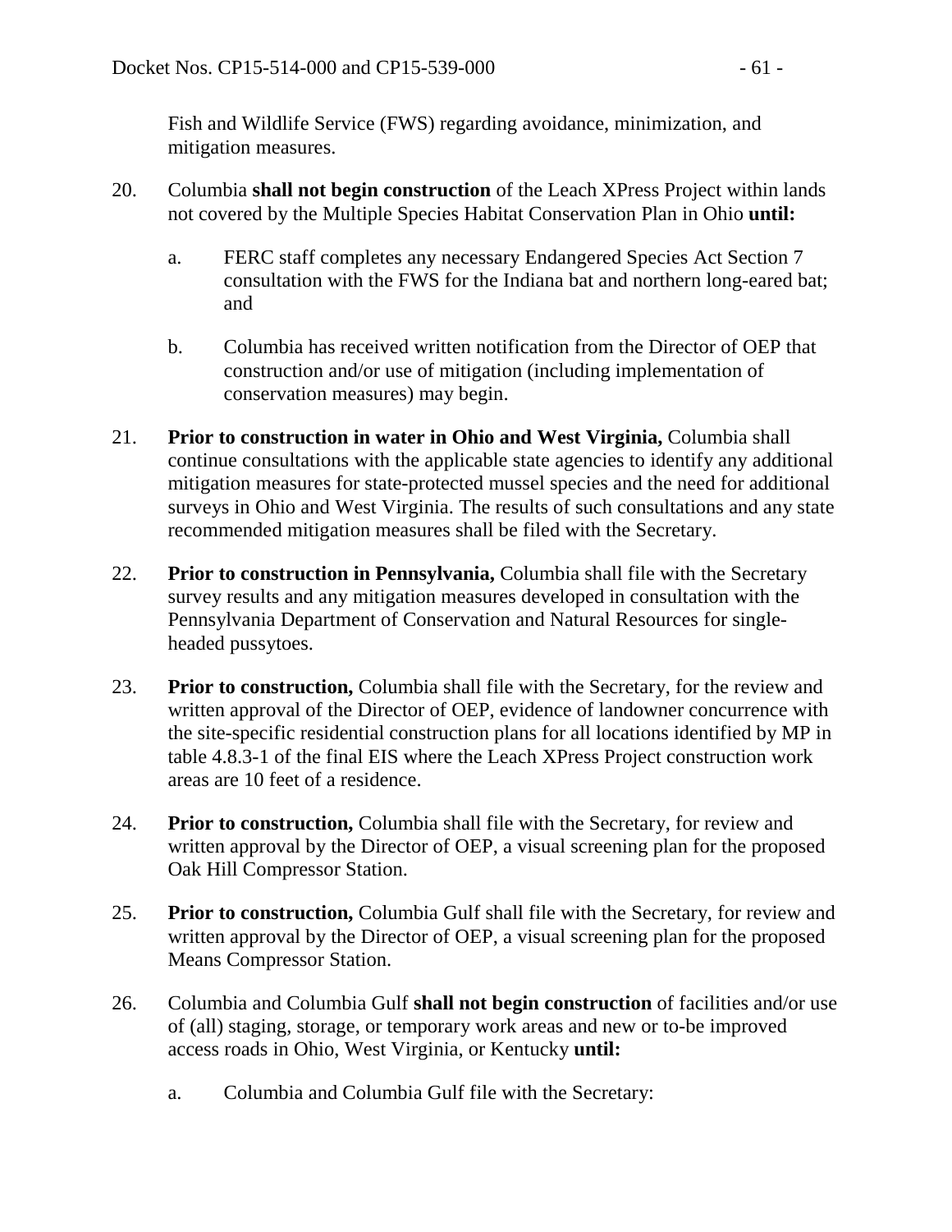Fish and Wildlife Service (FWS) regarding avoidance, minimization, and mitigation measures.

20. Columbia **shall not begin construction** of the Leach XPress Project within lands not covered by the Multiple Species Habitat Conservation Plan in Ohio **until:**

    a. FERC staff completes any necessary Endangered Species Act Section 7 consultation with the FWS for the Indiana bat and northern long-eared bat; and

    b. Columbia has received written notification from the Director of OEP that construction and/or use of mitigation (including implementation of conservation measures) may begin.

21. **Prior to construction in water in Ohio and West Virginia,** Columbia shall continue consultations with the applicable state agencies to identify any additional mitigation measures for state-protected mussel species and the need for additional surveys in Ohio and West Virginia. The results of such consultations and any state recommended mitigation measures shall be filed with the Secretary.

22. **Prior to construction in Pennsylvania,** Columbia shall file with the Secretary survey results and any mitigation measures developed in consultation with the Pennsylvania Department of Conservation and Natural Resources for single-headed pussytoes.

23. **Prior to construction,** Columbia shall file with the Secretary, for the review and written approval of the Director of OEP, evidence of landowner concurrence with the site-specific residential construction plans for all locations identified by MP in table 4.8.3-1 of the final EIS where the Leach XPress Project construction work areas are 10 feet of a residence.

24. **Prior to construction,** Columbia shall file with the Secretary, for review and written approval by the Director of OEP, a visual screening plan for the proposed Oak Hill Compressor Station.

25. **Prior to construction,** Columbia Gulf shall file with the Secretary, for review and written approval by the Director of OEP, a visual screening plan for the proposed Means Compressor Station.

26. Columbia and Columbia Gulf **shall not begin construction** of facilities and/or use of (all) staging, storage, or temporary work areas and new or to-be improved access roads in Ohio, West Virginia, or Kentucky **until:**

    a. Columbia and Columbia Gulf file with the Secretary: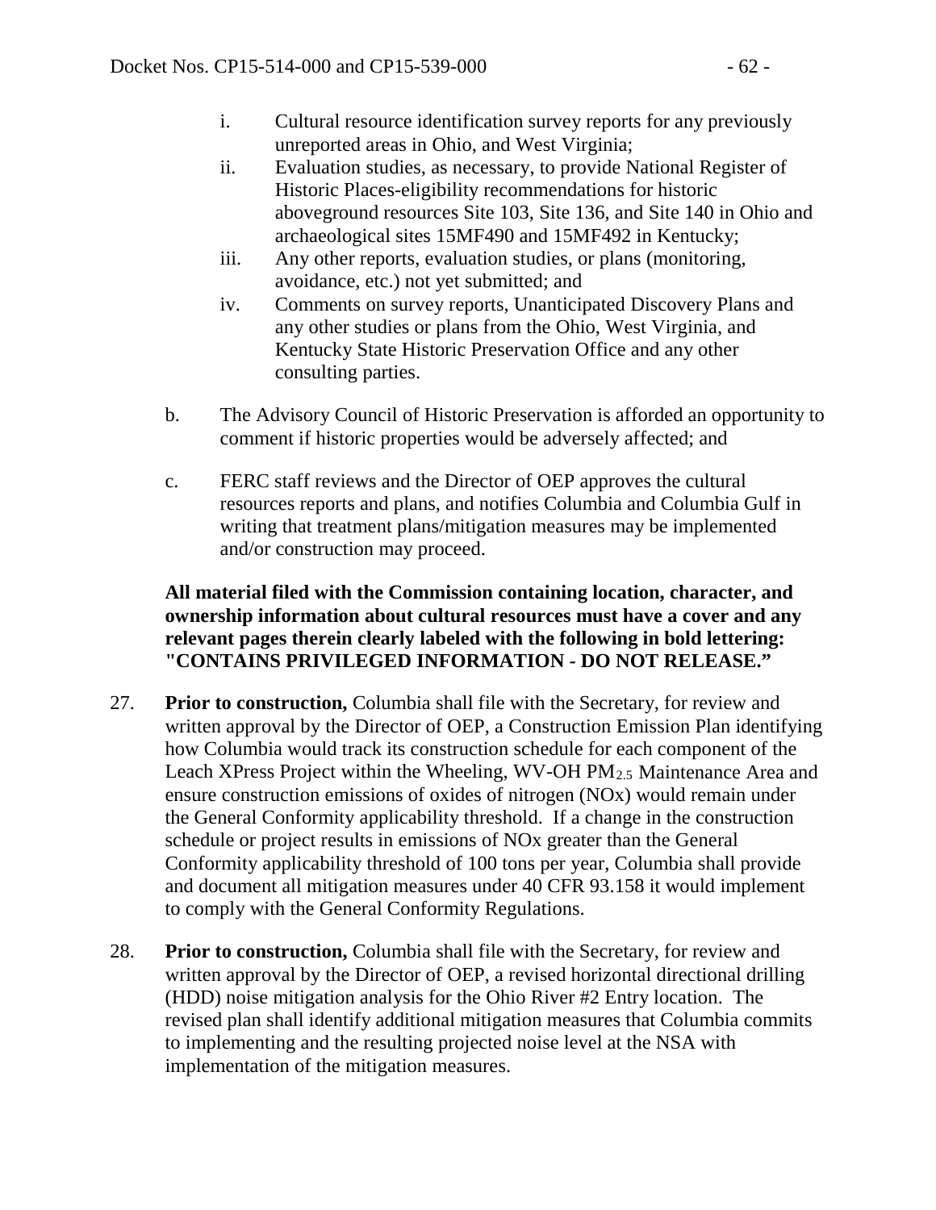i. Cultural resource identification survey reports for any previously unreported areas in Ohio, and West Virginia;
   ii. Evaluation studies, as necessary, to provide National Register of Historic Places-eligibility recommendations for historic aboveground resources Site 103, Site 136, and Site 140 in Ohio and archaeological sites 15MF490 and 15MF492 in Kentucky;
   iii. Any other reports, evaluation studies, or plans (monitoring, avoidance, etc.) not yet submitted; and
   iv. Comments on survey reports, Unanticipated Discovery Plans and any other studies or plans from the Ohio, West Virginia, and Kentucky State Historic Preservation Office and any other consulting parties.

b. The Advisory Council of Historic Preservation is afforded an opportunity to comment if historic properties would be adversely affected; and

c. FERC staff reviews and the Director of OEP approves the cultural resources reports and plans, and notifies Columbia and Columbia Gulf in writing that treatment plans/mitigation measures may be implemented and/or construction may proceed.

**All material filed with the Commission containing location, character, and ownership information about cultural resources must have a cover and any relevant pages therein clearly labeled with the following in bold lettering: "CONTAINS PRIVILEGED INFORMATION - DO NOT RELEASE."**

27. **Prior to construction,** Columbia shall file with the Secretary, for review and written approval by the Director of OEP, a Construction Emission Plan identifying how Columbia would track its construction schedule for each component of the Leach XPress Project within the Wheeling, WV-OH $PM_{2.5}$ Maintenance Area and ensure construction emissions of oxides of nitrogen (NOx) would remain under the General Conformity applicability threshold. If a change in the construction schedule or project results in emissions of NOx greater than the General Conformity applicability threshold of 100 tons per year, Columbia shall provide and document all mitigation measures under 40 CFR 93.158 it would implement to comply with the General Conformity Regulations.

28. **Prior to construction,** Columbia shall file with the Secretary, for review and written approval by the Director of OEP, a revised horizontal directional drilling (HDD) noise mitigation analysis for the Ohio River #2 Entry location. The revised plan shall identify additional mitigation measures that Columbia commits to implementing and the resulting projected noise level at the NSA with implementation of the mitigation measures.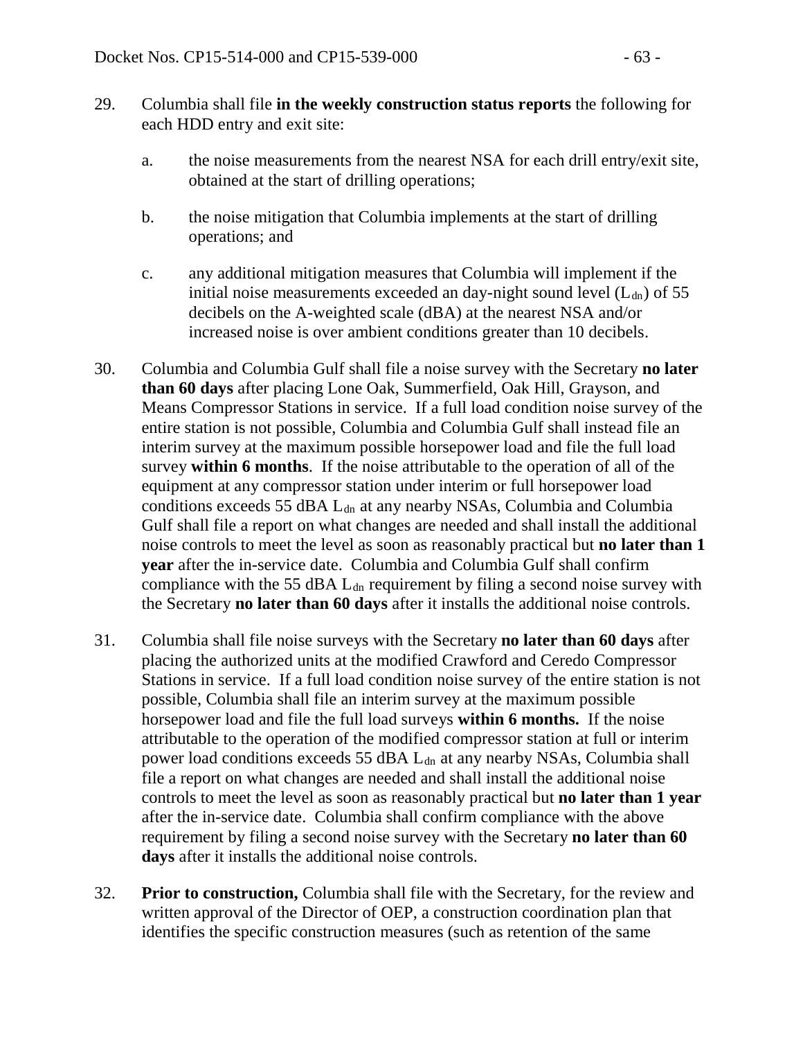29. Columbia shall file **in the weekly construction status reports** the following for each HDD entry and exit site:

    a. the noise measurements from the nearest NSA for each drill entry/exit site, obtained at the start of drilling operations;

    b. the noise mitigation that Columbia implements at the start of drilling operations; and

    c. any additional mitigation measures that Columbia will implement if the initial noise measurements exceeded an day-night sound level ($L_{dn}$) of 55 decibels on the A-weighted scale (dBA) at the nearest NSA and/or increased noise is over ambient conditions greater than 10 decibels.

30. Columbia and Columbia Gulf shall file a noise survey with the Secretary **no later than 60 days** after placing Lone Oak, Summerfield, Oak Hill, Grayson, and Means Compressor Stations in service. If a full load condition noise survey of the entire station is not possible, Columbia and Columbia Gulf shall instead file an interim survey at the maximum possible horsepower load and file the full load survey **within 6 months**. If the noise attributable to the operation of all of the equipment at any compressor station under interim or full horsepower load conditions exceeds 55 dBA $L_{dn}$ at any nearby NSAs, Columbia and Columbia Gulf shall file a report on what changes are needed and shall install the additional noise controls to meet the level as soon as reasonably practical but **no later than 1 year** after the in-service date. Columbia and Columbia Gulf shall confirm compliance with the 55 dBA $L_{dn}$ requirement by filing a second noise survey with the Secretary **no later than 60 days** after it installs the additional noise controls.

31. Columbia shall file noise surveys with the Secretary **no later than 60 days** after placing the authorized units at the modified Crawford and Ceredo Compressor Stations in service. If a full load condition noise survey of the entire station is not possible, Columbia shall file an interim survey at the maximum possible horsepower load and file the full load surveys **within 6 months.** If the noise attributable to the operation of the modified compressor station at full or interim power load conditions exceeds 55 dBA $L_{dn}$ at any nearby NSAs, Columbia shall file a report on what changes are needed and shall install the additional noise controls to meet the level as soon as reasonably practical but **no later than 1 year** after the in-service date. Columbia shall confirm compliance with the above requirement by filing a second noise survey with the Secretary **no later than 60 days** after it installs the additional noise controls.

32. **Prior to construction,** Columbia shall file with the Secretary, for the review and written approval of the Director of OEP, a construction coordination plan that identifies the specific construction measures (such as retention of the same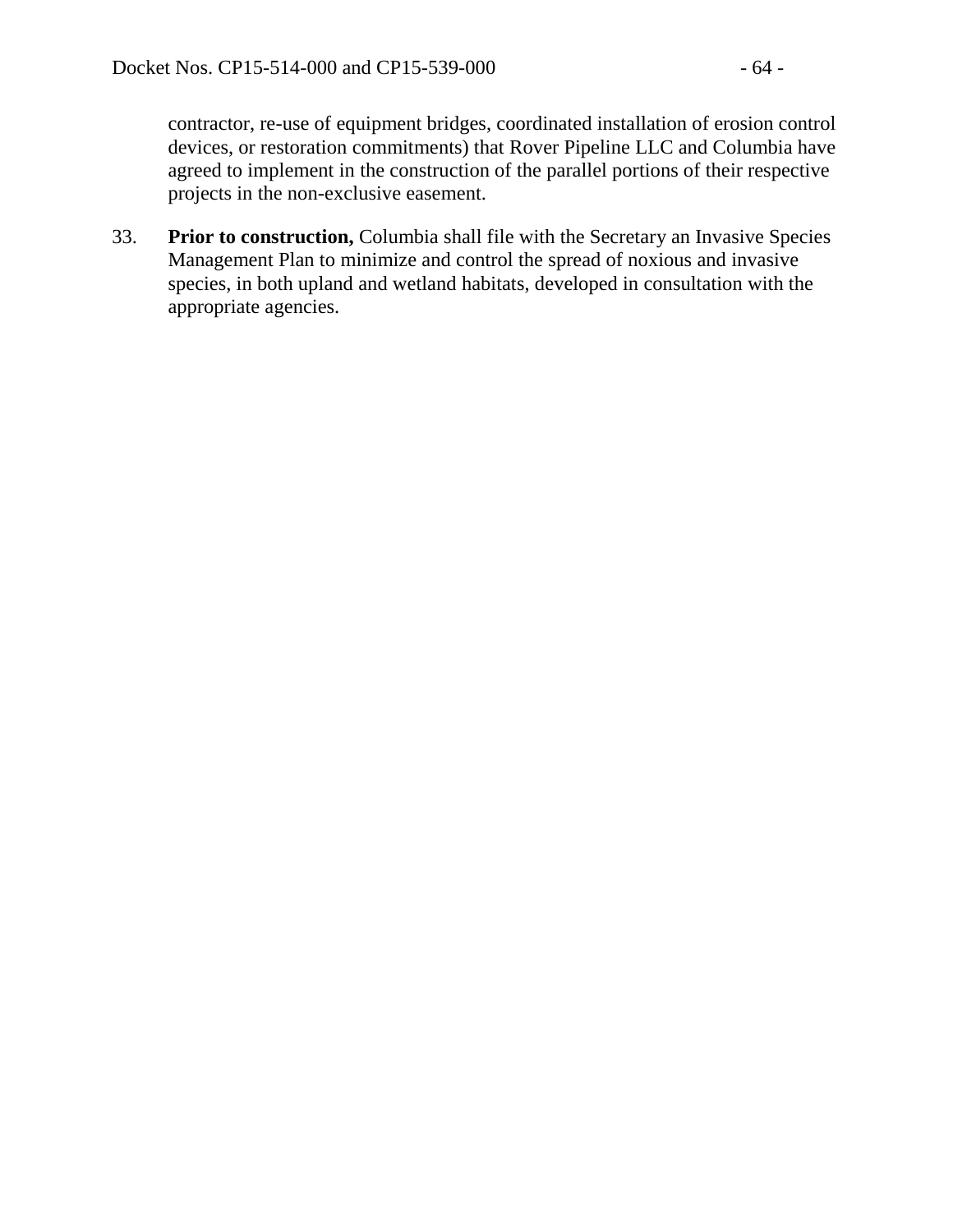contractor, re-use of equipment bridges, coordinated installation of erosion control devices, or restoration commitments) that Rover Pipeline LLC and Columbia have agreed to implement in the construction of the parallel portions of their respective projects in the non-exclusive easement.

33. **Prior to construction,** Columbia shall file with the Secretary an Invasive Species Management Plan to minimize and control the spread of noxious and invasive species, in both upland and wetland habitats, developed in consultation with the appropriate agencies.